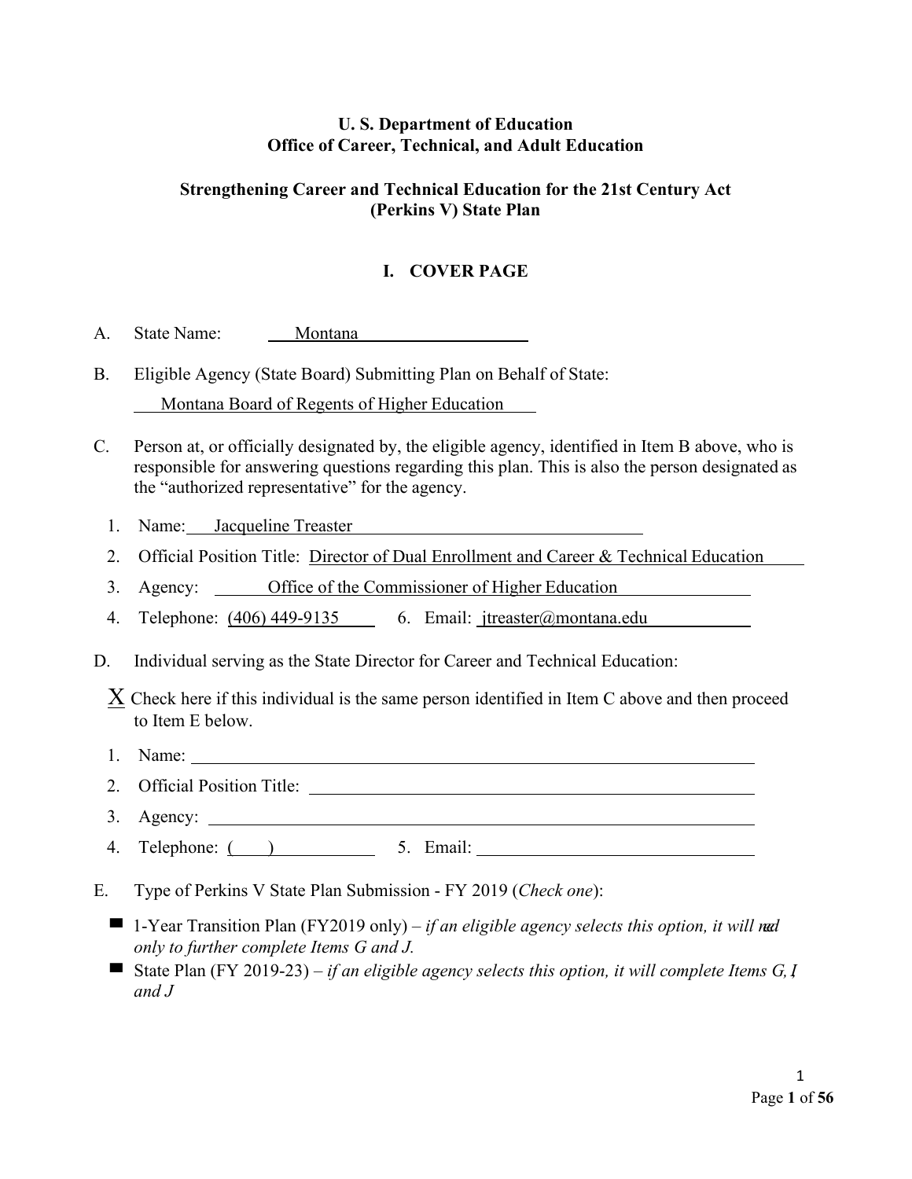# U. S. Department of Education
## Office of Career, Technical, and Adult Education

## Strengthening Career and Technical Education for the 21st Century Act (Perkins V) State Plan

## I. COVER PAGE

A. State Name: Montana

B. Eligible Agency (State Board) Submitting Plan on Behalf of State:

Montana Board of Regents of Higher Education

C. Person at, or officially designated by, the eligible agency, identified in Item B above, who is responsible for answering questions regarding this plan. This is also the person designated as the "authorized representative" for the agency.

1. Name: Jacqueline Treaster
2. Official Position Title: Director of Dual Enrollment and Career & Technical Education
3. Agency: Office of the Commissioner of Higher Education
4. Telephone: (406) 449-9135 6. Email: jtreaster@montana.edu

D. Individual serving as the State Director for Career and Technical Education:

X Check here if this individual is the same person identified in Item C above and then proceed to Item E below.

1. Name: \_\_\_\_\_\_\_\_\_\_\_\_
2. Official Position Title: \_\_\_\_\_\_\_\_\_\_\_\_
3. Agency: \_\_\_\_\_\_\_\_\_\_\_\_
4. Telephone: ( ) \_\_\_\_\_\_\_\_ 5. Email: \_\_\_\_\_\_\_\_\_\_\_\_

E. Type of Perkins V State Plan Submission - FY 2019 (*Check one*):

- 1-Year Transition Plan (FY2019 only) – *if an eligible agency selects this option, it will need only to further complete Items G and J.*
- State Plan (FY 2019-23) – *if an eligible agency selects this option, it will complete Items G, I, and J*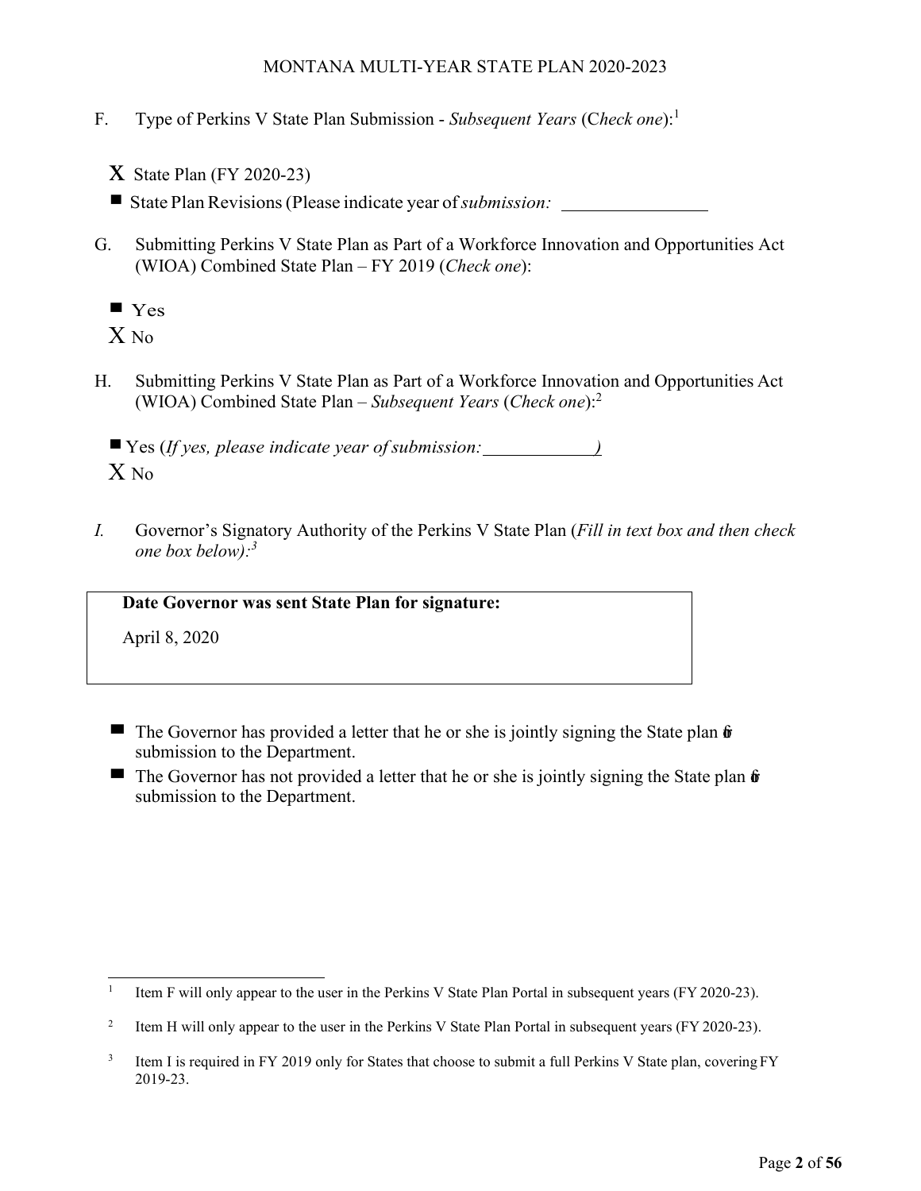F. Type of Perkins V State Plan Submission - *Subsequent Years* (C*heck one*):[1]

X State Plan (FY 2020-23)

■ State Plan Revisions (Please indicate year of *submission:* \_\_\_\_\_\_\_\_\_\_\_\_\_\_\_\_

G. Submitting Perkins V State Plan as Part of a Workforce Innovation and Opportunities Act (WIOA) Combined State Plan – FY 2019 (*Check one*):

■ Yes

X No

H. Submitting Perkins V State Plan as Part of a Workforce Innovation and Opportunities Act (WIOA) Combined State Plan – *Subsequent Years* (*Check one*):[2]

■ Yes (*If yes, please indicate year of submission:* \_\_\_\_\_\_\_\_\_\_\_\_*)*

X No

*I.* Governor's Signatory Authority of the Perkins V State Plan (*Fill in text box and then check one box below):*[3]

| **Date Governor was sent State Plan for signature:** |
| --- |
| April 8, 2020 |

■ The Governor has provided a letter that he or she is jointly signing the State plan for submission to the Department.

■ The Governor has not provided a letter that he or she is jointly signing the State plan for submission to the Department.

---

[1] Item F will only appear to the user in the Perkins V State Plan Portal in subsequent years (FY 2020-23).

[2] Item H will only appear to the user in the Perkins V State Plan Portal in subsequent years (FY 2020-23).

[3] Item I is required in FY 2019 only for States that choose to submit a full Perkins V State plan, covering FY 2019-23.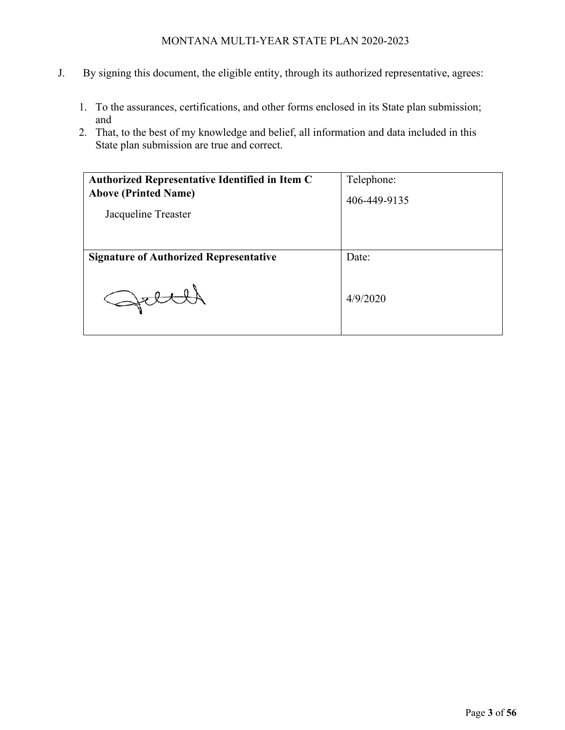J. By signing this document, the eligible entity, through its authorized representative, agrees:

1. To the assurances, certifications, and other forms enclosed in its State plan submission; and
2. That, to the best of my knowledge and belief, all information and data included in this State plan submission are true and correct.

| **Authorized Representative Identified in Item C Above (Printed Name)** Jacqueline Treaster | Telephone: 406-449-9135 |
|---|---|
| **Signature of Authorized Representative** | Date: 4/9/2020 |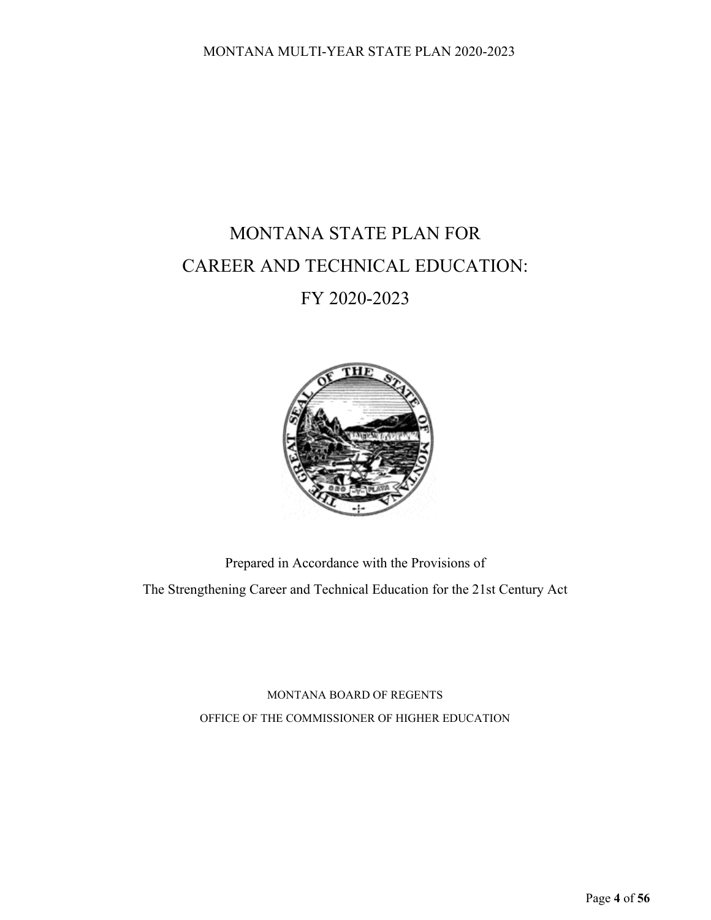# MONTANA STATE PLAN FOR CAREER AND TECHNICAL EDUCATION: FY 2020-2023

Prepared in Accordance with the Provisions of

The Strengthening Career and Technical Education for the 21st Century Act

MONTANA BOARD OF REGENTS

OFFICE OF THE COMMISSIONER OF HIGHER EDUCATION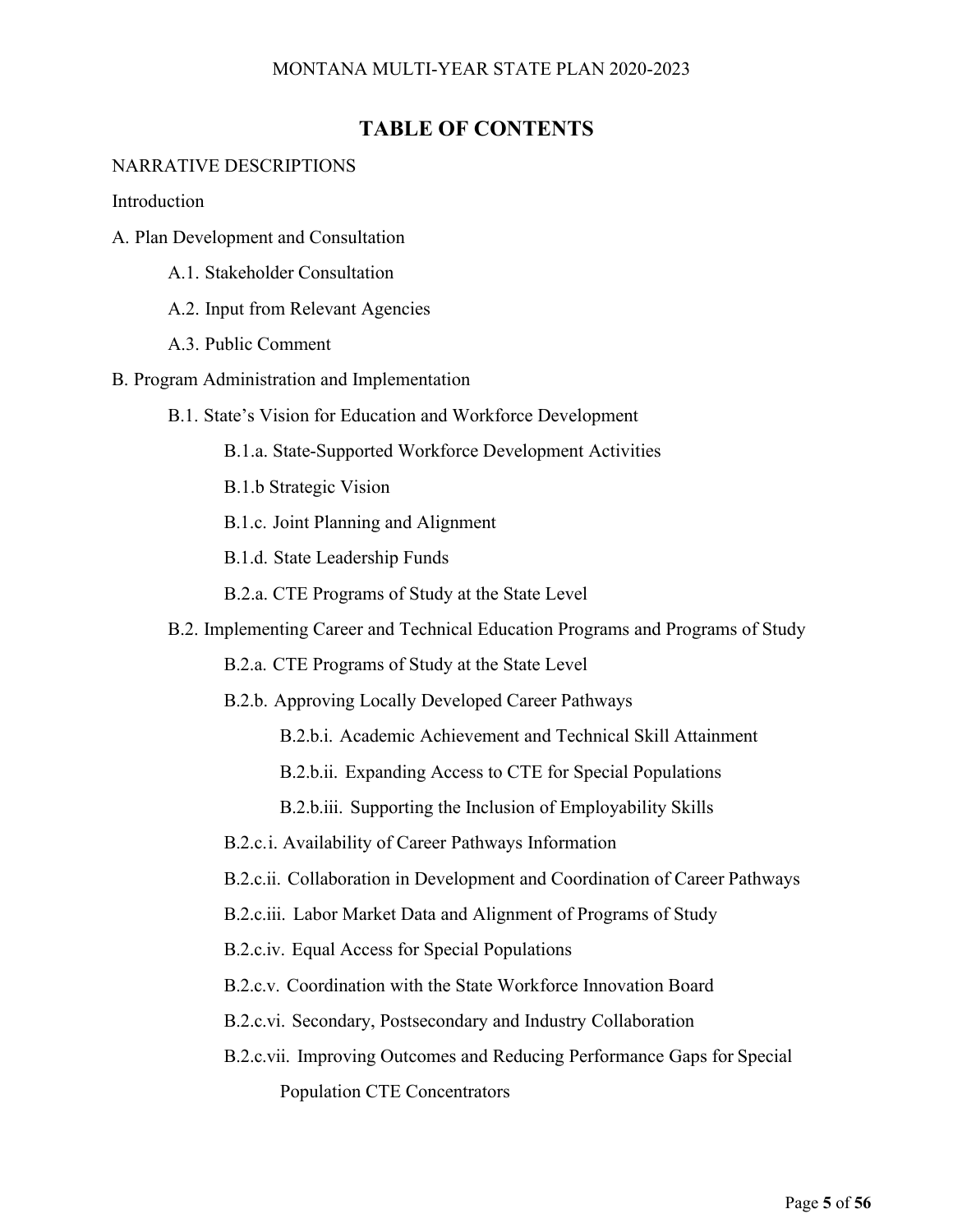# TABLE OF CONTENTS

NARRATIVE DESCRIPTIONS

Introduction

A. Plan Development and Consultation

- A.1. Stakeholder Consultation
- A.2. Input from Relevant Agencies
- A.3. Public Comment

B. Program Administration and Implementation

- B.1. State's Vision for Education and Workforce Development
  - B.1.a. State-Supported Workforce Development Activities
  - B.1.b Strategic Vision
  - B.1.c. Joint Planning and Alignment
  - B.1.d. State Leadership Funds
  - B.2.a. CTE Programs of Study at the State Level
- B.2. Implementing Career and Technical Education Programs and Programs of Study
  - B.2.a. CTE Programs of Study at the State Level
  - B.2.b. Approving Locally Developed Career Pathways
    - B.2.b.i. Academic Achievement and Technical Skill Attainment
    - B.2.b.ii. Expanding Access to CTE for Special Populations
    - B.2.b.iii. Supporting the Inclusion of Employability Skills
  - B.2.c.i. Availability of Career Pathways Information
  - B.2.c.ii. Collaboration in Development and Coordination of Career Pathways
  - B.2.c.iii. Labor Market Data and Alignment of Programs of Study
  - B.2.c.iv. Equal Access for Special Populations
  - B.2.c.v. Coordination with the State Workforce Innovation Board
  - B.2.c.vi. Secondary, Postsecondary and Industry Collaboration
  - B.2.c.vii. Improving Outcomes and Reducing Performance Gaps for Special Population CTE Concentrators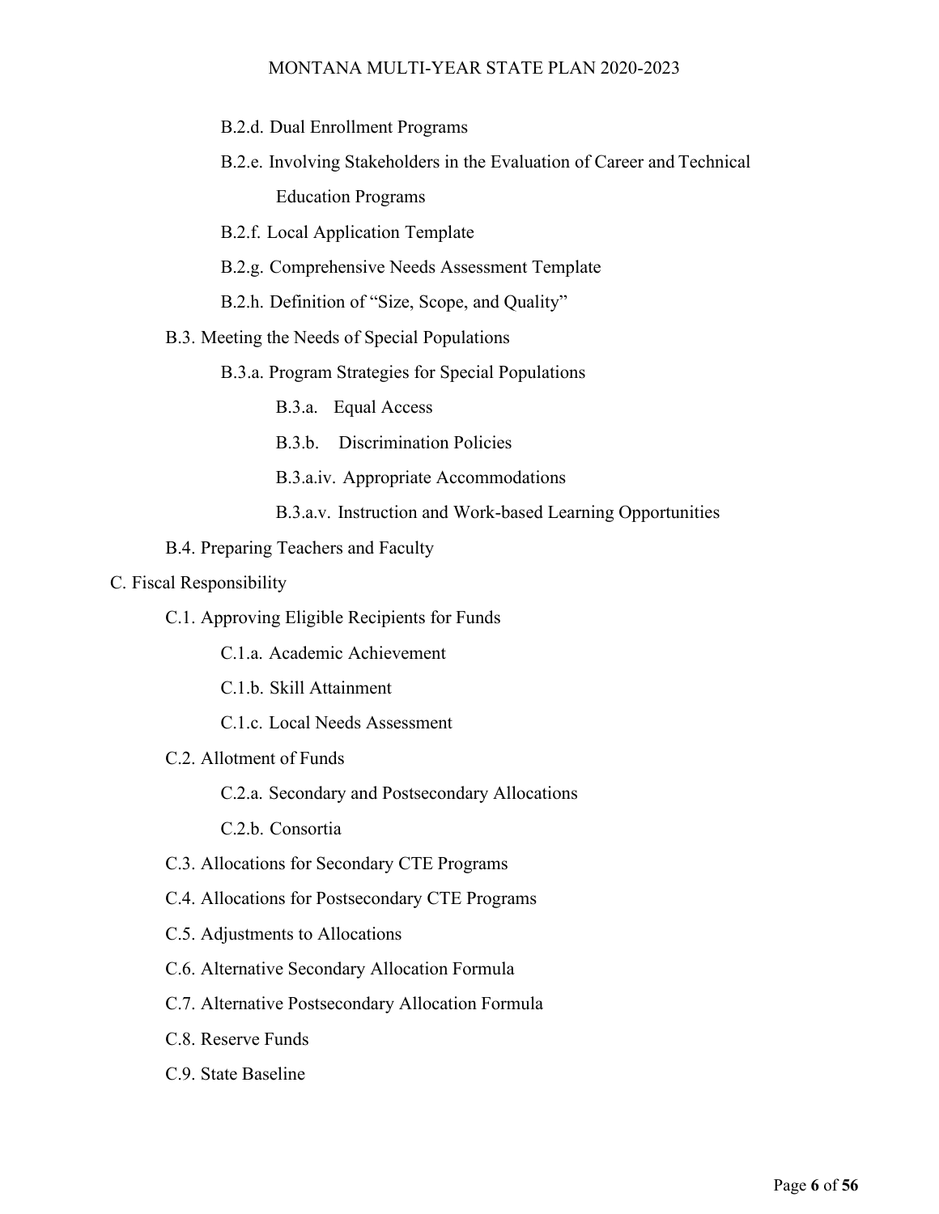- B.2.d. Dual Enrollment Programs
- B.2.e. Involving Stakeholders in the Evaluation of Career and Technical Education Programs
- B.2.f. Local Application Template
- B.2.g. Comprehensive Needs Assessment Template
- B.2.h. Definition of "Size, Scope, and Quality"

B.3. Meeting the Needs of Special Populations

- B.3.a. Program Strategies for Special Populations
  - B.3.a. Equal Access
  - B.3.b. Discrimination Policies
  - B.3.a.iv. Appropriate Accommodations
  - B.3.a.v. Instruction and Work-based Learning Opportunities

B.4. Preparing Teachers and Faculty

C. Fiscal Responsibility

C.1. Approving Eligible Recipients for Funds

- C.1.a. Academic Achievement
- C.1.b. Skill Attainment
- C.1.c. Local Needs Assessment

C.2. Allotment of Funds

- C.2.a. Secondary and Postsecondary Allocations
- C.2.b. Consortia

C.3. Allocations for Secondary CTE Programs

C.4. Allocations for Postsecondary CTE Programs

C.5. Adjustments to Allocations

C.6. Alternative Secondary Allocation Formula

C.7. Alternative Postsecondary Allocation Formula

C.8. Reserve Funds

C.9. State Baseline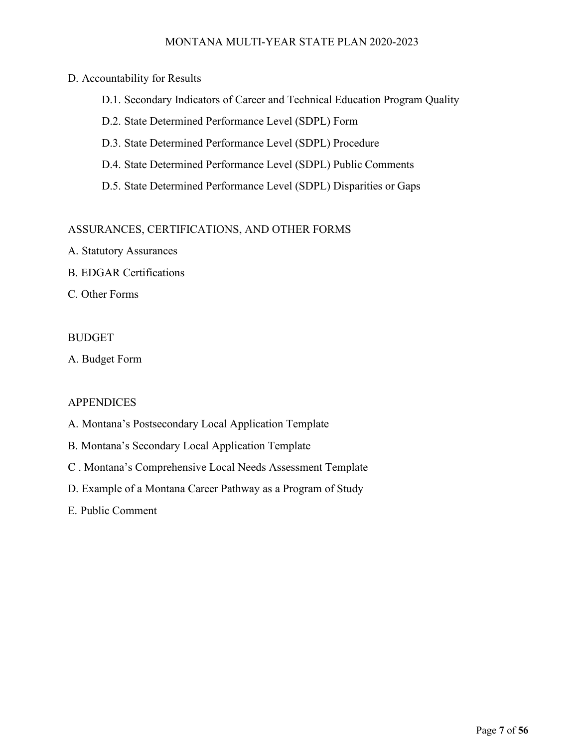D. Accountability for Results

- D.1. Secondary Indicators of Career and Technical Education Program Quality
- D.2. State Determined Performance Level (SDPL) Form
- D.3. State Determined Performance Level (SDPL) Procedure
- D.4. State Determined Performance Level (SDPL) Public Comments
- D.5. State Determined Performance Level (SDPL) Disparities or Gaps

ASSURANCES, CERTIFICATIONS, AND OTHER FORMS

A. Statutory Assurances

B. EDGAR Certifications

C. Other Forms

BUDGET

A. Budget Form

APPENDICES

A. Montana's Postsecondary Local Application Template

B. Montana's Secondary Local Application Template

C . Montana's Comprehensive Local Needs Assessment Template

D. Example of a Montana Career Pathway as a Program of Study

E. Public Comment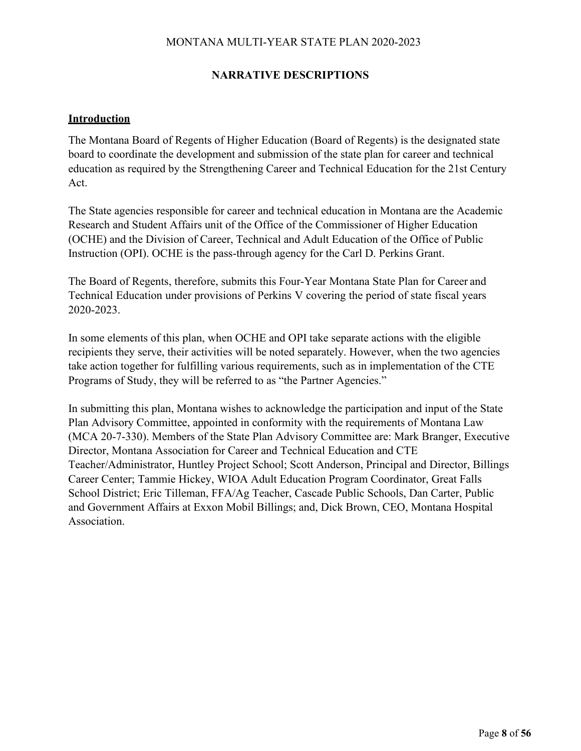## NARRATIVE DESCRIPTIONS

### Introduction

The Montana Board of Regents of Higher Education (Board of Regents) is the designated state board to coordinate the development and submission of the state plan for career and technical education as required by the Strengthening Career and Technical Education for the 21st Century Act.

The State agencies responsible for career and technical education in Montana are the Academic Research and Student Affairs unit of the Office of the Commissioner of Higher Education (OCHE) and the Division of Career, Technical and Adult Education of the Office of Public Instruction (OPI). OCHE is the pass-through agency for the Carl D. Perkins Grant.

The Board of Regents, therefore, submits this Four-Year Montana State Plan for Career and Technical Education under provisions of Perkins V covering the period of state fiscal years 2020-2023.

In some elements of this plan, when OCHE and OPI take separate actions with the eligible recipients they serve, their activities will be noted separately. However, when the two agencies take action together for fulfilling various requirements, such as in implementation of the CTE Programs of Study, they will be referred to as "the Partner Agencies."

In submitting this plan, Montana wishes to acknowledge the participation and input of the State Plan Advisory Committee, appointed in conformity with the requirements of Montana Law (MCA 20-7-330). Members of the State Plan Advisory Committee are: Mark Branger, Executive Director, Montana Association for Career and Technical Education and CTE Teacher/Administrator, Huntley Project School; Scott Anderson, Principal and Director, Billings Career Center; Tammie Hickey, WIOA Adult Education Program Coordinator, Great Falls School District; Eric Tilleman, FFA/Ag Teacher, Cascade Public Schools, Dan Carter, Public and Government Affairs at Exxon Mobil Billings; and, Dick Brown, CEO, Montana Hospital Association.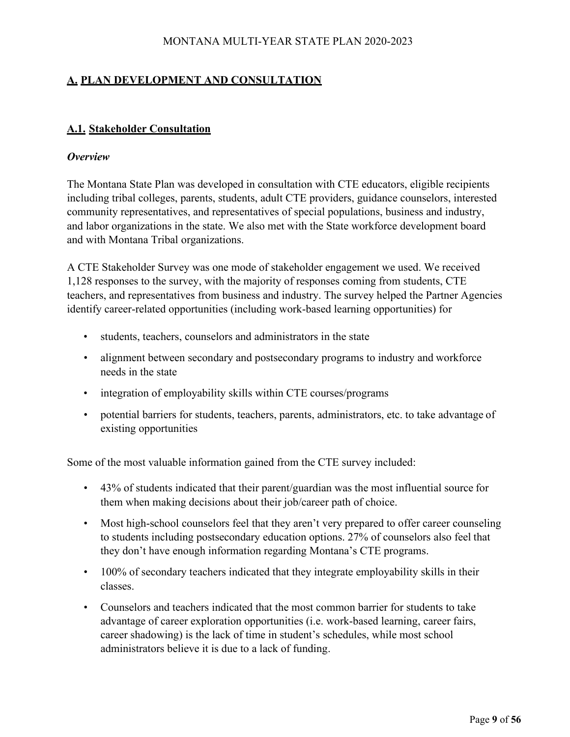## A. PLAN DEVELOPMENT AND CONSULTATION

### A.1. Stakeholder Consultation

***Overview***

The Montana State Plan was developed in consultation with CTE educators, eligible recipients including tribal colleges, parents, students, adult CTE providers, guidance counselors, interested community representatives, and representatives of special populations, business and industry, and labor organizations in the state. We also met with the State workforce development board and with Montana Tribal organizations.

A CTE Stakeholder Survey was one mode of stakeholder engagement we used. We received 1,128 responses to the survey, with the majority of responses coming from students, CTE teachers, and representatives from business and industry. The survey helped the Partner Agencies identify career-related opportunities (including work-based learning opportunities) for

- students, teachers, counselors and administrators in the state
- alignment between secondary and postsecondary programs to industry and workforce needs in the state
- integration of employability skills within CTE courses/programs
- potential barriers for students, teachers, parents, administrators, etc. to take advantage of existing opportunities

Some of the most valuable information gained from the CTE survey included:

- 43% of students indicated that their parent/guardian was the most influential source for them when making decisions about their job/career path of choice.
- Most high-school counselors feel that they aren't very prepared to offer career counseling to students including postsecondary education options. 27% of counselors also feel that they don't have enough information regarding Montana's CTE programs.
- 100% of secondary teachers indicated that they integrate employability skills in their classes.
- Counselors and teachers indicated that the most common barrier for students to take advantage of career exploration opportunities (i.e. work-based learning, career fairs, career shadowing) is the lack of time in student's schedules, while most school administrators believe it is due to a lack of funding.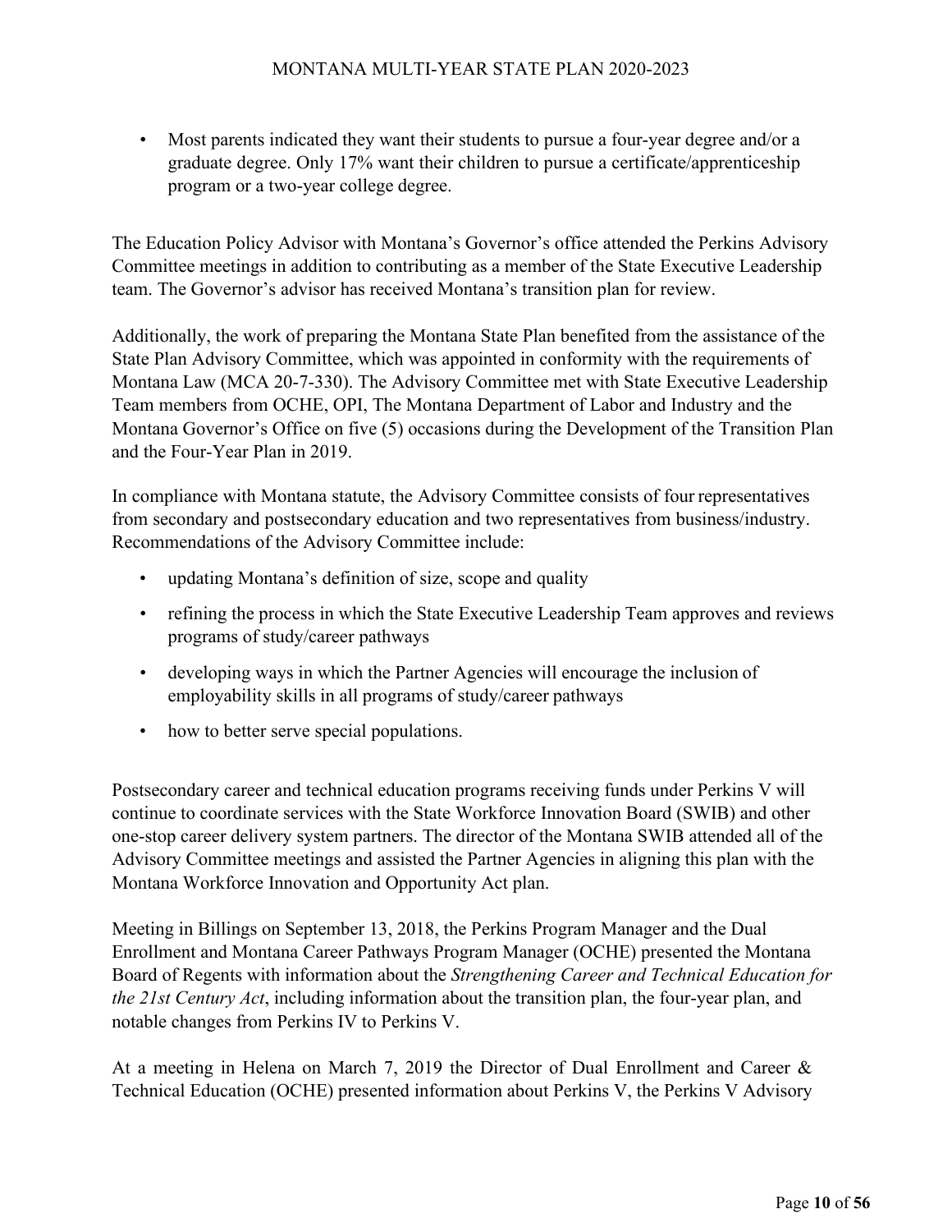- Most parents indicated they want their students to pursue a four-year degree and/or a graduate degree. Only 17% want their children to pursue a certificate/apprenticeship program or a two-year college degree.

The Education Policy Advisor with Montana's Governor's office attended the Perkins Advisory Committee meetings in addition to contributing as a member of the State Executive Leadership team. The Governor's advisor has received Montana's transition plan for review.

Additionally, the work of preparing the Montana State Plan benefited from the assistance of the State Plan Advisory Committee, which was appointed in conformity with the requirements of Montana Law (MCA 20-7-330). The Advisory Committee met with State Executive Leadership Team members from OCHE, OPI, The Montana Department of Labor and Industry and the Montana Governor's Office on five (5) occasions during the Development of the Transition Plan and the Four-Year Plan in 2019.

In compliance with Montana statute, the Advisory Committee consists of four representatives from secondary and postsecondary education and two representatives from business/industry. Recommendations of the Advisory Committee include:

- updating Montana's definition of size, scope and quality
- refining the process in which the State Executive Leadership Team approves and reviews programs of study/career pathways
- developing ways in which the Partner Agencies will encourage the inclusion of employability skills in all programs of study/career pathways
- how to better serve special populations.

Postsecondary career and technical education programs receiving funds under Perkins V will continue to coordinate services with the State Workforce Innovation Board (SWIB) and other one-stop career delivery system partners. The director of the Montana SWIB attended all of the Advisory Committee meetings and assisted the Partner Agencies in aligning this plan with the Montana Workforce Innovation and Opportunity Act plan.

Meeting in Billings on September 13, 2018, the Perkins Program Manager and the Dual Enrollment and Montana Career Pathways Program Manager (OCHE) presented the Montana Board of Regents with information about the *Strengthening Career and Technical Education for the 21st Century Act*, including information about the transition plan, the four-year plan, and notable changes from Perkins IV to Perkins V.

At a meeting in Helena on March 7, 2019 the Director of Dual Enrollment and Career & Technical Education (OCHE) presented information about Perkins V, the Perkins V Advisory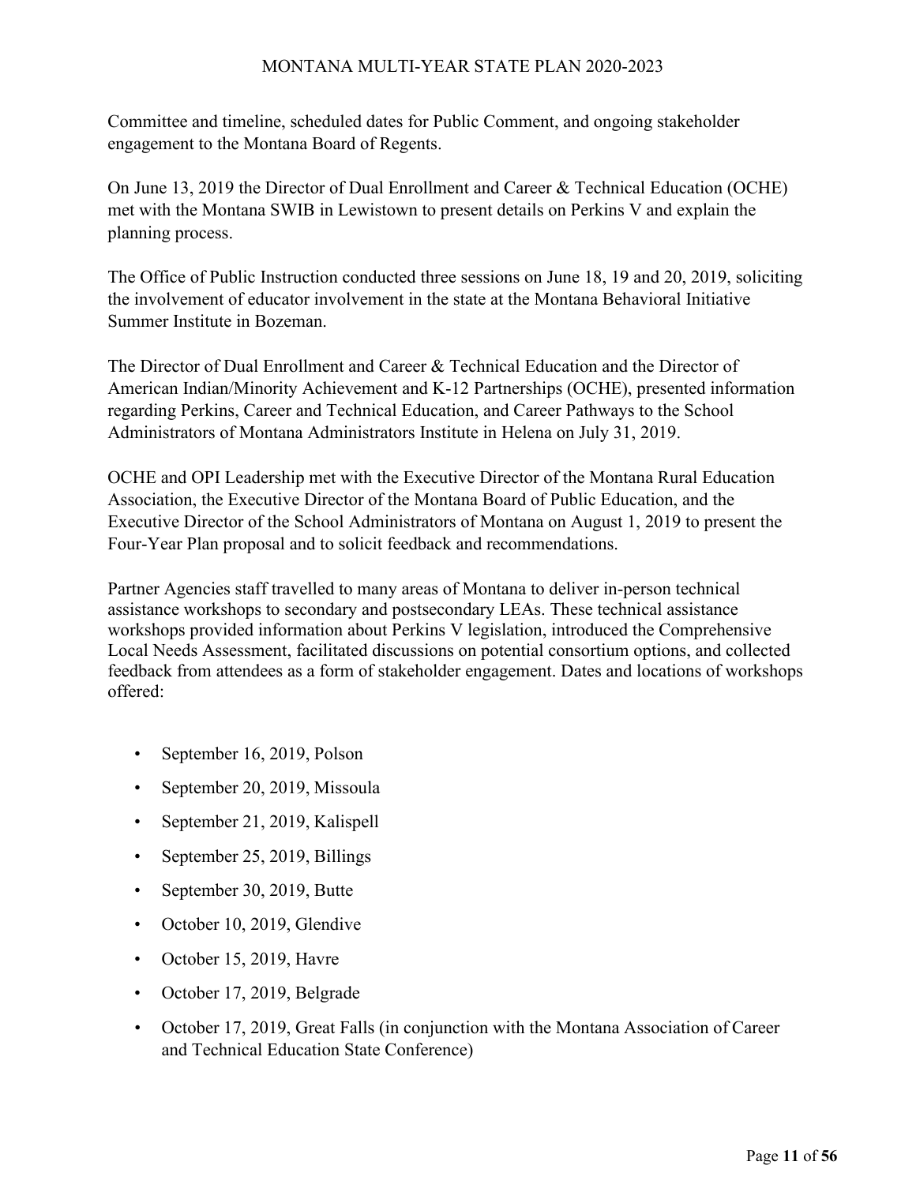Committee and timeline, scheduled dates for Public Comment, and ongoing stakeholder engagement to the Montana Board of Regents.

On June 13, 2019 the Director of Dual Enrollment and Career & Technical Education (OCHE) met with the Montana SWIB in Lewistown to present details on Perkins V and explain the planning process.

The Office of Public Instruction conducted three sessions on June 18, 19 and 20, 2019, soliciting the involvement of educator involvement in the state at the Montana Behavioral Initiative Summer Institute in Bozeman.

The Director of Dual Enrollment and Career & Technical Education and the Director of American Indian/Minority Achievement and K-12 Partnerships (OCHE), presented information regarding Perkins, Career and Technical Education, and Career Pathways to the School Administrators of Montana Administrators Institute in Helena on July 31, 2019.

OCHE and OPI Leadership met with the Executive Director of the Montana Rural Education Association, the Executive Director of the Montana Board of Public Education, and the Executive Director of the School Administrators of Montana on August 1, 2019 to present the Four-Year Plan proposal and to solicit feedback and recommendations.

Partner Agencies staff travelled to many areas of Montana to deliver in-person technical assistance workshops to secondary and postsecondary LEAs. These technical assistance workshops provided information about Perkins V legislation, introduced the Comprehensive Local Needs Assessment, facilitated discussions on potential consortium options, and collected feedback from attendees as a form of stakeholder engagement. Dates and locations of workshops offered:

- September 16, 2019, Polson
- September 20, 2019, Missoula
- September 21, 2019, Kalispell
- September 25, 2019, Billings
- September 30, 2019, Butte
- October 10, 2019, Glendive
- October 15, 2019, Havre
- October 17, 2019, Belgrade
- October 17, 2019, Great Falls (in conjunction with the Montana Association of Career and Technical Education State Conference)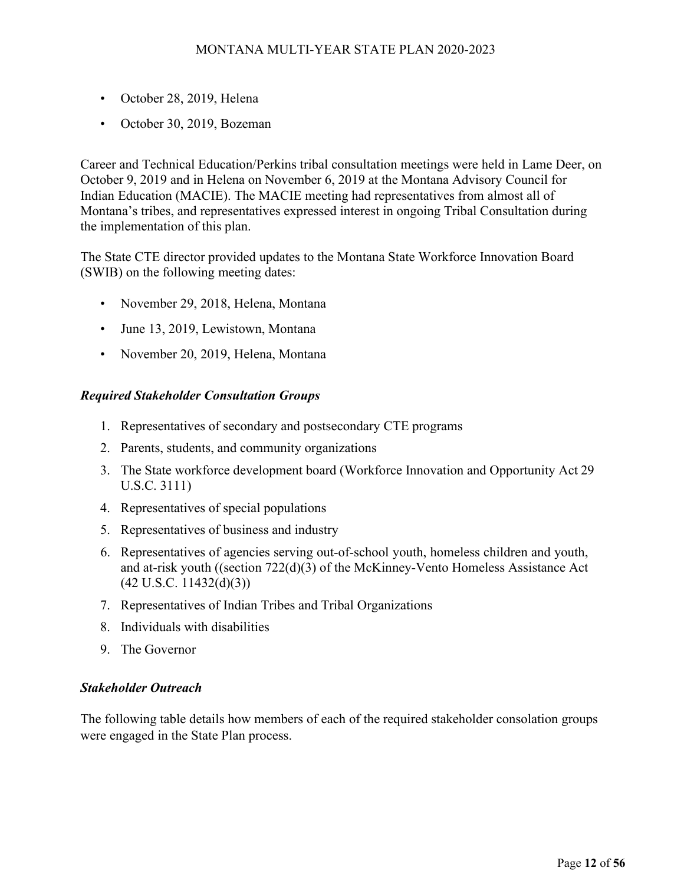- October 28, 2019, Helena
- October 30, 2019, Bozeman

Career and Technical Education/Perkins tribal consultation meetings were held in Lame Deer, on October 9, 2019 and in Helena on November 6, 2019 at the Montana Advisory Council for Indian Education (MACIE). The MACIE meeting had representatives from almost all of Montana's tribes, and representatives expressed interest in ongoing Tribal Consultation during the implementation of this plan.

The State CTE director provided updates to the Montana State Workforce Innovation Board (SWIB) on the following meeting dates:

- November 29, 2018, Helena, Montana
- June 13, 2019, Lewistown, Montana
- November 20, 2019, Helena, Montana

### *Required Stakeholder Consultation Groups*

1. Representatives of secondary and postsecondary CTE programs
2. Parents, students, and community organizations
3. The State workforce development board (Workforce Innovation and Opportunity Act 29 U.S.C. 3111)
4. Representatives of special populations
5. Representatives of business and industry
6. Representatives of agencies serving out-of-school youth, homeless children and youth, and at-risk youth ((section 722(d)(3) of the McKinney-Vento Homeless Assistance Act (42 U.S.C. 11432(d)(3))
7. Representatives of Indian Tribes and Tribal Organizations
8. Individuals with disabilities
9. The Governor

### *Stakeholder Outreach*

The following table details how members of each of the required stakeholder consolation groups were engaged in the State Plan process.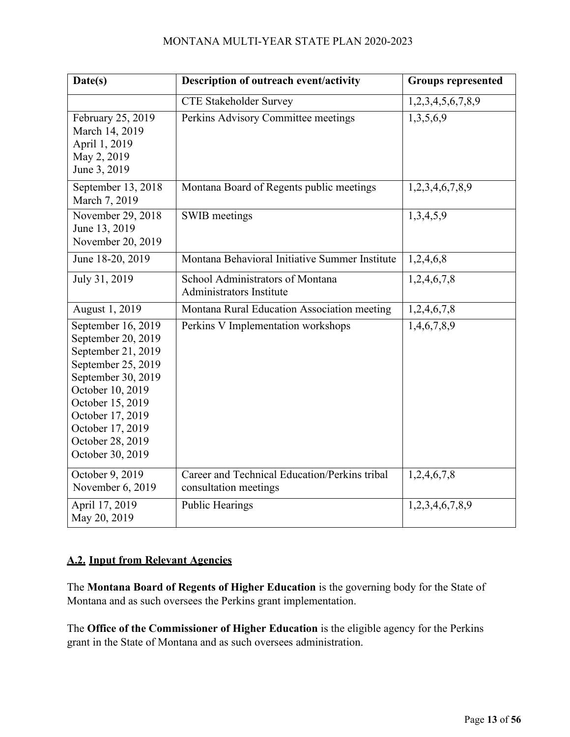| Date(s) | Description of outreach event/activity | Groups represented |
|---|---|---|
| | CTE Stakeholder Survey | 1,2,3,4,5,6,7,8,9 |
| February 25, 2019<br>March 14, 2019<br>April 1, 2019<br>May 2, 2019<br>June 3, 2019 | Perkins Advisory Committee meetings | 1,3,5,6,9 |
| September 13, 2018<br>March 7, 2019 | Montana Board of Regents public meetings | 1,2,3,4,6,7,8,9 |
| November 29, 2018<br>June 13, 2019<br>November 20, 2019 | SWIB meetings | 1,3,4,5,9 |
| June 18-20, 2019 | Montana Behavioral Initiative Summer Institute | 1,2,4,6,8 |
| July 31, 2019 | School Administrators of Montana Administrators Institute | 1,2,4,6,7,8 |
| August 1, 2019 | Montana Rural Education Association meeting | 1,2,4,6,7,8 |
| September 16, 2019<br>September 20, 2019<br>September 21, 2019<br>September 25, 2019<br>September 30, 2019<br>October 10, 2019<br>October 15, 2019<br>October 17, 2019<br>October 17, 2019<br>October 28, 2019<br>October 30, 2019 | Perkins V Implementation workshops | 1,4,6,7,8,9 |
| October 9, 2019<br>November 6, 2019 | Career and Technical Education/Perkins tribal consultation meetings | 1,2,4,6,7,8 |
| April 17, 2019<br>May 20, 2019 | Public Hearings | 1,2,3,4,6,7,8,9 |

## A.2. Input from Relevant Agencies

The **Montana Board of Regents of Higher Education** is the governing body for the State of Montana and as such oversees the Perkins grant implementation.

The **Office of the Commissioner of Higher Education** is the eligible agency for the Perkins grant in the State of Montana and as such oversees administration.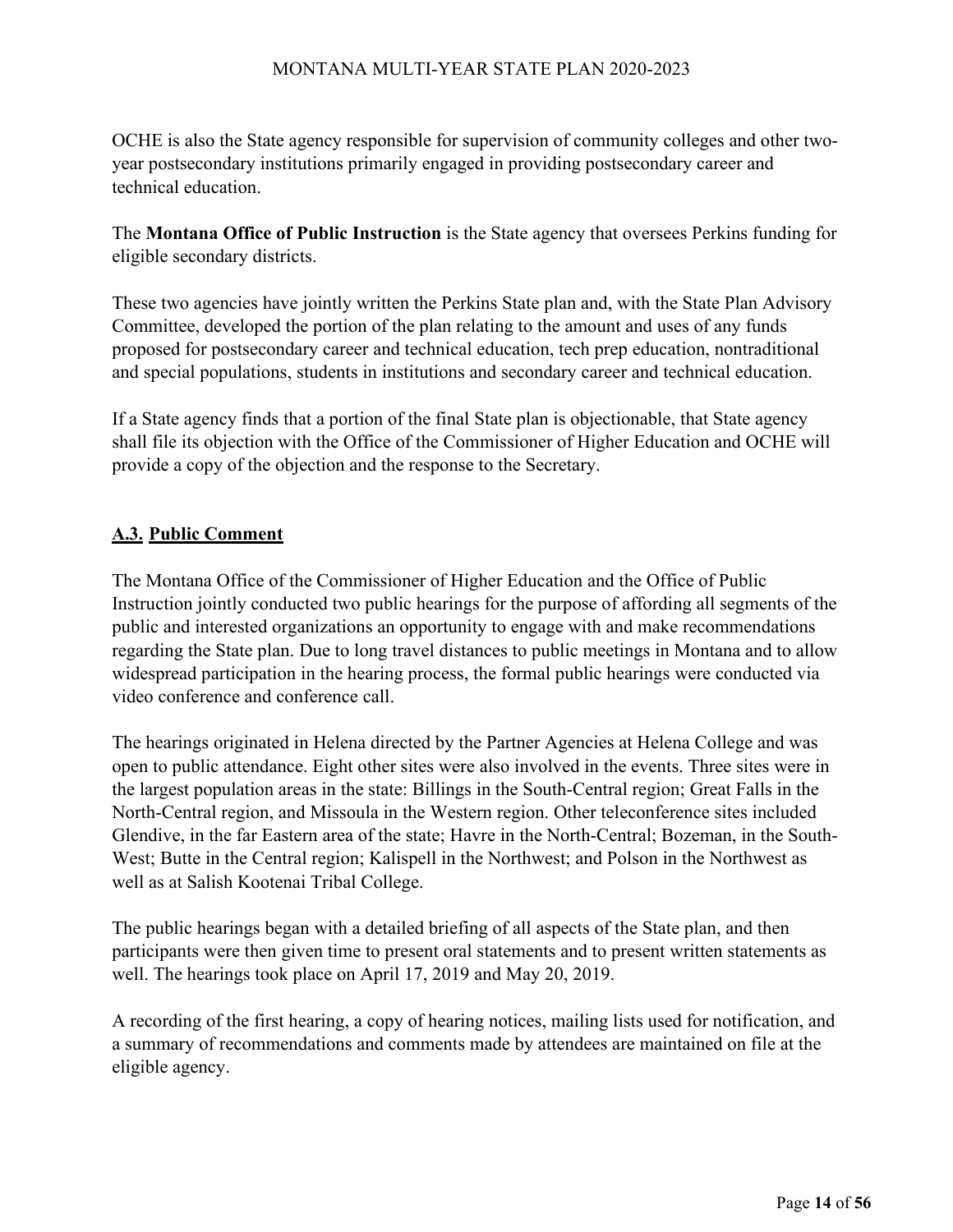OCHE is also the State agency responsible for supervision of community colleges and other two-year postsecondary institutions primarily engaged in providing postsecondary career and technical education.

The **Montana Office of Public Instruction** is the State agency that oversees Perkins funding for eligible secondary districts.

These two agencies have jointly written the Perkins State plan and, with the State Plan Advisory Committee, developed the portion of the plan relating to the amount and uses of any funds proposed for postsecondary career and technical education, tech prep education, nontraditional and special populations, students in institutions and secondary career and technical education.

If a State agency finds that a portion of the final State plan is objectionable, that State agency shall file its objection with the Office of the Commissioner of Higher Education and OCHE will provide a copy of the objection and the response to the Secretary.

## A.3. Public Comment

The Montana Office of the Commissioner of Higher Education and the Office of Public Instruction jointly conducted two public hearings for the purpose of affording all segments of the public and interested organizations an opportunity to engage with and make recommendations regarding the State plan. Due to long travel distances to public meetings in Montana and to allow widespread participation in the hearing process, the formal public hearings were conducted via video conference and conference call.

The hearings originated in Helena directed by the Partner Agencies at Helena College and was open to public attendance. Eight other sites were also involved in the events. Three sites were in the largest population areas in the state: Billings in the South-Central region; Great Falls in the North-Central region, and Missoula in the Western region. Other teleconference sites included Glendive, in the far Eastern area of the state; Havre in the North-Central; Bozeman, in the South-West; Butte in the Central region; Kalispell in the Northwest; and Polson in the Northwest as well as at Salish Kootenai Tribal College.

The public hearings began with a detailed briefing of all aspects of the State plan, and then participants were then given time to present oral statements and to present written statements as well. The hearings took place on April 17, 2019 and May 20, 2019.

A recording of the first hearing, a copy of hearing notices, mailing lists used for notification, and a summary of recommendations and comments made by attendees are maintained on file at the eligible agency.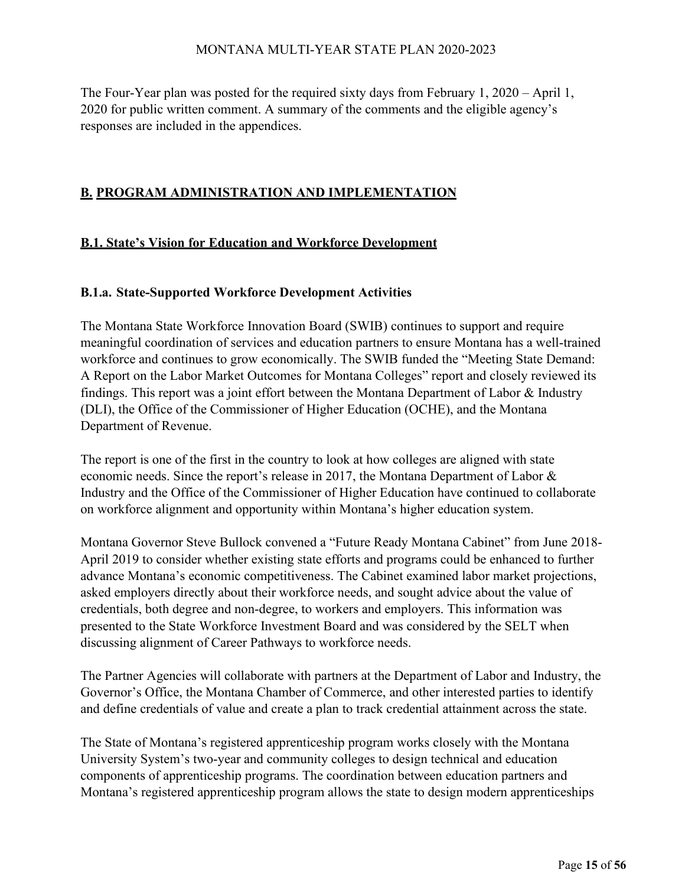The Four-Year plan was posted for the required sixty days from February 1, 2020 – April 1, 2020 for public written comment. A summary of the comments and the eligible agency's responses are included in the appendices.

## B. PROGRAM ADMINISTRATION AND IMPLEMENTATION

### B.1. State's Vision for Education and Workforce Development

#### B.1.a. State-Supported Workforce Development Activities

The Montana State Workforce Innovation Board (SWIB) continues to support and require meaningful coordination of services and education partners to ensure Montana has a well-trained workforce and continues to grow economically. The SWIB funded the "Meeting State Demand: A Report on the Labor Market Outcomes for Montana Colleges" report and closely reviewed its findings. This report was a joint effort between the Montana Department of Labor & Industry (DLI), the Office of the Commissioner of Higher Education (OCHE), and the Montana Department of Revenue.

The report is one of the first in the country to look at how colleges are aligned with state economic needs. Since the report's release in 2017, the Montana Department of Labor & Industry and the Office of the Commissioner of Higher Education have continued to collaborate on workforce alignment and opportunity within Montana's higher education system.

Montana Governor Steve Bullock convened a "Future Ready Montana Cabinet" from June 2018-April 2019 to consider whether existing state efforts and programs could be enhanced to further advance Montana's economic competitiveness. The Cabinet examined labor market projections, asked employers directly about their workforce needs, and sought advice about the value of credentials, both degree and non-degree, to workers and employers. This information was presented to the State Workforce Investment Board and was considered by the SELT when discussing alignment of Career Pathways to workforce needs.

The Partner Agencies will collaborate with partners at the Department of Labor and Industry, the Governor's Office, the Montana Chamber of Commerce, and other interested parties to identify and define credentials of value and create a plan to track credential attainment across the state.

The State of Montana's registered apprenticeship program works closely with the Montana University System's two-year and community colleges to design technical and education components of apprenticeship programs. The coordination between education partners and Montana's registered apprenticeship program allows the state to design modern apprenticeships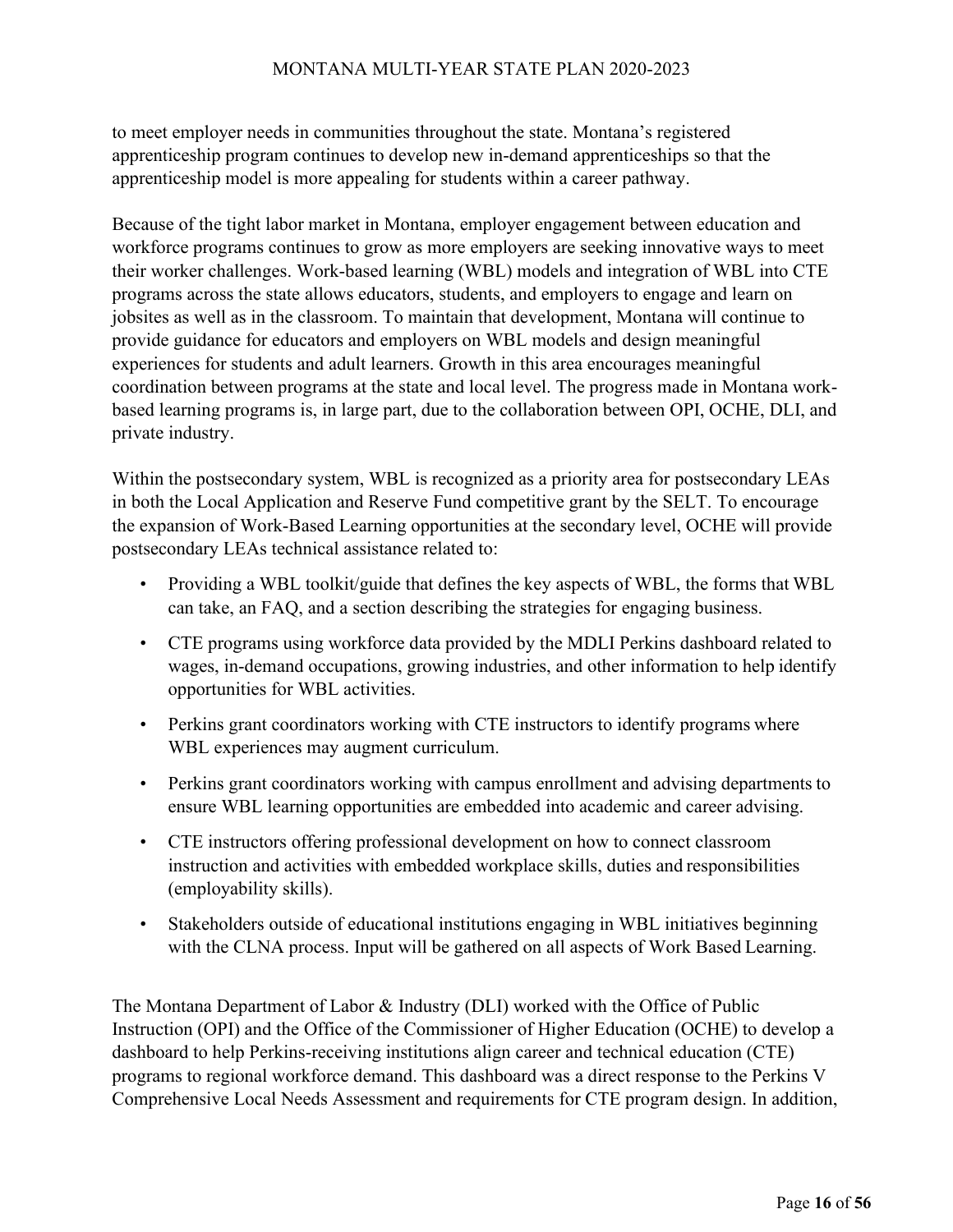to meet employer needs in communities throughout the state. Montana's registered apprenticeship program continues to develop new in-demand apprenticeships so that the apprenticeship model is more appealing for students within a career pathway.

Because of the tight labor market in Montana, employer engagement between education and workforce programs continues to grow as more employers are seeking innovative ways to meet their worker challenges. Work-based learning (WBL) models and integration of WBL into CTE programs across the state allows educators, students, and employers to engage and learn on jobsites as well as in the classroom. To maintain that development, Montana will continue to provide guidance for educators and employers on WBL models and design meaningful experiences for students and adult learners. Growth in this area encourages meaningful coordination between programs at the state and local level. The progress made in Montana work-based learning programs is, in large part, due to the collaboration between OPI, OCHE, DLI, and private industry.

Within the postsecondary system, WBL is recognized as a priority area for postsecondary LEAs in both the Local Application and Reserve Fund competitive grant by the SELT. To encourage the expansion of Work-Based Learning opportunities at the secondary level, OCHE will provide postsecondary LEAs technical assistance related to:

- Providing a WBL toolkit/guide that defines the key aspects of WBL, the forms that WBL can take, an FAQ, and a section describing the strategies for engaging business.
- CTE programs using workforce data provided by the MDLI Perkins dashboard related to wages, in-demand occupations, growing industries, and other information to help identify opportunities for WBL activities.
- Perkins grant coordinators working with CTE instructors to identify programs where WBL experiences may augment curriculum.
- Perkins grant coordinators working with campus enrollment and advising departments to ensure WBL learning opportunities are embedded into academic and career advising.
- CTE instructors offering professional development on how to connect classroom instruction and activities with embedded workplace skills, duties and responsibilities (employability skills).
- Stakeholders outside of educational institutions engaging in WBL initiatives beginning with the CLNA process. Input will be gathered on all aspects of Work Based Learning.

The Montana Department of Labor & Industry (DLI) worked with the Office of Public Instruction (OPI) and the Office of the Commissioner of Higher Education (OCHE) to develop a dashboard to help Perkins-receiving institutions align career and technical education (CTE) programs to regional workforce demand. This dashboard was a direct response to the Perkins V Comprehensive Local Needs Assessment and requirements for CTE program design. In addition,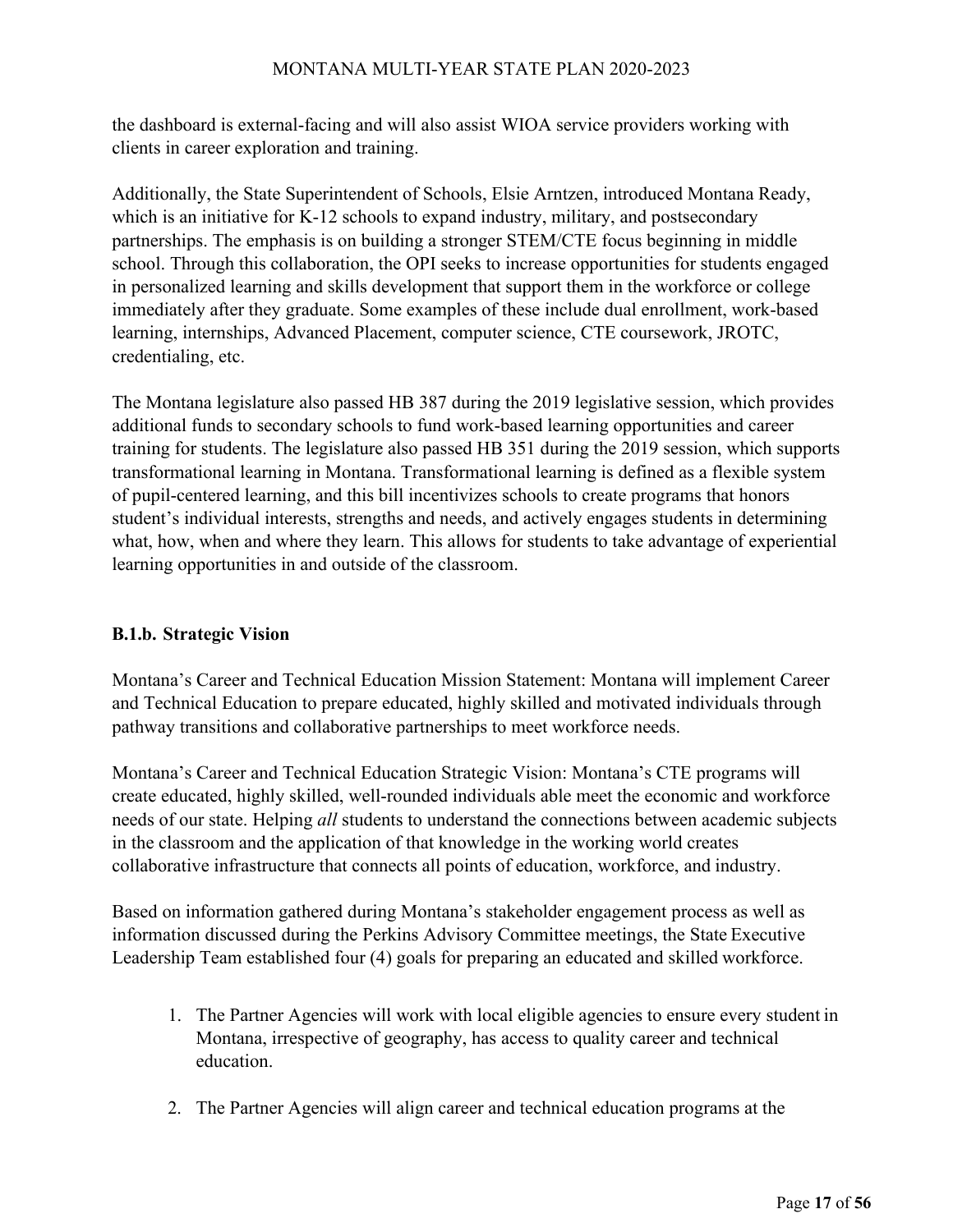the dashboard is external-facing and will also assist WIOA service providers working with clients in career exploration and training.

Additionally, the State Superintendent of Schools, Elsie Arntzen, introduced Montana Ready, which is an initiative for K-12 schools to expand industry, military, and postsecondary partnerships. The emphasis is on building a stronger STEM/CTE focus beginning in middle school. Through this collaboration, the OPI seeks to increase opportunities for students engaged in personalized learning and skills development that support them in the workforce or college immediately after they graduate. Some examples of these include dual enrollment, work-based learning, internships, Advanced Placement, computer science, CTE coursework, JROTC, credentialing, etc.

The Montana legislature also passed HB 387 during the 2019 legislative session, which provides additional funds to secondary schools to fund work-based learning opportunities and career training for students. The legislature also passed HB 351 during the 2019 session, which supports transformational learning in Montana. Transformational learning is defined as a flexible system of pupil-centered learning, and this bill incentivizes schools to create programs that honors student's individual interests, strengths and needs, and actively engages students in determining what, how, when and where they learn. This allows for students to take advantage of experiential learning opportunities in and outside of the classroom.

### B.1.b. Strategic Vision

Montana's Career and Technical Education Mission Statement: Montana will implement Career and Technical Education to prepare educated, highly skilled and motivated individuals through pathway transitions and collaborative partnerships to meet workforce needs.

Montana's Career and Technical Education Strategic Vision: Montana's CTE programs will create educated, highly skilled, well-rounded individuals able meet the economic and workforce needs of our state. Helping *all* students to understand the connections between academic subjects in the classroom and the application of that knowledge in the working world creates collaborative infrastructure that connects all points of education, workforce, and industry.

Based on information gathered during Montana's stakeholder engagement process as well as information discussed during the Perkins Advisory Committee meetings, the State Executive Leadership Team established four (4) goals for preparing an educated and skilled workforce.

1. The Partner Agencies will work with local eligible agencies to ensure every student in Montana, irrespective of geography, has access to quality career and technical education.
2. The Partner Agencies will align career and technical education programs at the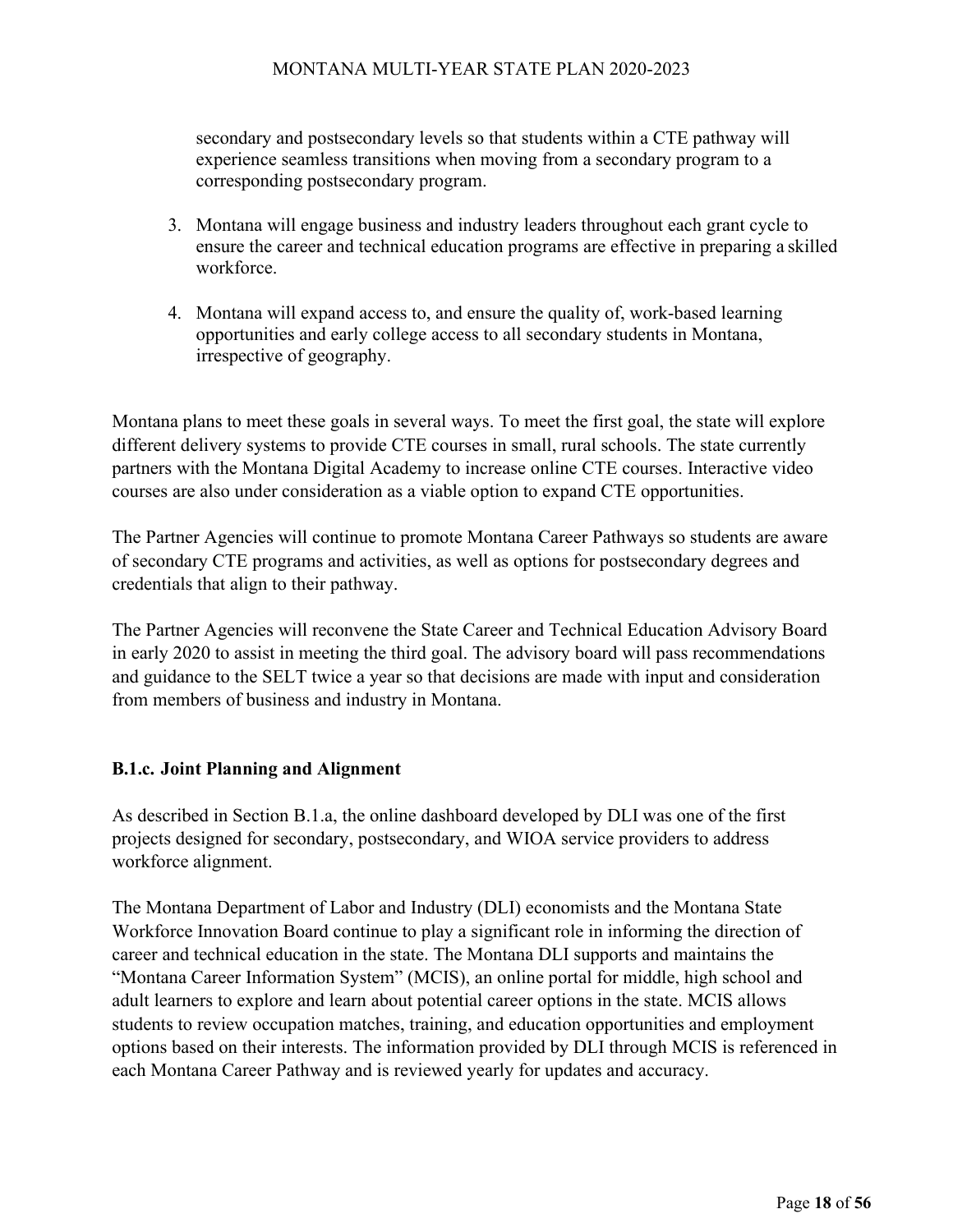secondary and postsecondary levels so that students within a CTE pathway will experience seamless transitions when moving from a secondary program to a corresponding postsecondary program.

3. Montana will engage business and industry leaders throughout each grant cycle to ensure the career and technical education programs are effective in preparing a skilled workforce.

4. Montana will expand access to, and ensure the quality of, work-based learning opportunities and early college access to all secondary students in Montana, irrespective of geography.

Montana plans to meet these goals in several ways. To meet the first goal, the state will explore different delivery systems to provide CTE courses in small, rural schools. The state currently partners with the Montana Digital Academy to increase online CTE courses. Interactive video courses are also under consideration as a viable option to expand CTE opportunities.

The Partner Agencies will continue to promote Montana Career Pathways so students are aware of secondary CTE programs and activities, as well as options for postsecondary degrees and credentials that align to their pathway.

The Partner Agencies will reconvene the State Career and Technical Education Advisory Board in early 2020 to assist in meeting the third goal. The advisory board will pass recommendations and guidance to the SELT twice a year so that decisions are made with input and consideration from members of business and industry in Montana.

### B.1.c. Joint Planning and Alignment

As described in Section B.1.a, the online dashboard developed by DLI was one of the first projects designed for secondary, postsecondary, and WIOA service providers to address workforce alignment.

The Montana Department of Labor and Industry (DLI) economists and the Montana State Workforce Innovation Board continue to play a significant role in informing the direction of career and technical education in the state. The Montana DLI supports and maintains the "Montana Career Information System" (MCIS), an online portal for middle, high school and adult learners to explore and learn about potential career options in the state. MCIS allows students to review occupation matches, training, and education opportunities and employment options based on their interests. The information provided by DLI through MCIS is referenced in each Montana Career Pathway and is reviewed yearly for updates and accuracy.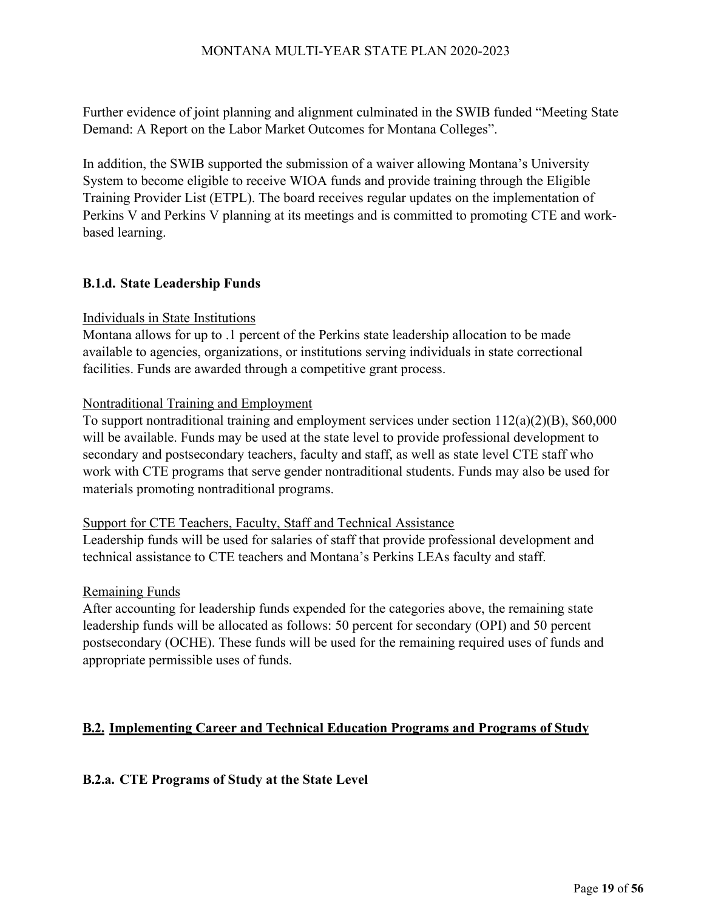Further evidence of joint planning and alignment culminated in the SWIB funded "Meeting State Demand: A Report on the Labor Market Outcomes for Montana Colleges".

In addition, the SWIB supported the submission of a waiver allowing Montana's University System to become eligible to receive WIOA funds and provide training through the Eligible Training Provider List (ETPL). The board receives regular updates on the implementation of Perkins V and Perkins V planning at its meetings and is committed to promoting CTE and work-based learning.

### B.1.d. State Leadership Funds

Individuals in State Institutions

Montana allows for up to .1 percent of the Perkins state leadership allocation to be made available to agencies, organizations, or institutions serving individuals in state correctional facilities. Funds are awarded through a competitive grant process.

Nontraditional Training and Employment

To support nontraditional training and employment services under section 112(a)(2)(B), $60,000 will be available. Funds may be used at the state level to provide professional development to secondary and postsecondary teachers, faculty and staff, as well as state level CTE staff who work with CTE programs that serve gender nontraditional students. Funds may also be used for materials promoting nontraditional programs.

Support for CTE Teachers, Faculty, Staff and Technical Assistance

Leadership funds will be used for salaries of staff that provide professional development and technical assistance to CTE teachers and Montana's Perkins LEAs faculty and staff.

Remaining Funds

After accounting for leadership funds expended for the categories above, the remaining state leadership funds will be allocated as follows: 50 percent for secondary (OPI) and 50 percent postsecondary (OCHE). These funds will be used for the remaining required uses of funds and appropriate permissible uses of funds.

## B.2. Implementing Career and Technical Education Programs and Programs of Study

### B.2.a. CTE Programs of Study at the State Level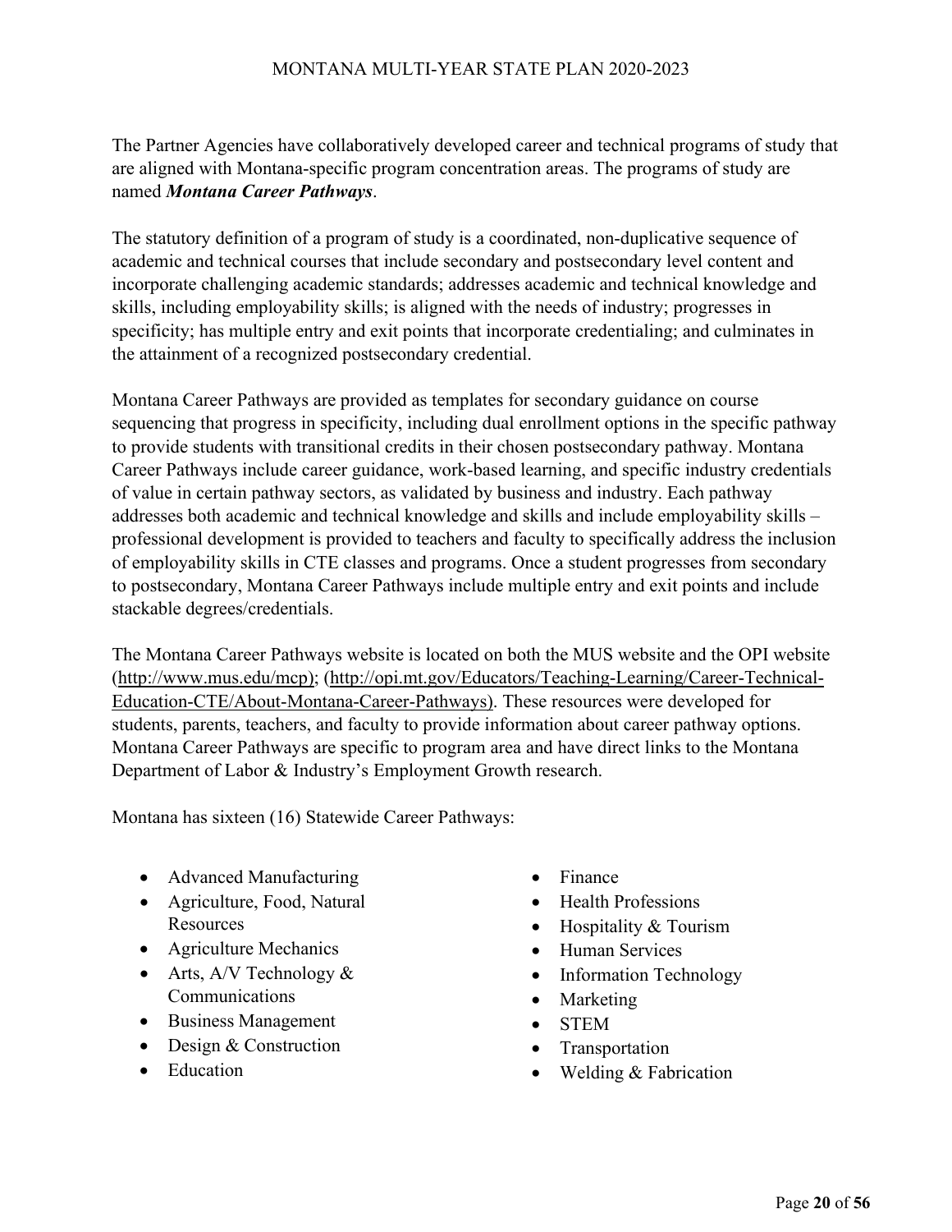The Partner Agencies have collaboratively developed career and technical programs of study that are aligned with Montana-specific program concentration areas. The programs of study are named ***Montana Career Pathways***.

The statutory definition of a program of study is a coordinated, non-duplicative sequence of academic and technical courses that include secondary and postsecondary level content and incorporate challenging academic standards; addresses academic and technical knowledge and skills, including employability skills; is aligned with the needs of industry; progresses in specificity; has multiple entry and exit points that incorporate credentialing; and culminates in the attainment of a recognized postsecondary credential.

Montana Career Pathways are provided as templates for secondary guidance on course sequencing that progress in specificity, including dual enrollment options in the specific pathway to provide students with transitional credits in their chosen postsecondary pathway. Montana Career Pathways include career guidance, work-based learning, and specific industry credentials of value in certain pathway sectors, as validated by business and industry. Each pathway addresses both academic and technical knowledge and skills and include employability skills – professional development is provided to teachers and faculty to specifically address the inclusion of employability skills in CTE classes and programs. Once a student progresses from secondary to postsecondary, Montana Career Pathways include multiple entry and exit points and include stackable degrees/credentials.

The Montana Career Pathways website is located on both the MUS website and the OPI website (http://www.mus.edu/mcp); (http://opi.mt.gov/Educators/Teaching-Learning/Career-Technical-Education-CTE/About-Montana-Career-Pathways). These resources were developed for students, parents, teachers, and faculty to provide information about career pathway options. Montana Career Pathways are specific to program area and have direct links to the Montana Department of Labor & Industry's Employment Growth research.

Montana has sixteen (16) Statewide Career Pathways:

- Advanced Manufacturing
- Agriculture, Food, Natural Resources
- Agriculture Mechanics
- Arts, A/V Technology & Communications
- Business Management
- Design & Construction
- Education
- Finance
- Health Professions
- Hospitality & Tourism
- Human Services
- Information Technology
- Marketing
- STEM
- Transportation
- Welding & Fabrication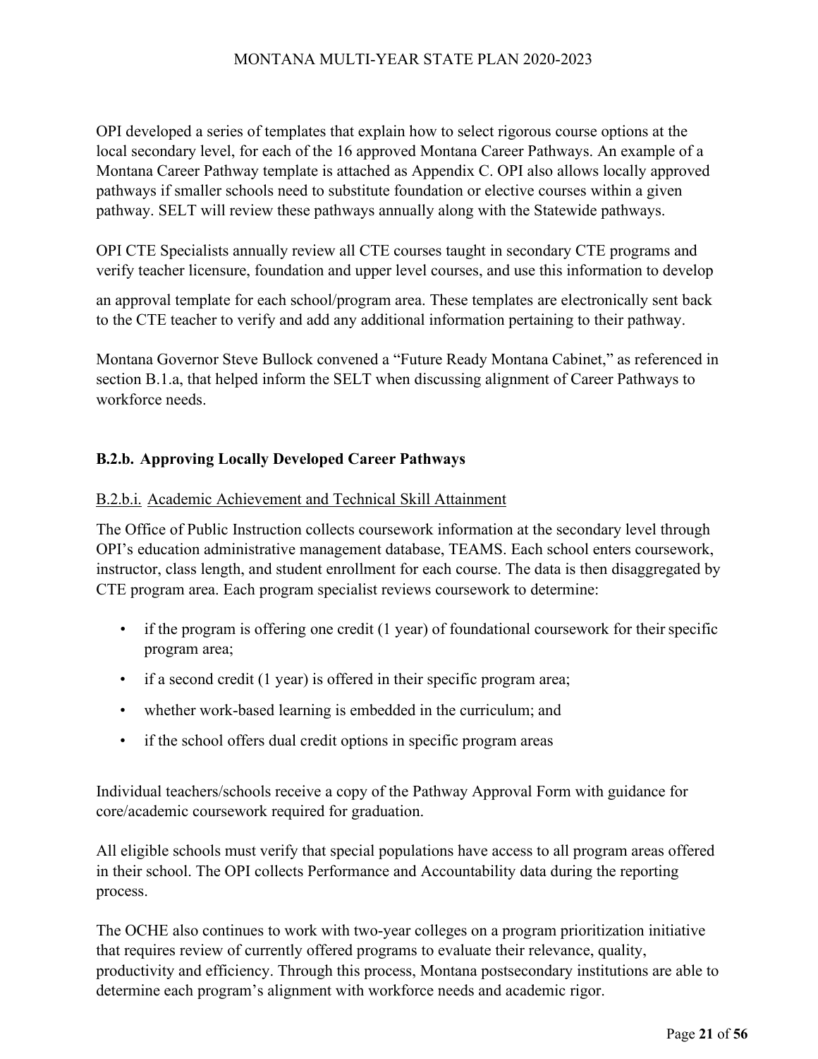OPI developed a series of templates that explain how to select rigorous course options at the local secondary level, for each of the 16 approved Montana Career Pathways. An example of a Montana Career Pathway template is attached as Appendix C. OPI also allows locally approved pathways if smaller schools need to substitute foundation or elective courses within a given pathway. SELT will review these pathways annually along with the Statewide pathways.

OPI CTE Specialists annually review all CTE courses taught in secondary CTE programs and verify teacher licensure, foundation and upper level courses, and use this information to develop an approval template for each school/program area. These templates are electronically sent back to the CTE teacher to verify and add any additional information pertaining to their pathway.

Montana Governor Steve Bullock convened a "Future Ready Montana Cabinet," as referenced in section B.1.a, that helped inform the SELT when discussing alignment of Career Pathways to workforce needs.

### B.2.b. Approving Locally Developed Career Pathways

#### B.2.b.i. Academic Achievement and Technical Skill Attainment

The Office of Public Instruction collects coursework information at the secondary level through OPI's education administrative management database, TEAMS. Each school enters coursework, instructor, class length, and student enrollment for each course. The data is then disaggregated by CTE program area. Each program specialist reviews coursework to determine:

- if the program is offering one credit (1 year) of foundational coursework for their specific program area;
- if a second credit (1 year) is offered in their specific program area;
- whether work-based learning is embedded in the curriculum; and
- if the school offers dual credit options in specific program areas

Individual teachers/schools receive a copy of the Pathway Approval Form with guidance for core/academic coursework required for graduation.

All eligible schools must verify that special populations have access to all program areas offered in their school. The OPI collects Performance and Accountability data during the reporting process.

The OCHE also continues to work with two-year colleges on a program prioritization initiative that requires review of currently offered programs to evaluate their relevance, quality, productivity and efficiency. Through this process, Montana postsecondary institutions are able to determine each program's alignment with workforce needs and academic rigor.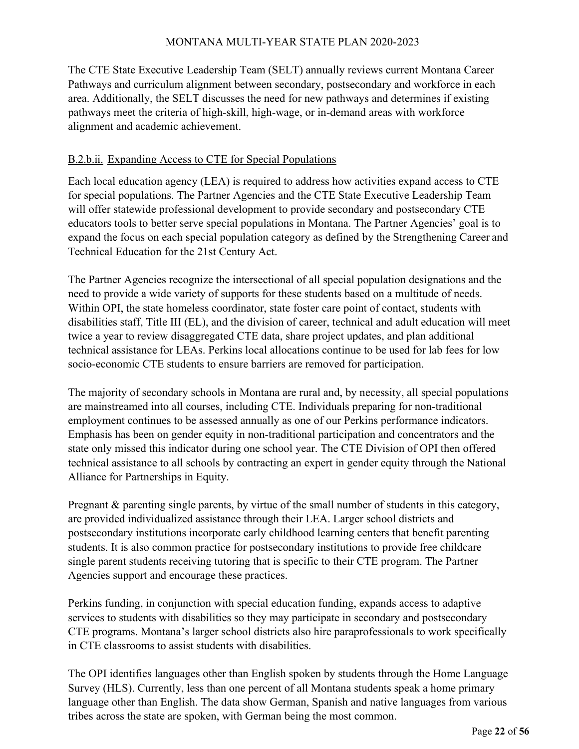The CTE State Executive Leadership Team (SELT) annually reviews current Montana Career Pathways and curriculum alignment between secondary, postsecondary and workforce in each area. Additionally, the SELT discusses the need for new pathways and determines if existing pathways meet the criteria of high-skill, high-wage, or in-demand areas with workforce alignment and academic achievement.

### B.2.b.ii. Expanding Access to CTE for Special Populations

Each local education agency (LEA) is required to address how activities expand access to CTE for special populations. The Partner Agencies and the CTE State Executive Leadership Team will offer statewide professional development to provide secondary and postsecondary CTE educators tools to better serve special populations in Montana. The Partner Agencies' goal is to expand the focus on each special population category as defined by the Strengthening Career and Technical Education for the 21st Century Act.

The Partner Agencies recognize the intersectional of all special population designations and the need to provide a wide variety of supports for these students based on a multitude of needs. Within OPI, the state homeless coordinator, state foster care point of contact, students with disabilities staff, Title III (EL), and the division of career, technical and adult education will meet twice a year to review disaggregated CTE data, share project updates, and plan additional technical assistance for LEAs. Perkins local allocations continue to be used for lab fees for low socio-economic CTE students to ensure barriers are removed for participation.

The majority of secondary schools in Montana are rural and, by necessity, all special populations are mainstreamed into all courses, including CTE. Individuals preparing for non-traditional employment continues to be assessed annually as one of our Perkins performance indicators. Emphasis has been on gender equity in non-traditional participation and concentrators and the state only missed this indicator during one school year. The CTE Division of OPI then offered technical assistance to all schools by contracting an expert in gender equity through the National Alliance for Partnerships in Equity.

Pregnant & parenting single parents, by virtue of the small number of students in this category, are provided individualized assistance through their LEA. Larger school districts and postsecondary institutions incorporate early childhood learning centers that benefit parenting students. It is also common practice for postsecondary institutions to provide free childcare single parent students receiving tutoring that is specific to their CTE program. The Partner Agencies support and encourage these practices.

Perkins funding, in conjunction with special education funding, expands access to adaptive services to students with disabilities so they may participate in secondary and postsecondary CTE programs. Montana's larger school districts also hire paraprofessionals to work specifically in CTE classrooms to assist students with disabilities.

The OPI identifies languages other than English spoken by students through the Home Language Survey (HLS). Currently, less than one percent of all Montana students speak a home primary language other than English. The data show German, Spanish and native languages from various tribes across the state are spoken, with German being the most common.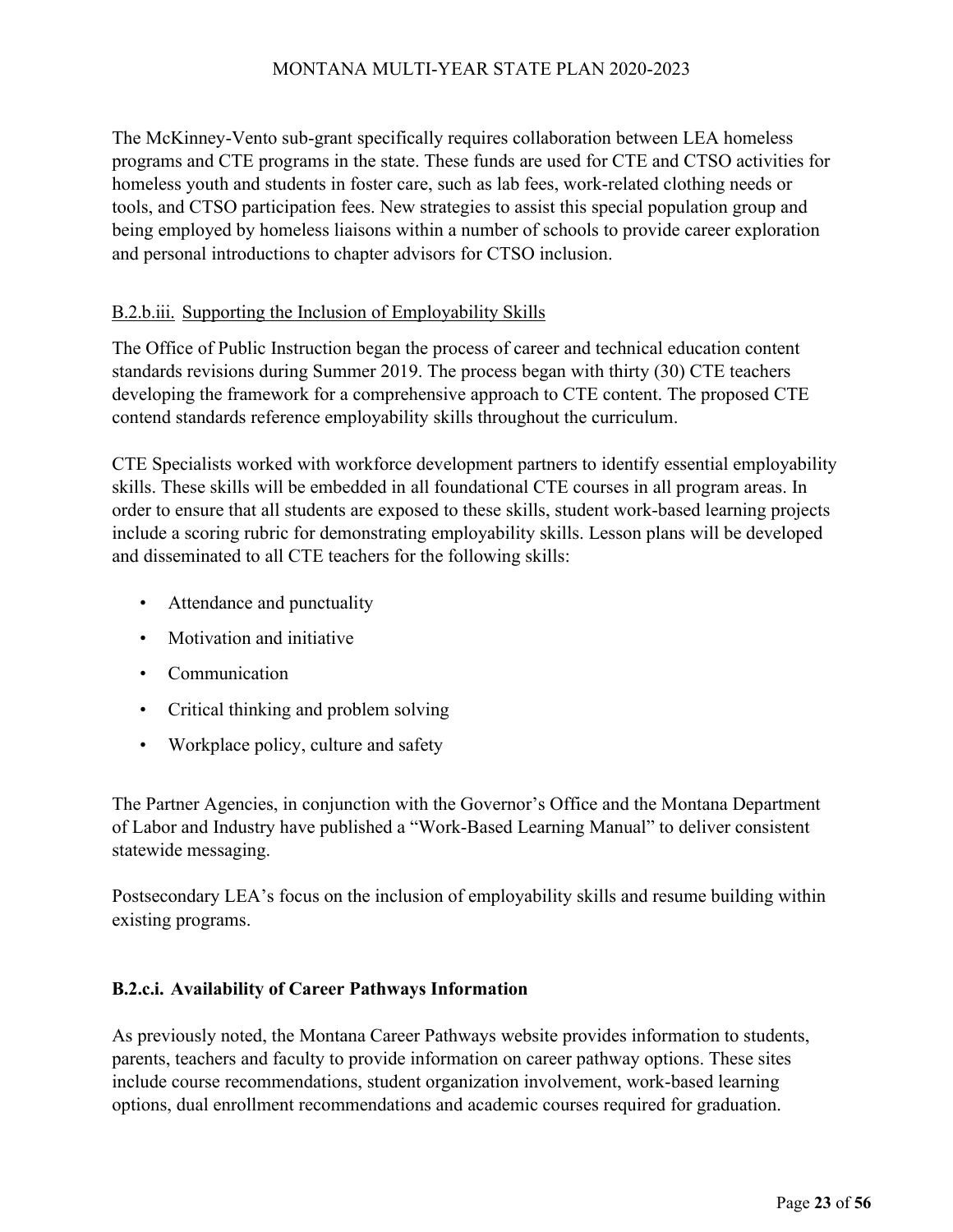The McKinney-Vento sub-grant specifically requires collaboration between LEA homeless programs and CTE programs in the state. These funds are used for CTE and CTSO activities for homeless youth and students in foster care, such as lab fees, work-related clothing needs or tools, and CTSO participation fees. New strategies to assist this special population group and being employed by homeless liaisons within a number of schools to provide career exploration and personal introductions to chapter advisors for CTSO inclusion.

### B.2.b.iii. Supporting the Inclusion of Employability Skills

The Office of Public Instruction began the process of career and technical education content standards revisions during Summer 2019. The process began with thirty (30) CTE teachers developing the framework for a comprehensive approach to CTE content. The proposed CTE contend standards reference employability skills throughout the curriculum.

CTE Specialists worked with workforce development partners to identify essential employability skills. These skills will be embedded in all foundational CTE courses in all program areas. In order to ensure that all students are exposed to these skills, student work-based learning projects include a scoring rubric for demonstrating employability skills. Lesson plans will be developed and disseminated to all CTE teachers for the following skills:

- Attendance and punctuality
- Motivation and initiative
- Communication
- Critical thinking and problem solving
- Workplace policy, culture and safety

The Partner Agencies, in conjunction with the Governor's Office and the Montana Department of Labor and Industry have published a "Work-Based Learning Manual" to deliver consistent statewide messaging.

Postsecondary LEA's focus on the inclusion of employability skills and resume building within existing programs.

### B.2.c.i. Availability of Career Pathways Information

As previously noted, the Montana Career Pathways website provides information to students, parents, teachers and faculty to provide information on career pathway options. These sites include course recommendations, student organization involvement, work-based learning options, dual enrollment recommendations and academic courses required for graduation.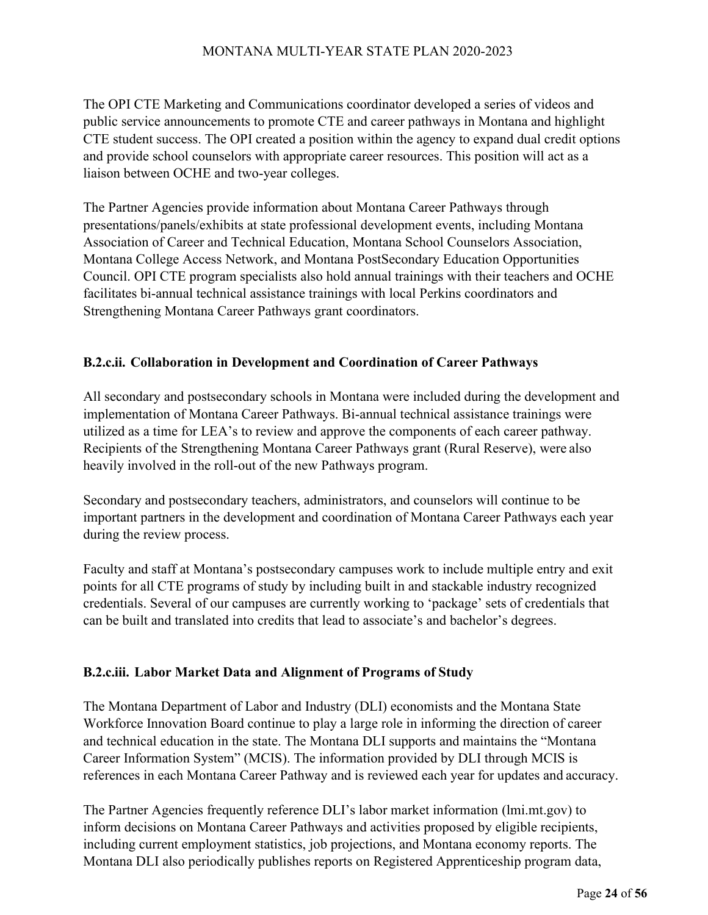The OPI CTE Marketing and Communications coordinator developed a series of videos and public service announcements to promote CTE and career pathways in Montana and highlight CTE student success. The OPI created a position within the agency to expand dual credit options and provide school counselors with appropriate career resources. This position will act as a liaison between OCHE and two-year colleges.

The Partner Agencies provide information about Montana Career Pathways through presentations/panels/exhibits at state professional development events, including Montana Association of Career and Technical Education, Montana School Counselors Association, Montana College Access Network, and Montana PostSecondary Education Opportunities Council. OPI CTE program specialists also hold annual trainings with their teachers and OCHE facilitates bi-annual technical assistance trainings with local Perkins coordinators and Strengthening Montana Career Pathways grant coordinators.

### B.2.c.ii. Collaboration in Development and Coordination of Career Pathways

All secondary and postsecondary schools in Montana were included during the development and implementation of Montana Career Pathways. Bi-annual technical assistance trainings were utilized as a time for LEA's to review and approve the components of each career pathway. Recipients of the Strengthening Montana Career Pathways grant (Rural Reserve), were also heavily involved in the roll-out of the new Pathways program.

Secondary and postsecondary teachers, administrators, and counselors will continue to be important partners in the development and coordination of Montana Career Pathways each year during the review process.

Faculty and staff at Montana's postsecondary campuses work to include multiple entry and exit points for all CTE programs of study by including built in and stackable industry recognized credentials. Several of our campuses are currently working to 'package' sets of credentials that can be built and translated into credits that lead to associate's and bachelor's degrees.

### B.2.c.iii. Labor Market Data and Alignment of Programs of Study

The Montana Department of Labor and Industry (DLI) economists and the Montana State Workforce Innovation Board continue to play a large role in informing the direction of career and technical education in the state. The Montana DLI supports and maintains the "Montana Career Information System" (MCIS). The information provided by DLI through MCIS is references in each Montana Career Pathway and is reviewed each year for updates and accuracy.

The Partner Agencies frequently reference DLI's labor market information (lmi.mt.gov) to inform decisions on Montana Career Pathways and activities proposed by eligible recipients, including current employment statistics, job projections, and Montana economy reports. The Montana DLI also periodically publishes reports on Registered Apprenticeship program data,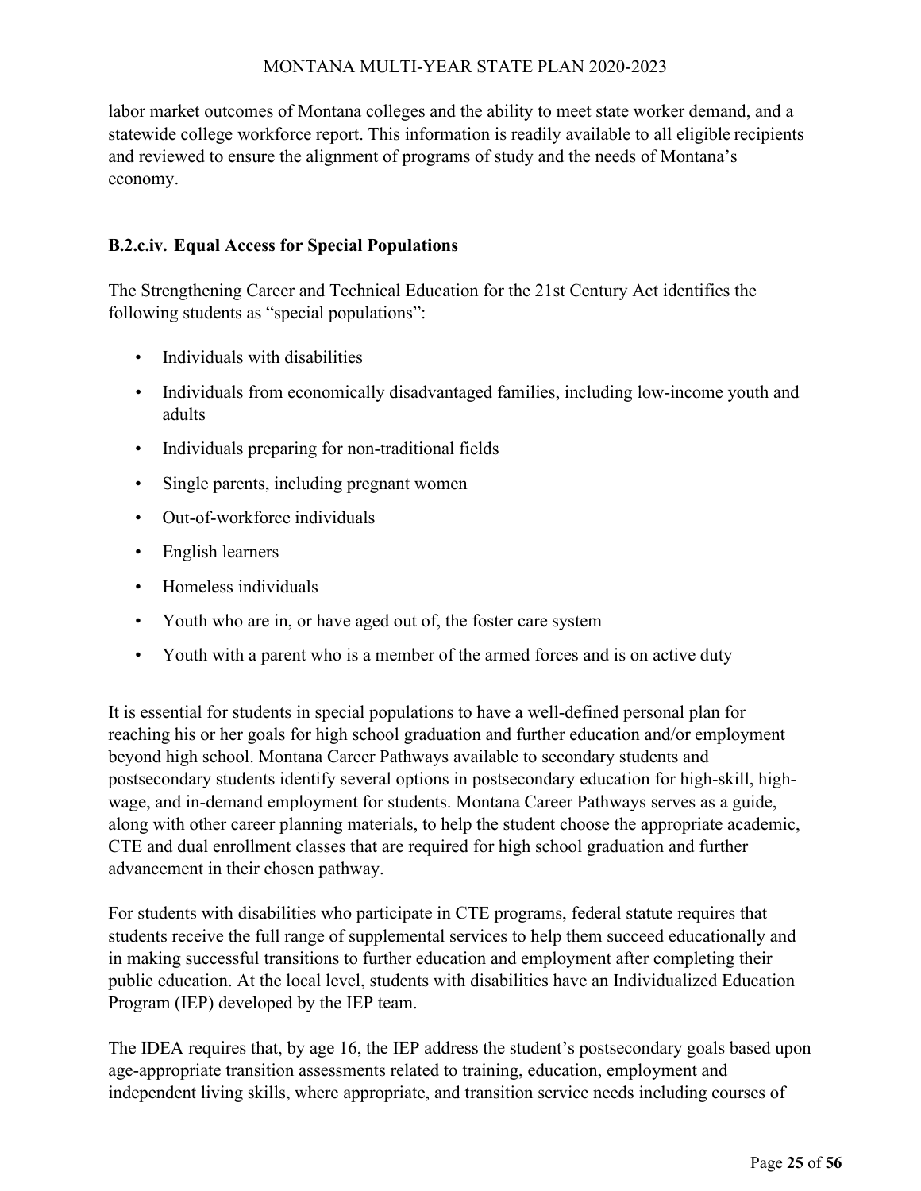labor market outcomes of Montana colleges and the ability to meet state worker demand, and a statewide college workforce report. This information is readily available to all eligible recipients and reviewed to ensure the alignment of programs of study and the needs of Montana's economy.

### B.2.c.iv. Equal Access for Special Populations

The Strengthening Career and Technical Education for the 21st Century Act identifies the following students as "special populations":

- Individuals with disabilities
- Individuals from economically disadvantaged families, including low-income youth and adults
- Individuals preparing for non-traditional fields
- Single parents, including pregnant women
- Out-of-workforce individuals
- English learners
- Homeless individuals
- Youth who are in, or have aged out of, the foster care system
- Youth with a parent who is a member of the armed forces and is on active duty

It is essential for students in special populations to have a well-defined personal plan for reaching his or her goals for high school graduation and further education and/or employment beyond high school. Montana Career Pathways available to secondary students and postsecondary students identify several options in postsecondary education for high-skill, high-wage, and in-demand employment for students. Montana Career Pathways serves as a guide, along with other career planning materials, to help the student choose the appropriate academic, CTE and dual enrollment classes that are required for high school graduation and further advancement in their chosen pathway.

For students with disabilities who participate in CTE programs, federal statute requires that students receive the full range of supplemental services to help them succeed educationally and in making successful transitions to further education and employment after completing their public education. At the local level, students with disabilities have an Individualized Education Program (IEP) developed by the IEP team.

The IDEA requires that, by age 16, the IEP address the student's postsecondary goals based upon age-appropriate transition assessments related to training, education, employment and independent living skills, where appropriate, and transition service needs including courses of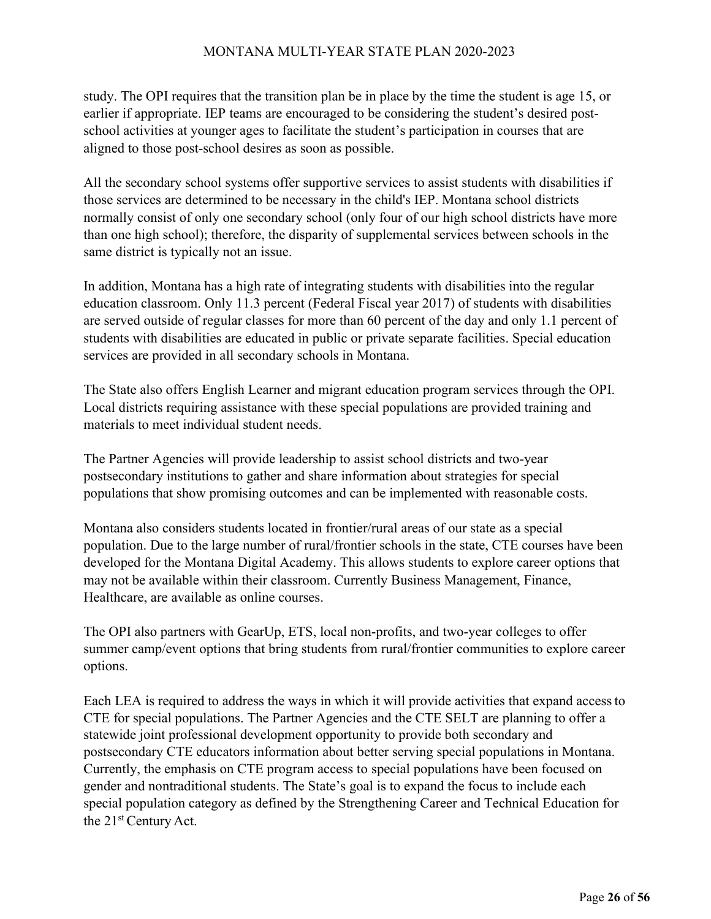study. The OPI requires that the transition plan be in place by the time the student is age 15, or earlier if appropriate. IEP teams are encouraged to be considering the student's desired post-school activities at younger ages to facilitate the student's participation in courses that are aligned to those post-school desires as soon as possible.

All the secondary school systems offer supportive services to assist students with disabilities if those services are determined to be necessary in the child's IEP. Montana school districts normally consist of only one secondary school (only four of our high school districts have more than one high school); therefore, the disparity of supplemental services between schools in the same district is typically not an issue.

In addition, Montana has a high rate of integrating students with disabilities into the regular education classroom. Only 11.3 percent (Federal Fiscal year 2017) of students with disabilities are served outside of regular classes for more than 60 percent of the day and only 1.1 percent of students with disabilities are educated in public or private separate facilities. Special education services are provided in all secondary schools in Montana.

The State also offers English Learner and migrant education program services through the OPI. Local districts requiring assistance with these special populations are provided training and materials to meet individual student needs.

The Partner Agencies will provide leadership to assist school districts and two-year postsecondary institutions to gather and share information about strategies for special populations that show promising outcomes and can be implemented with reasonable costs.

Montana also considers students located in frontier/rural areas of our state as a special population. Due to the large number of rural/frontier schools in the state, CTE courses have been developed for the Montana Digital Academy. This allows students to explore career options that may not be available within their classroom. Currently Business Management, Finance, Healthcare, are available as online courses.

The OPI also partners with GearUp, ETS, local non-profits, and two-year colleges to offer summer camp/event options that bring students from rural/frontier communities to explore career options.

Each LEA is required to address the ways in which it will provide activities that expand access to CTE for special populations. The Partner Agencies and the CTE SELT are planning to offer a statewide joint professional development opportunity to provide both secondary and postsecondary CTE educators information about better serving special populations in Montana. Currently, the emphasis on CTE program access to special populations have been focused on gender and nontraditional students. The State's goal is to expand the focus to include each special population category as defined by the Strengthening Career and Technical Education for the 21st Century Act.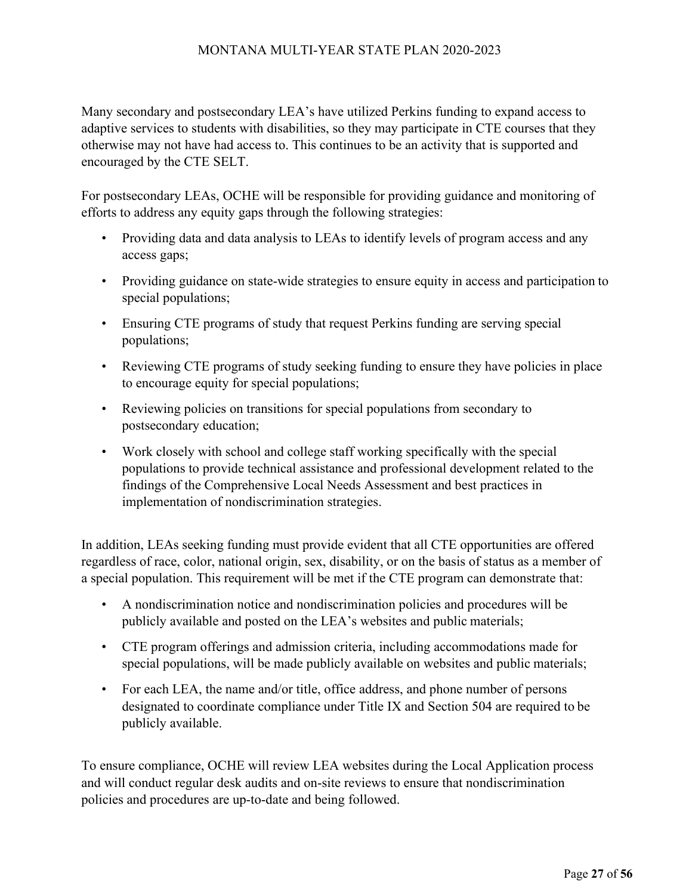Many secondary and postsecondary LEA's have utilized Perkins funding to expand access to adaptive services to students with disabilities, so they may participate in CTE courses that they otherwise may not have had access to. This continues to be an activity that is supported and encouraged by the CTE SELT.

For postsecondary LEAs, OCHE will be responsible for providing guidance and monitoring of efforts to address any equity gaps through the following strategies:

- Providing data and data analysis to LEAs to identify levels of program access and any access gaps;
- Providing guidance on state-wide strategies to ensure equity in access and participation to special populations;
- Ensuring CTE programs of study that request Perkins funding are serving special populations;
- Reviewing CTE programs of study seeking funding to ensure they have policies in place to encourage equity for special populations;
- Reviewing policies on transitions for special populations from secondary to postsecondary education;
- Work closely with school and college staff working specifically with the special populations to provide technical assistance and professional development related to the findings of the Comprehensive Local Needs Assessment and best practices in implementation of nondiscrimination strategies.

In addition, LEAs seeking funding must provide evident that all CTE opportunities are offered regardless of race, color, national origin, sex, disability, or on the basis of status as a member of a special population. This requirement will be met if the CTE program can demonstrate that:

- A nondiscrimination notice and nondiscrimination policies and procedures will be publicly available and posted on the LEA's websites and public materials;
- CTE program offerings and admission criteria, including accommodations made for special populations, will be made publicly available on websites and public materials;
- For each LEA, the name and/or title, office address, and phone number of persons designated to coordinate compliance under Title IX and Section 504 are required to be publicly available.

To ensure compliance, OCHE will review LEA websites during the Local Application process and will conduct regular desk audits and on-site reviews to ensure that nondiscrimination policies and procedures are up-to-date and being followed.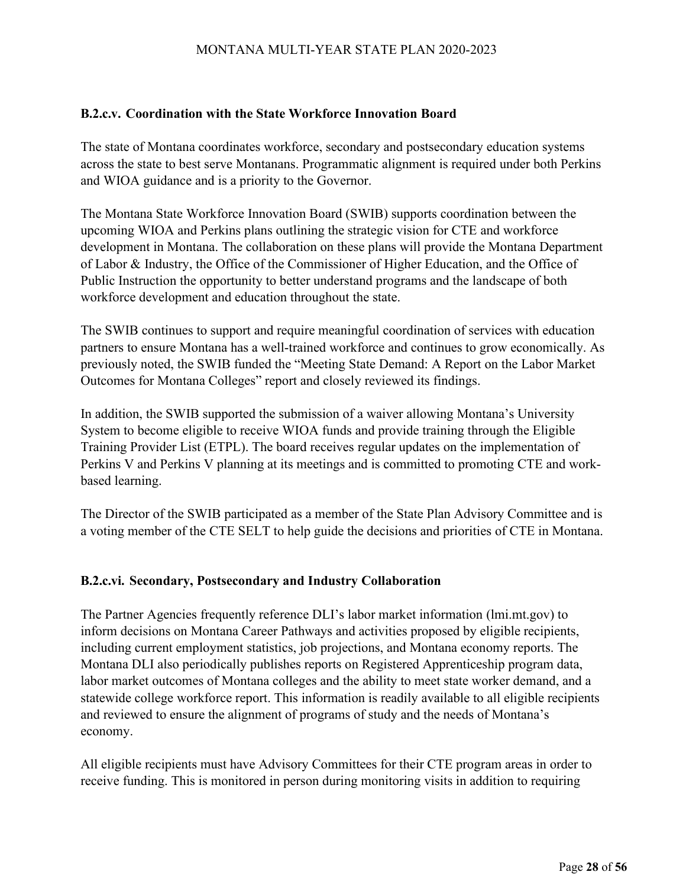### B.2.c.v. Coordination with the State Workforce Innovation Board

The state of Montana coordinates workforce, secondary and postsecondary education systems across the state to best serve Montanans. Programmatic alignment is required under both Perkins and WIOA guidance and is a priority to the Governor.

The Montana State Workforce Innovation Board (SWIB) supports coordination between the upcoming WIOA and Perkins plans outlining the strategic vision for CTE and workforce development in Montana. The collaboration on these plans will provide the Montana Department of Labor & Industry, the Office of the Commissioner of Higher Education, and the Office of Public Instruction the opportunity to better understand programs and the landscape of both workforce development and education throughout the state.

The SWIB continues to support and require meaningful coordination of services with education partners to ensure Montana has a well-trained workforce and continues to grow economically. As previously noted, the SWIB funded the "Meeting State Demand: A Report on the Labor Market Outcomes for Montana Colleges" report and closely reviewed its findings.

In addition, the SWIB supported the submission of a waiver allowing Montana's University System to become eligible to receive WIOA funds and provide training through the Eligible Training Provider List (ETPL). The board receives regular updates on the implementation of Perkins V and Perkins V planning at its meetings and is committed to promoting CTE and work-based learning.

The Director of the SWIB participated as a member of the State Plan Advisory Committee and is a voting member of the CTE SELT to help guide the decisions and priorities of CTE in Montana.

### B.2.c.vi. Secondary, Postsecondary and Industry Collaboration

The Partner Agencies frequently reference DLI's labor market information (lmi.mt.gov) to inform decisions on Montana Career Pathways and activities proposed by eligible recipients, including current employment statistics, job projections, and Montana economy reports. The Montana DLI also periodically publishes reports on Registered Apprenticeship program data, labor market outcomes of Montana colleges and the ability to meet state worker demand, and a statewide college workforce report. This information is readily available to all eligible recipients and reviewed to ensure the alignment of programs of study and the needs of Montana's economy.

All eligible recipients must have Advisory Committees for their CTE program areas in order to receive funding. This is monitored in person during monitoring visits in addition to requiring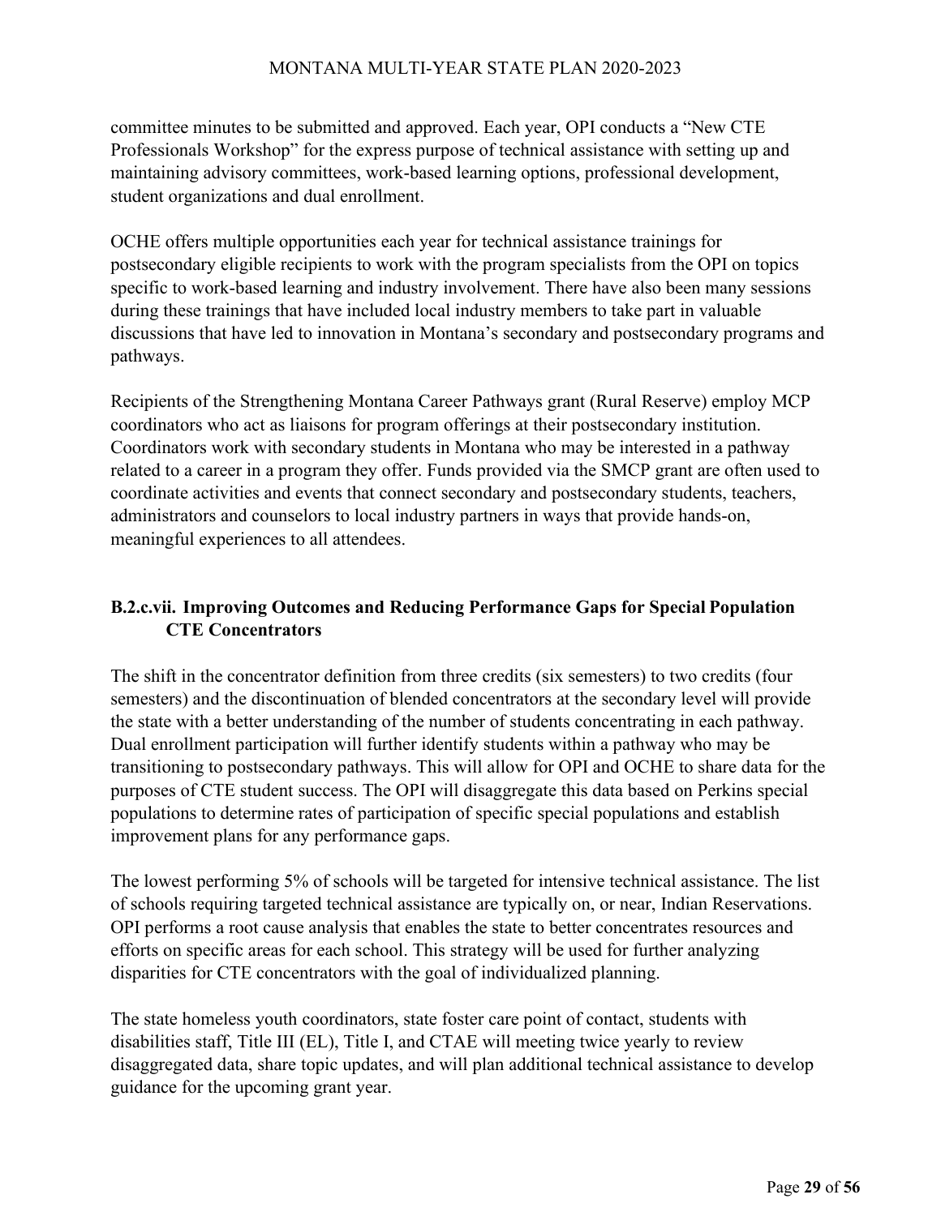committee minutes to be submitted and approved. Each year, OPI conducts a "New CTE Professionals Workshop" for the express purpose of technical assistance with setting up and maintaining advisory committees, work-based learning options, professional development, student organizations and dual enrollment.

OCHE offers multiple opportunities each year for technical assistance trainings for postsecondary eligible recipients to work with the program specialists from the OPI on topics specific to work-based learning and industry involvement. There have also been many sessions during these trainings that have included local industry members to take part in valuable discussions that have led to innovation in Montana's secondary and postsecondary programs and pathways.

Recipients of the Strengthening Montana Career Pathways grant (Rural Reserve) employ MCP coordinators who act as liaisons for program offerings at their postsecondary institution. Coordinators work with secondary students in Montana who may be interested in a pathway related to a career in a program they offer. Funds provided via the SMCP grant are often used to coordinate activities and events that connect secondary and postsecondary students, teachers, administrators and counselors to local industry partners in ways that provide hands-on, meaningful experiences to all attendees.

### B.2.c.vii. Improving Outcomes and Reducing Performance Gaps for Special Population CTE Concentrators

The shift in the concentrator definition from three credits (six semesters) to two credits (four semesters) and the discontinuation of blended concentrators at the secondary level will provide the state with a better understanding of the number of students concentrating in each pathway. Dual enrollment participation will further identify students within a pathway who may be transitioning to postsecondary pathways. This will allow for OPI and OCHE to share data for the purposes of CTE student success. The OPI will disaggregate this data based on Perkins special populations to determine rates of participation of specific special populations and establish improvement plans for any performance gaps.

The lowest performing 5% of schools will be targeted for intensive technical assistance. The list of schools requiring targeted technical assistance are typically on, or near, Indian Reservations. OPI performs a root cause analysis that enables the state to better concentrates resources and efforts on specific areas for each school. This strategy will be used for further analyzing disparities for CTE concentrators with the goal of individualized planning.

The state homeless youth coordinators, state foster care point of contact, students with disabilities staff, Title III (EL), Title I, and CTAE will meeting twice yearly to review disaggregated data, share topic updates, and will plan additional technical assistance to develop guidance for the upcoming grant year.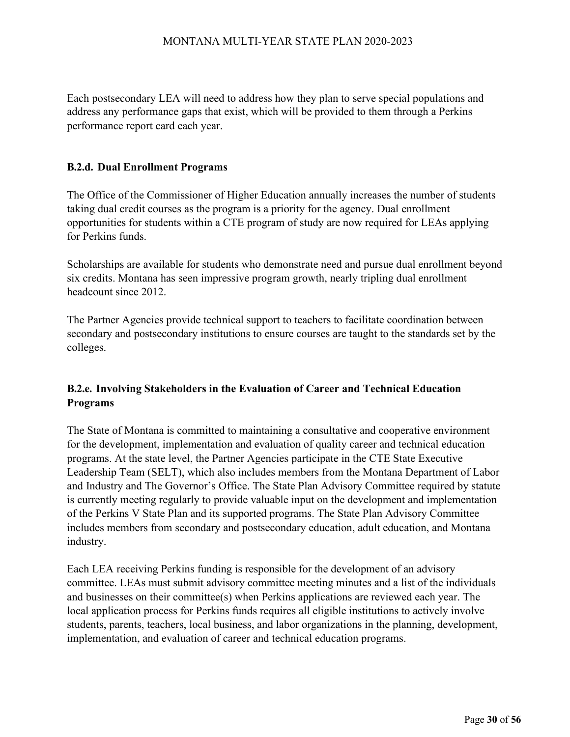Each postsecondary LEA will need to address how they plan to serve special populations and address any performance gaps that exist, which will be provided to them through a Perkins performance report card each year.

### B.2.d. Dual Enrollment Programs

The Office of the Commissioner of Higher Education annually increases the number of students taking dual credit courses as the program is a priority for the agency. Dual enrollment opportunities for students within a CTE program of study are now required for LEAs applying for Perkins funds.

Scholarships are available for students who demonstrate need and pursue dual enrollment beyond six credits. Montana has seen impressive program growth, nearly tripling dual enrollment headcount since 2012.

The Partner Agencies provide technical support to teachers to facilitate coordination between secondary and postsecondary institutions to ensure courses are taught to the standards set by the colleges.

### B.2.e. Involving Stakeholders in the Evaluation of Career and Technical Education Programs

The State of Montana is committed to maintaining a consultative and cooperative environment for the development, implementation and evaluation of quality career and technical education programs. At the state level, the Partner Agencies participate in the CTE State Executive Leadership Team (SELT), which also includes members from the Montana Department of Labor and Industry and The Governor's Office. The State Plan Advisory Committee required by statute is currently meeting regularly to provide valuable input on the development and implementation of the Perkins V State Plan and its supported programs. The State Plan Advisory Committee includes members from secondary and postsecondary education, adult education, and Montana industry.

Each LEA receiving Perkins funding is responsible for the development of an advisory committee. LEAs must submit advisory committee meeting minutes and a list of the individuals and businesses on their committee(s) when Perkins applications are reviewed each year. The local application process for Perkins funds requires all eligible institutions to actively involve students, parents, teachers, local business, and labor organizations in the planning, development, implementation, and evaluation of career and technical education programs.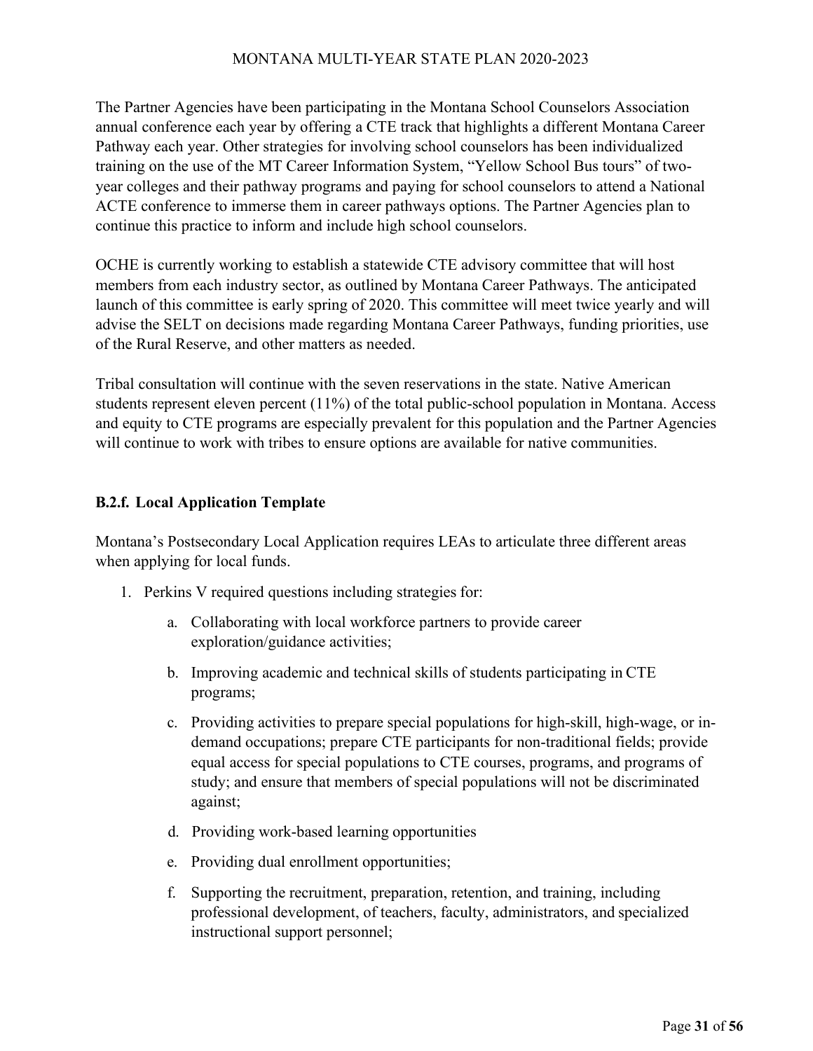The Partner Agencies have been participating in the Montana School Counselors Association annual conference each year by offering a CTE track that highlights a different Montana Career Pathway each year. Other strategies for involving school counselors has been individualized training on the use of the MT Career Information System, "Yellow School Bus tours" of two-year colleges and their pathway programs and paying for school counselors to attend a National ACTE conference to immerse them in career pathways options. The Partner Agencies plan to continue this practice to inform and include high school counselors.

OCHE is currently working to establish a statewide CTE advisory committee that will host members from each industry sector, as outlined by Montana Career Pathways. The anticipated launch of this committee is early spring of 2020. This committee will meet twice yearly and will advise the SELT on decisions made regarding Montana Career Pathways, funding priorities, use of the Rural Reserve, and other matters as needed.

Tribal consultation will continue with the seven reservations in the state. Native American students represent eleven percent (11%) of the total public-school population in Montana. Access and equity to CTE programs are especially prevalent for this population and the Partner Agencies will continue to work with tribes to ensure options are available for native communities.

### B.2.f. Local Application Template

Montana's Postsecondary Local Application requires LEAs to articulate three different areas when applying for local funds.

1. Perkins V required questions including strategies for:
    a. Collaborating with local workforce partners to provide career exploration/guidance activities;
    b. Improving academic and technical skills of students participating in CTE programs;
    c. Providing activities to prepare special populations for high-skill, high-wage, or in-demand occupations; prepare CTE participants for non-traditional fields; provide equal access for special populations to CTE courses, programs, and programs of study; and ensure that members of special populations will not be discriminated against;
    d. Providing work-based learning opportunities
    e. Providing dual enrollment opportunities;
    f. Supporting the recruitment, preparation, retention, and training, including professional development, of teachers, faculty, administrators, and specialized instructional support personnel;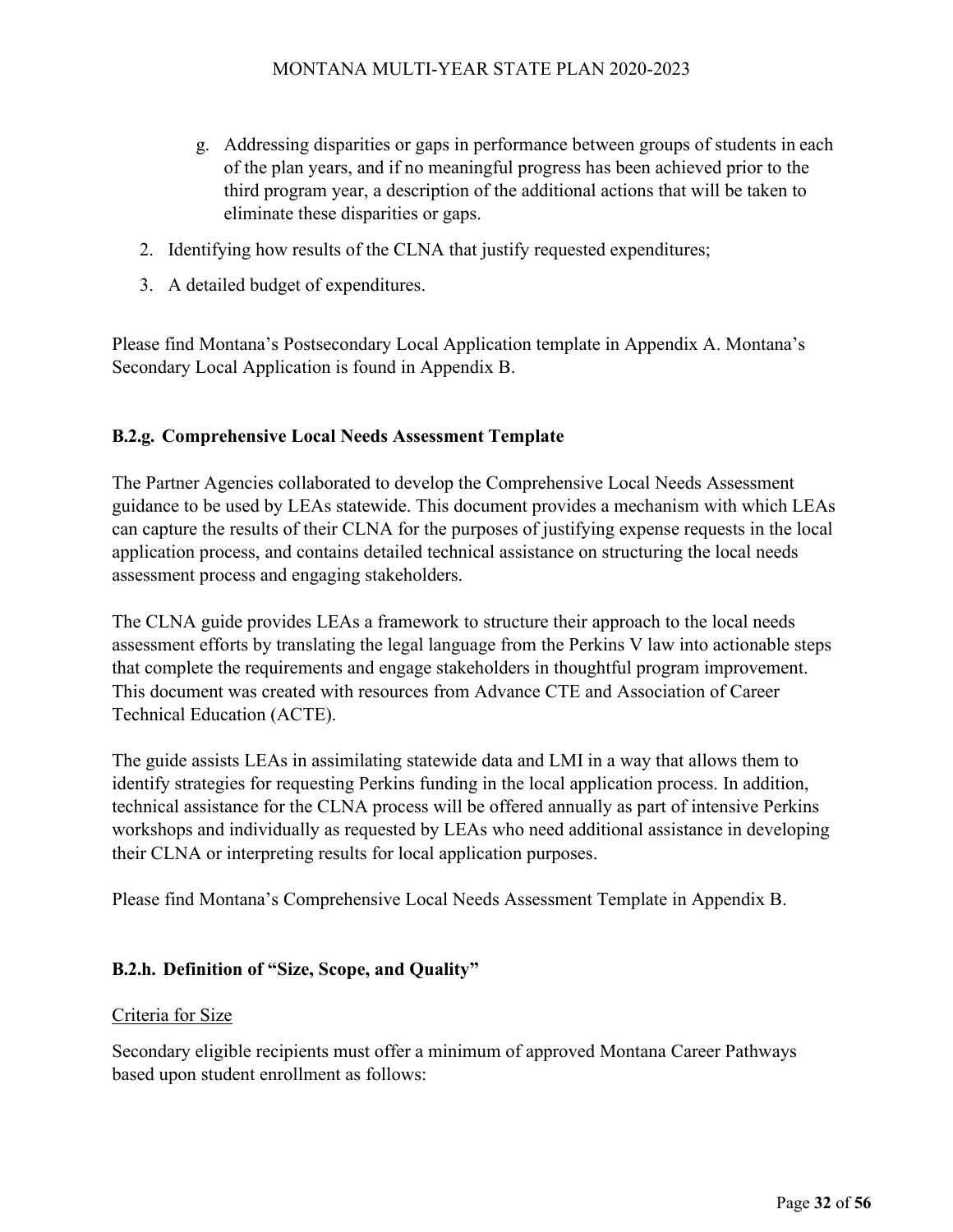g. Addressing disparities or gaps in performance between groups of students in each of the plan years, and if no meaningful progress has been achieved prior to the third program year, a description of the additional actions that will be taken to eliminate these disparities or gaps.

2. Identifying how results of the CLNA that justify requested expenditures;
3. A detailed budget of expenditures.

Please find Montana's Postsecondary Local Application template in Appendix A. Montana's Secondary Local Application is found in Appendix B.

### B.2.g. Comprehensive Local Needs Assessment Template

The Partner Agencies collaborated to develop the Comprehensive Local Needs Assessment guidance to be used by LEAs statewide. This document provides a mechanism with which LEAs can capture the results of their CLNA for the purposes of justifying expense requests in the local application process, and contains detailed technical assistance on structuring the local needs assessment process and engaging stakeholders.

The CLNA guide provides LEAs a framework to structure their approach to the local needs assessment efforts by translating the legal language from the Perkins V law into actionable steps that complete the requirements and engage stakeholders in thoughtful program improvement. This document was created with resources from Advance CTE and Association of Career Technical Education (ACTE).

The guide assists LEAs in assimilating statewide data and LMI in a way that allows them to identify strategies for requesting Perkins funding in the local application process. In addition, technical assistance for the CLNA process will be offered annually as part of intensive Perkins workshops and individually as requested by LEAs who need additional assistance in developing their CLNA or interpreting results for local application purposes.

Please find Montana's Comprehensive Local Needs Assessment Template in Appendix B.

### B.2.h. Definition of "Size, Scope, and Quality"

<u>Criteria for Size</u>

Secondary eligible recipients must offer a minimum of approved Montana Career Pathways based upon student enrollment as follows: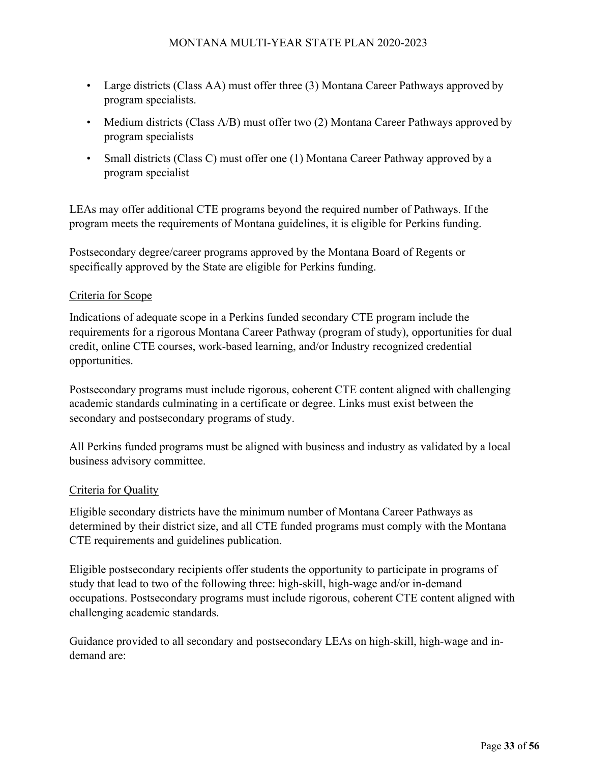- Large districts (Class AA) must offer three (3) Montana Career Pathways approved by program specialists.
- Medium districts (Class A/B) must offer two (2) Montana Career Pathways approved by program specialists
- Small districts (Class C) must offer one (1) Montana Career Pathway approved by a program specialist

LEAs may offer additional CTE programs beyond the required number of Pathways. If the program meets the requirements of Montana guidelines, it is eligible for Perkins funding.

Postsecondary degree/career programs approved by the Montana Board of Regents or specifically approved by the State are eligible for Perkins funding.

<u>Criteria for Scope</u>

Indications of adequate scope in a Perkins funded secondary CTE program include the requirements for a rigorous Montana Career Pathway (program of study), opportunities for dual credit, online CTE courses, work-based learning, and/or Industry recognized credential opportunities.

Postsecondary programs must include rigorous, coherent CTE content aligned with challenging academic standards culminating in a certificate or degree. Links must exist between the secondary and postsecondary programs of study.

All Perkins funded programs must be aligned with business and industry as validated by a local business advisory committee.

<u>Criteria for Quality</u>

Eligible secondary districts have the minimum number of Montana Career Pathways as determined by their district size, and all CTE funded programs must comply with the Montana CTE requirements and guidelines publication.

Eligible postsecondary recipients offer students the opportunity to participate in programs of study that lead to two of the following three: high-skill, high-wage and/or in-demand occupations. Postsecondary programs must include rigorous, coherent CTE content aligned with challenging academic standards.

Guidance provided to all secondary and postsecondary LEAs on high-skill, high-wage and in-demand are: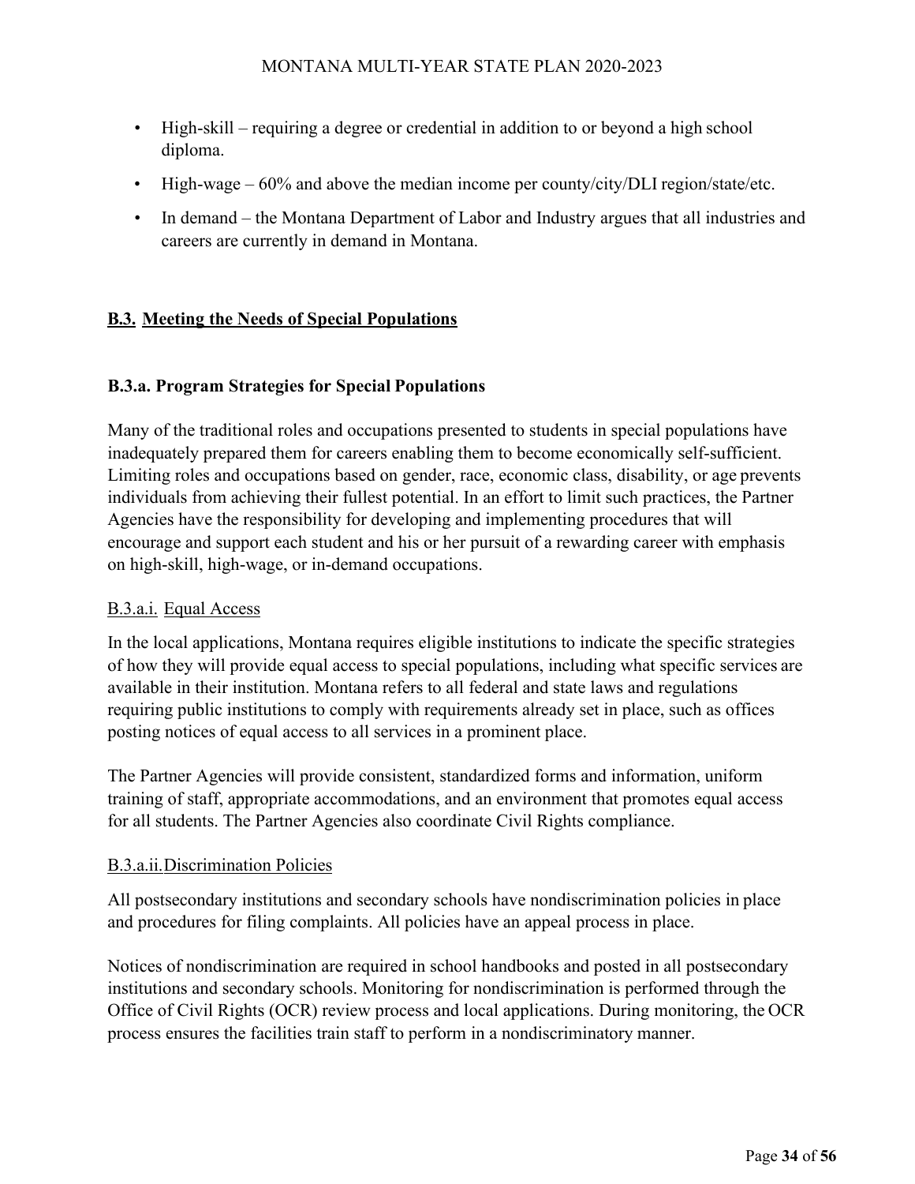- High-skill – requiring a degree or credential in addition to or beyond a high school diploma.
- High-wage – 60% and above the median income per county/city/DLI region/state/etc.
- In demand – the Montana Department of Labor and Industry argues that all industries and careers are currently in demand in Montana.

## B.3. Meeting the Needs of Special Populations

### B.3.a. Program Strategies for Special Populations

Many of the traditional roles and occupations presented to students in special populations have inadequately prepared them for careers enabling them to become economically self-sufficient. Limiting roles and occupations based on gender, race, economic class, disability, or age prevents individuals from achieving their fullest potential. In an effort to limit such practices, the Partner Agencies have the responsibility for developing and implementing procedures that will encourage and support each student and his or her pursuit of a rewarding career with emphasis on high-skill, high-wage, or in-demand occupations.

#### B.3.a.i. Equal Access

In the local applications, Montana requires eligible institutions to indicate the specific strategies of how they will provide equal access to special populations, including what specific services are available in their institution. Montana refers to all federal and state laws and regulations requiring public institutions to comply with requirements already set in place, such as offices posting notices of equal access to all services in a prominent place.

The Partner Agencies will provide consistent, standardized forms and information, uniform training of staff, appropriate accommodations, and an environment that promotes equal access for all students. The Partner Agencies also coordinate Civil Rights compliance.

#### B.3.a.ii. Discrimination Policies

All postsecondary institutions and secondary schools have nondiscrimination policies in place and procedures for filing complaints. All policies have an appeal process in place.

Notices of nondiscrimination are required in school handbooks and posted in all postsecondary institutions and secondary schools. Monitoring for nondiscrimination is performed through the Office of Civil Rights (OCR) review process and local applications. During monitoring, the OCR process ensures the facilities train staff to perform in a nondiscriminatory manner.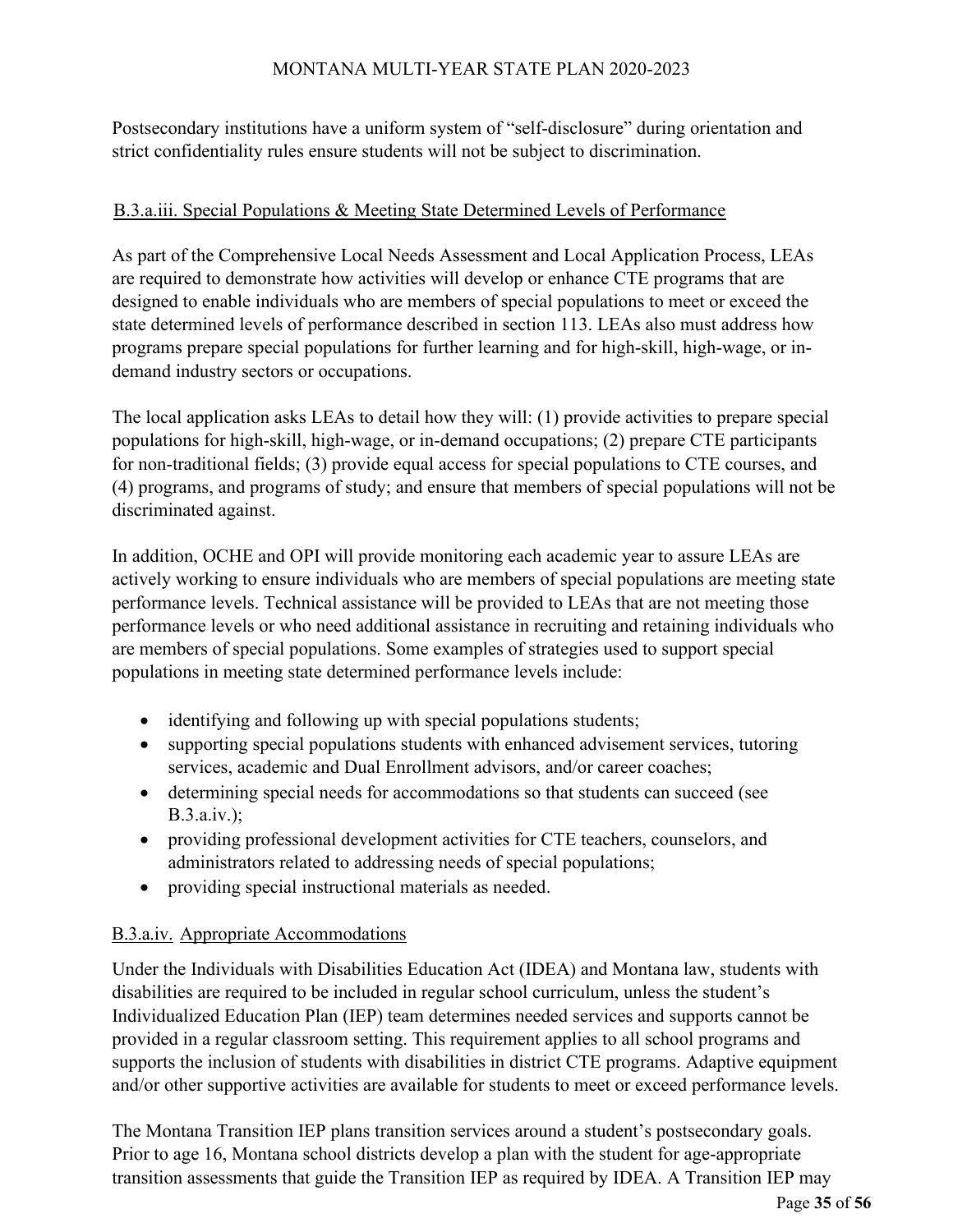Postsecondary institutions have a uniform system of "self-disclosure" during orientation and strict confidentiality rules ensure students will not be subject to discrimination.

### B.3.a.iii. Special Populations & Meeting State Determined Levels of Performance

As part of the Comprehensive Local Needs Assessment and Local Application Process, LEAs are required to demonstrate how activities will develop or enhance CTE programs that are designed to enable individuals who are members of special populations to meet or exceed the state determined levels of performance described in section 113. LEAs also must address how programs prepare special populations for further learning and for high-skill, high-wage, or in-demand industry sectors or occupations.

The local application asks LEAs to detail how they will: (1) provide activities to prepare special populations for high-skill, high-wage, or in-demand occupations; (2) prepare CTE participants for non-traditional fields; (3) provide equal access for special populations to CTE courses, and (4) programs, and programs of study; and ensure that members of special populations will not be discriminated against.

In addition, OCHE and OPI will provide monitoring each academic year to assure LEAs are actively working to ensure individuals who are members of special populations are meeting state performance levels. Technical assistance will be provided to LEAs that are not meeting those performance levels or who need additional assistance in recruiting and retaining individuals who are members of special populations. Some examples of strategies used to support special populations in meeting state determined performance levels include:

- identifying and following up with special populations students;
- supporting special populations students with enhanced advisement services, tutoring services, academic and Dual Enrollment advisors, and/or career coaches;
- determining special needs for accommodations so that students can succeed (see B.3.a.iv.);
- providing professional development activities for CTE teachers, counselors, and administrators related to addressing needs of special populations;
- providing special instructional materials as needed.

### B.3.a.iv. Appropriate Accommodations

Under the Individuals with Disabilities Education Act (IDEA) and Montana law, students with disabilities are required to be included in regular school curriculum, unless the student's Individualized Education Plan (IEP) team determines needed services and supports cannot be provided in a regular classroom setting. This requirement applies to all school programs and supports the inclusion of students with disabilities in district CTE programs. Adaptive equipment and/or other supportive activities are available for students to meet or exceed performance levels.

The Montana Transition IEP plans transition services around a student's postsecondary goals. Prior to age 16, Montana school districts develop a plan with the student for age-appropriate transition assessments that guide the Transition IEP as required by IDEA. A Transition IEP may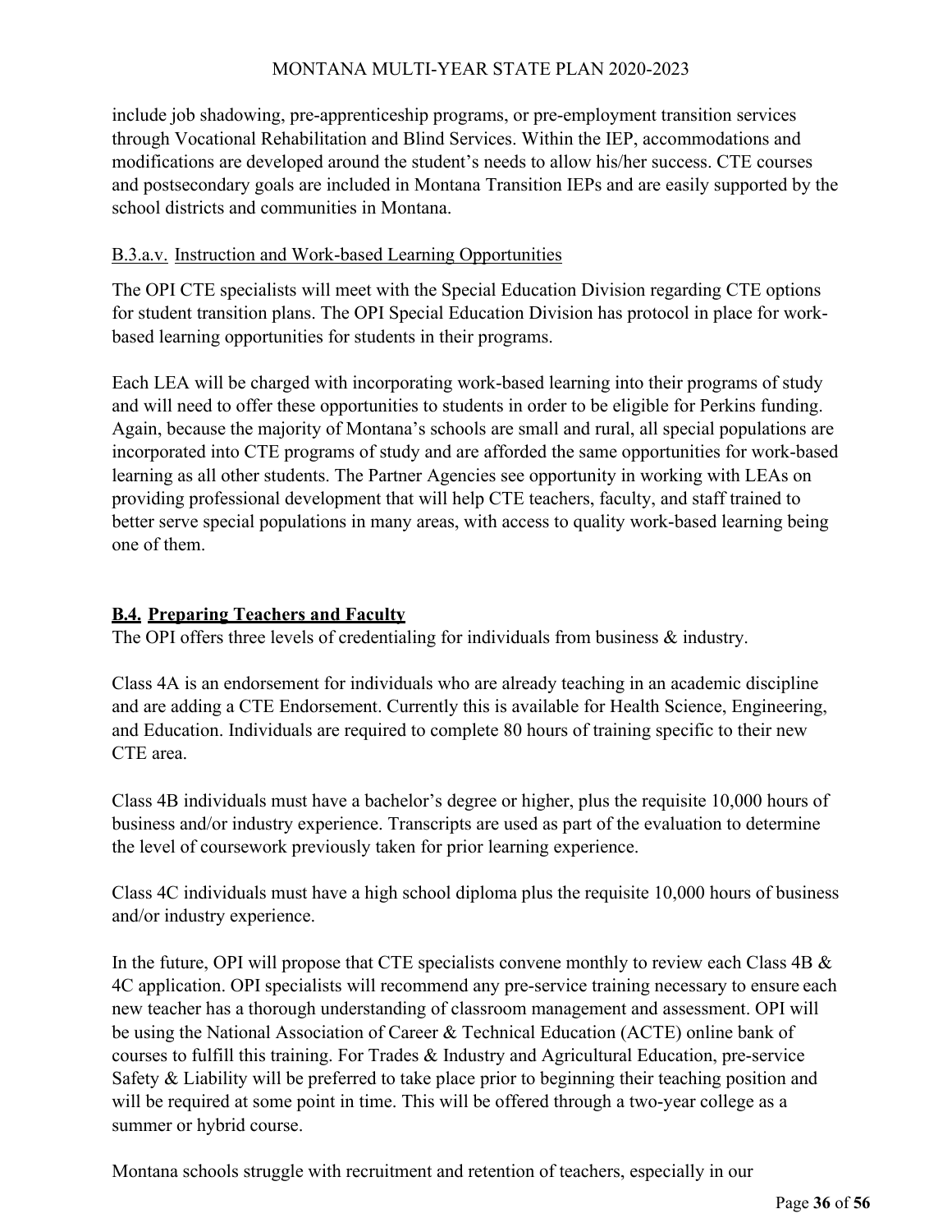include job shadowing, pre-apprenticeship programs, or pre-employment transition services through Vocational Rehabilitation and Blind Services. Within the IEP, accommodations and modifications are developed around the student's needs to allow his/her success. CTE courses and postsecondary goals are included in Montana Transition IEPs and are easily supported by the school districts and communities in Montana.

B.3.a.v. Instruction and Work-based Learning Opportunities

The OPI CTE specialists will meet with the Special Education Division regarding CTE options for student transition plans. The OPI Special Education Division has protocol in place for work-based learning opportunities for students in their programs.

Each LEA will be charged with incorporating work-based learning into their programs of study and will need to offer these opportunities to students in order to be eligible for Perkins funding. Again, because the majority of Montana's schools are small and rural, all special populations are incorporated into CTE programs of study and are afforded the same opportunities for work-based learning as all other students. The Partner Agencies see opportunity in working with LEAs on providing professional development that will help CTE teachers, faculty, and staff trained to better serve special populations in many areas, with access to quality work-based learning being one of them.

## B.4. Preparing Teachers and Faculty

The OPI offers three levels of credentialing for individuals from business & industry.

Class 4A is an endorsement for individuals who are already teaching in an academic discipline and are adding a CTE Endorsement. Currently this is available for Health Science, Engineering, and Education. Individuals are required to complete 80 hours of training specific to their new CTE area.

Class 4B individuals must have a bachelor's degree or higher, plus the requisite 10,000 hours of business and/or industry experience. Transcripts are used as part of the evaluation to determine the level of coursework previously taken for prior learning experience.

Class 4C individuals must have a high school diploma plus the requisite 10,000 hours of business and/or industry experience.

In the future, OPI will propose that CTE specialists convene monthly to review each Class 4B & 4C application. OPI specialists will recommend any pre-service training necessary to ensure each new teacher has a thorough understanding of classroom management and assessment. OPI will be using the National Association of Career & Technical Education (ACTE) online bank of courses to fulfill this training. For Trades & Industry and Agricultural Education, pre-service Safety & Liability will be preferred to take place prior to beginning their teaching position and will be required at some point in time. This will be offered through a two-year college as a summer or hybrid course.

Montana schools struggle with recruitment and retention of teachers, especially in our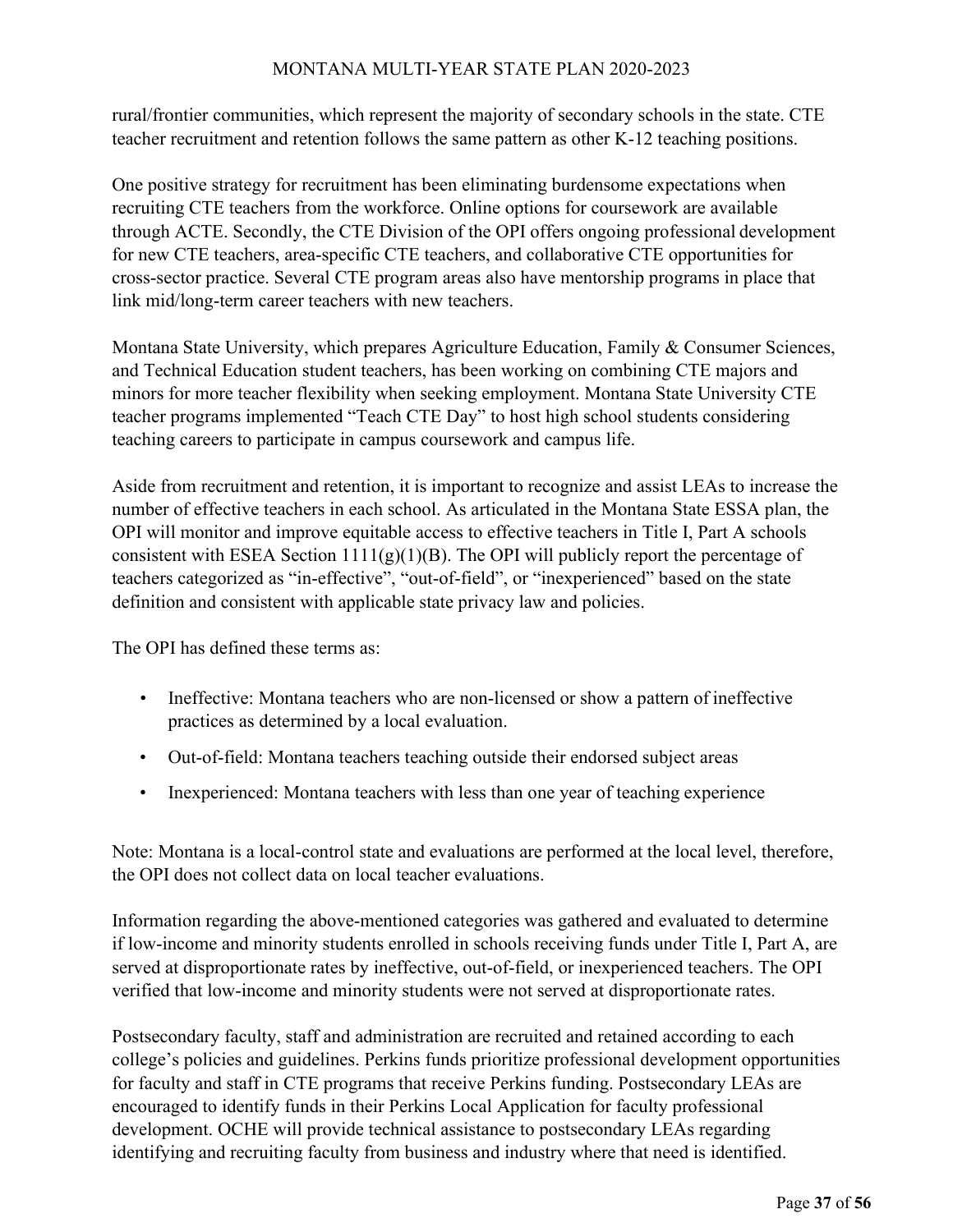rural/frontier communities, which represent the majority of secondary schools in the state. CTE teacher recruitment and retention follows the same pattern as other K-12 teaching positions.

One positive strategy for recruitment has been eliminating burdensome expectations when recruiting CTE teachers from the workforce. Online options for coursework are available through ACTE. Secondly, the CTE Division of the OPI offers ongoing professional development for new CTE teachers, area-specific CTE teachers, and collaborative CTE opportunities for cross-sector practice. Several CTE program areas also have mentorship programs in place that link mid/long-term career teachers with new teachers.

Montana State University, which prepares Agriculture Education, Family & Consumer Sciences, and Technical Education student teachers, has been working on combining CTE majors and minors for more teacher flexibility when seeking employment. Montana State University CTE teacher programs implemented "Teach CTE Day" to host high school students considering teaching careers to participate in campus coursework and campus life.

Aside from recruitment and retention, it is important to recognize and assist LEAs to increase the number of effective teachers in each school. As articulated in the Montana State ESSA plan, the OPI will monitor and improve equitable access to effective teachers in Title I, Part A schools consistent with ESEA Section 1111(g)(1)(B). The OPI will publicly report the percentage of teachers categorized as "in-effective", "out-of-field", or "inexperienced" based on the state definition and consistent with applicable state privacy law and policies.

The OPI has defined these terms as:

- Ineffective: Montana teachers who are non-licensed or show a pattern of ineffective practices as determined by a local evaluation.
- Out-of-field: Montana teachers teaching outside their endorsed subject areas
- Inexperienced: Montana teachers with less than one year of teaching experience

Note: Montana is a local-control state and evaluations are performed at the local level, therefore, the OPI does not collect data on local teacher evaluations.

Information regarding the above-mentioned categories was gathered and evaluated to determine if low-income and minority students enrolled in schools receiving funds under Title I, Part A, are served at disproportionate rates by ineffective, out-of-field, or inexperienced teachers. The OPI verified that low-income and minority students were not served at disproportionate rates.

Postsecondary faculty, staff and administration are recruited and retained according to each college's policies and guidelines. Perkins funds prioritize professional development opportunities for faculty and staff in CTE programs that receive Perkins funding. Postsecondary LEAs are encouraged to identify funds in their Perkins Local Application for faculty professional development. OCHE will provide technical assistance to postsecondary LEAs regarding identifying and recruiting faculty from business and industry where that need is identified.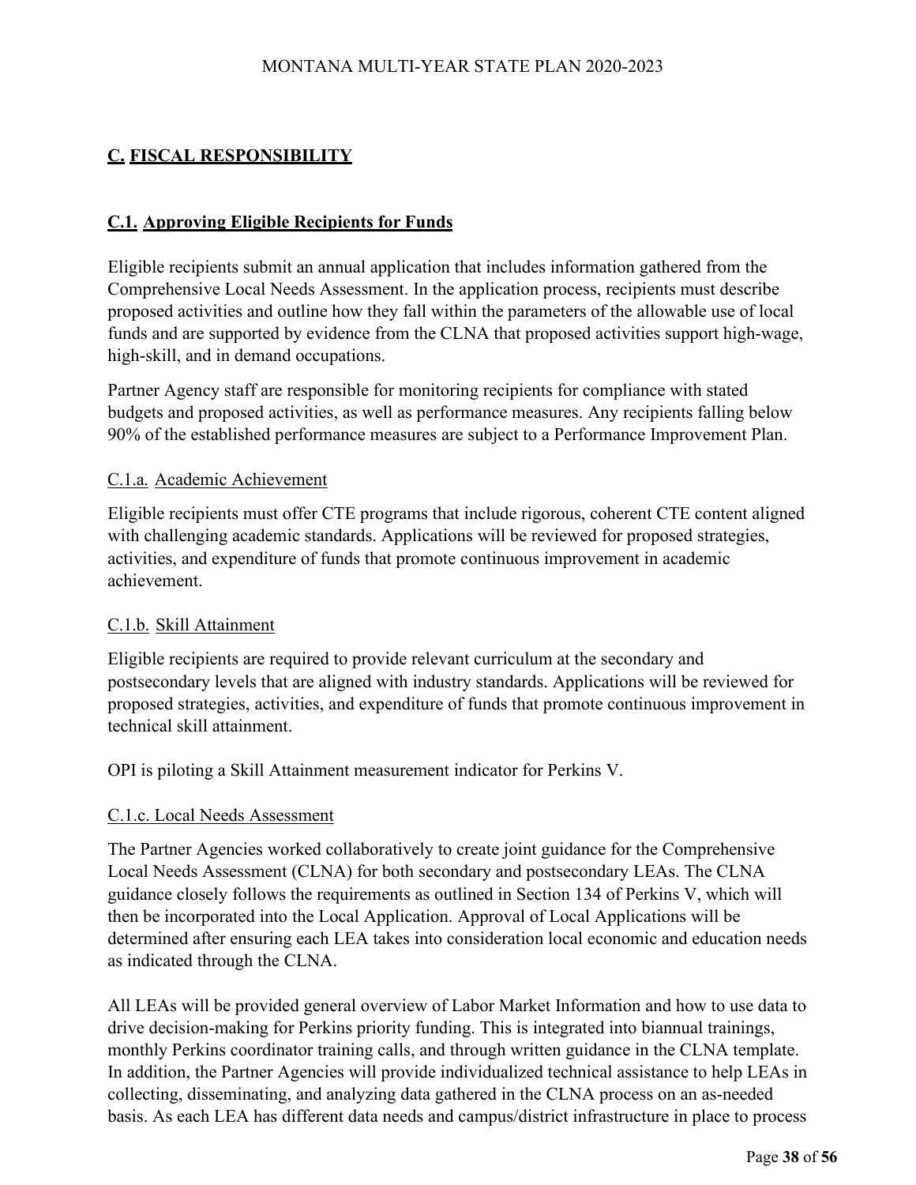## C. FISCAL RESPONSIBILITY

### C.1. Approving Eligible Recipients for Funds

Eligible recipients submit an annual application that includes information gathered from the Comprehensive Local Needs Assessment. In the application process, recipients must describe proposed activities and outline how they fall within the parameters of the allowable use of local funds and are supported by evidence from the CLNA that proposed activities support high-wage, high-skill, and in demand occupations.

Partner Agency staff are responsible for monitoring recipients for compliance with stated budgets and proposed activities, as well as performance measures. Any recipients falling below 90% of the established performance measures are subject to a Performance Improvement Plan.

#### C.1.a. Academic Achievement

Eligible recipients must offer CTE programs that include rigorous, coherent CTE content aligned with challenging academic standards. Applications will be reviewed for proposed strategies, activities, and expenditure of funds that promote continuous improvement in academic achievement.

#### C.1.b. Skill Attainment

Eligible recipients are required to provide relevant curriculum at the secondary and postsecondary levels that are aligned with industry standards. Applications will be reviewed for proposed strategies, activities, and expenditure of funds that promote continuous improvement in technical skill attainment.

OPI is piloting a Skill Attainment measurement indicator for Perkins V.

#### C.1.c. Local Needs Assessment

The Partner Agencies worked collaboratively to create joint guidance for the Comprehensive Local Needs Assessment (CLNA) for both secondary and postsecondary LEAs. The CLNA guidance closely follows the requirements as outlined in Section 134 of Perkins V, which will then be incorporated into the Local Application. Approval of Local Applications will be determined after ensuring each LEA takes into consideration local economic and education needs as indicated through the CLNA.

All LEAs will be provided general overview of Labor Market Information and how to use data to drive decision-making for Perkins priority funding. This is integrated into biannual trainings, monthly Perkins coordinator training calls, and through written guidance in the CLNA template. In addition, the Partner Agencies will provide individualized technical assistance to help LEAs in collecting, disseminating, and analyzing data gathered in the CLNA process on an as-needed basis. As each LEA has different data needs and campus/district infrastructure in place to process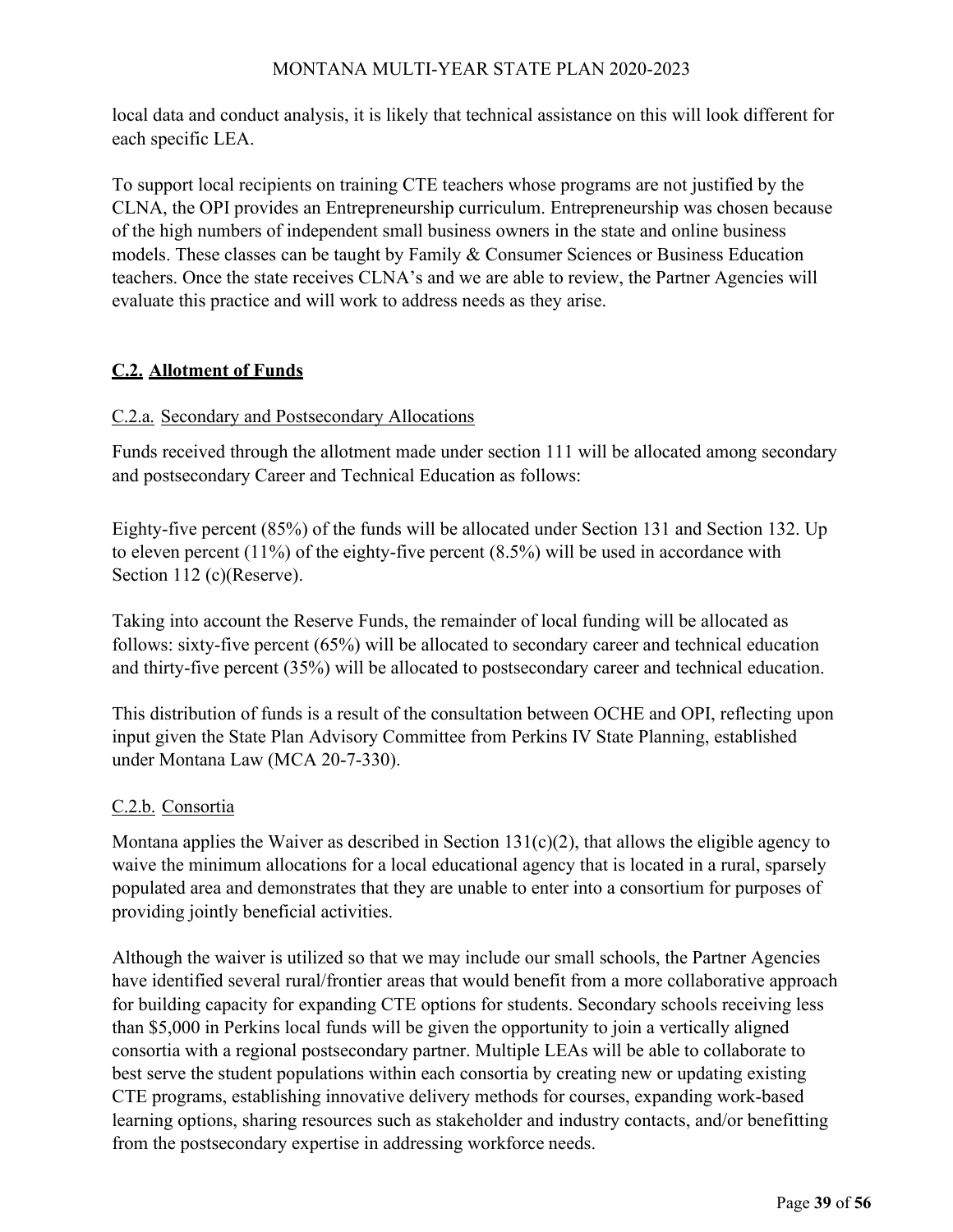local data and conduct analysis, it is likely that technical assistance on this will look different for each specific LEA.

To support local recipients on training CTE teachers whose programs are not justified by the CLNA, the OPI provides an Entrepreneurship curriculum. Entrepreneurship was chosen because of the high numbers of independent small business owners in the state and online business models. These classes can be taught by Family & Consumer Sciences or Business Education teachers. Once the state receives CLNA's and we are able to review, the Partner Agencies will evaluate this practice and will work to address needs as they arise.

## C.2. Allotment of Funds

### C.2.a. Secondary and Postsecondary Allocations

Funds received through the allotment made under section 111 will be allocated among secondary and postsecondary Career and Technical Education as follows:

Eighty-five percent (85%) of the funds will be allocated under Section 131 and Section 132. Up to eleven percent (11%) of the eighty-five percent (8.5%) will be used in accordance with Section 112 (c)(Reserve).

Taking into account the Reserve Funds, the remainder of local funding will be allocated as follows: sixty-five percent (65%) will be allocated to secondary career and technical education and thirty-five percent (35%) will be allocated to postsecondary career and technical education.

This distribution of funds is a result of the consultation between OCHE and OPI, reflecting upon input given the State Plan Advisory Committee from Perkins IV State Planning, established under Montana Law (MCA 20-7-330).

### C.2.b. Consortia

Montana applies the Waiver as described in Section 131(c)(2), that allows the eligible agency to waive the minimum allocations for a local educational agency that is located in a rural, sparsely populated area and demonstrates that they are unable to enter into a consortium for purposes of providing jointly beneficial activities.

Although the waiver is utilized so that we may include our small schools, the Partner Agencies have identified several rural/frontier areas that would benefit from a more collaborative approach for building capacity for expanding CTE options for students. Secondary schools receiving less than $5,000 in Perkins local funds will be given the opportunity to join a vertically aligned consortia with a regional postsecondary partner. Multiple LEAs will be able to collaborate to best serve the student populations within each consortia by creating new or updating existing CTE programs, establishing innovative delivery methods for courses, expanding work-based learning options, sharing resources such as stakeholder and industry contacts, and/or benefitting from the postsecondary expertise in addressing workforce needs.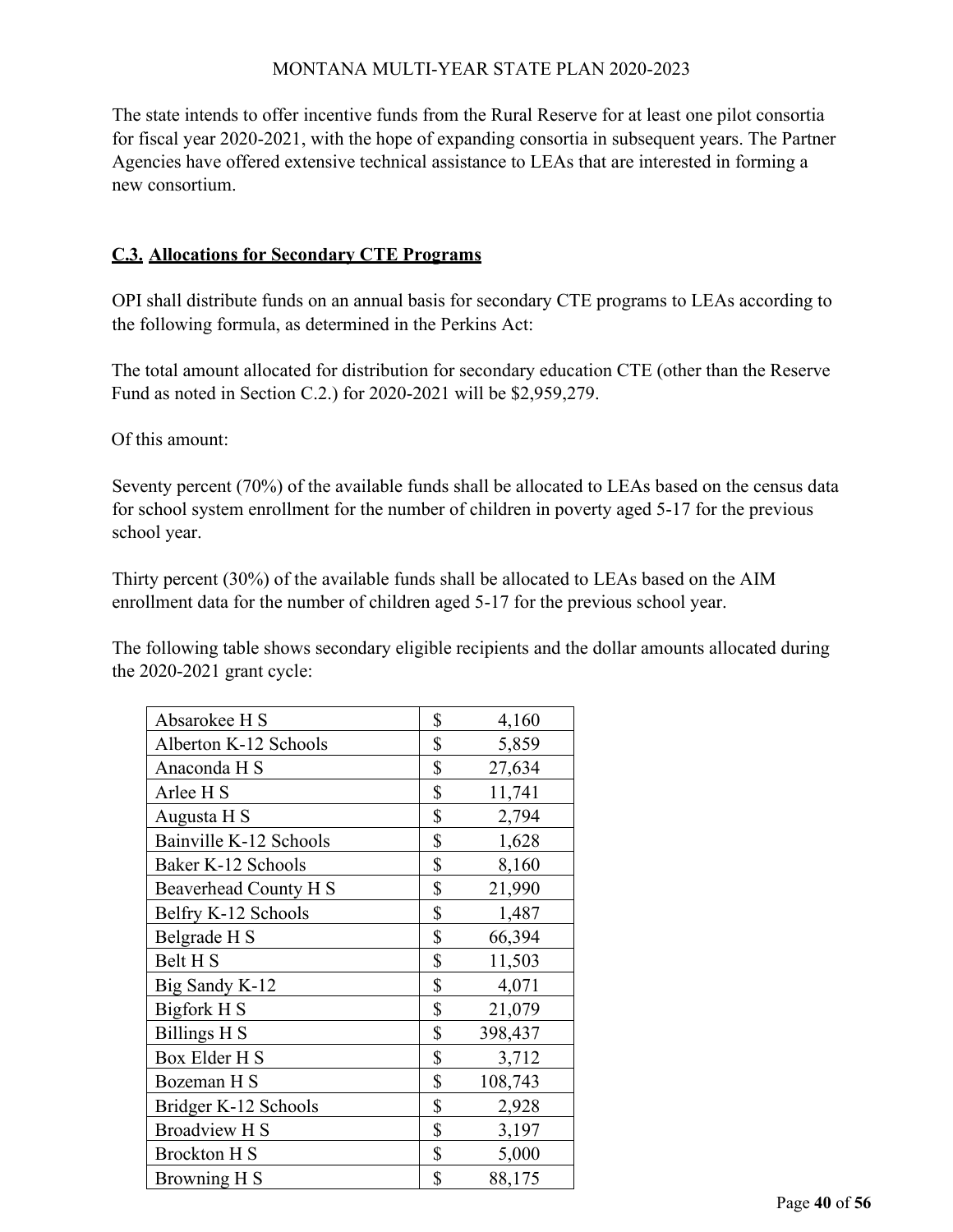The state intends to offer incentive funds from the Rural Reserve for at least one pilot consortia for fiscal year 2020-2021, with the hope of expanding consortia in subsequent years. The Partner Agencies have offered extensive technical assistance to LEAs that are interested in forming a new consortium.

### C.3. Allocations for Secondary CTE Programs

OPI shall distribute funds on an annual basis for secondary CTE programs to LEAs according to the following formula, as determined in the Perkins Act:

The total amount allocated for distribution for secondary education CTE (other than the Reserve Fund as noted in Section C.2.) for 2020-2021 will be $2,959,279.

Of this amount:

Seventy percent (70%) of the available funds shall be allocated to LEAs based on the census data for school system enrollment for the number of children in poverty aged 5-17 for the previous school year.

Thirty percent (30%) of the available funds shall be allocated to LEAs based on the AIM enrollment data for the number of children aged 5-17 for the previous school year.

The following table shows secondary eligible recipients and the dollar amounts allocated during the 2020-2021 grant cycle:

| | |
|---|---|
| Absarokee H S | $ 4,160 |
| Alberton K-12 Schools | $ 5,859 |
| Anaconda H S | $ 27,634 |
| Arlee H S | $ 11,741 |
| Augusta H S | $ 2,794 |
| Bainville K-12 Schools | $ 1,628 |
| Baker K-12 Schools | $ 8,160 |
| Beaverhead County H S | $ 21,990 |
| Belfry K-12 Schools | $ 1,487 |
| Belgrade H S | $ 66,394 |
| Belt H S | $ 11,503 |
| Big Sandy K-12 | $ 4,071 |
| Bigfork H S | $ 21,079 |
| Billings H S | $ 398,437 |
| Box Elder H S | $ 3,712 |
| Bozeman H S | $ 108,743 |
| Bridger K-12 Schools | $ 2,928 |
| Broadview H S | $ 3,197 |
| Brockton H S | $ 5,000 |
| Browning H S | $ 88,175 |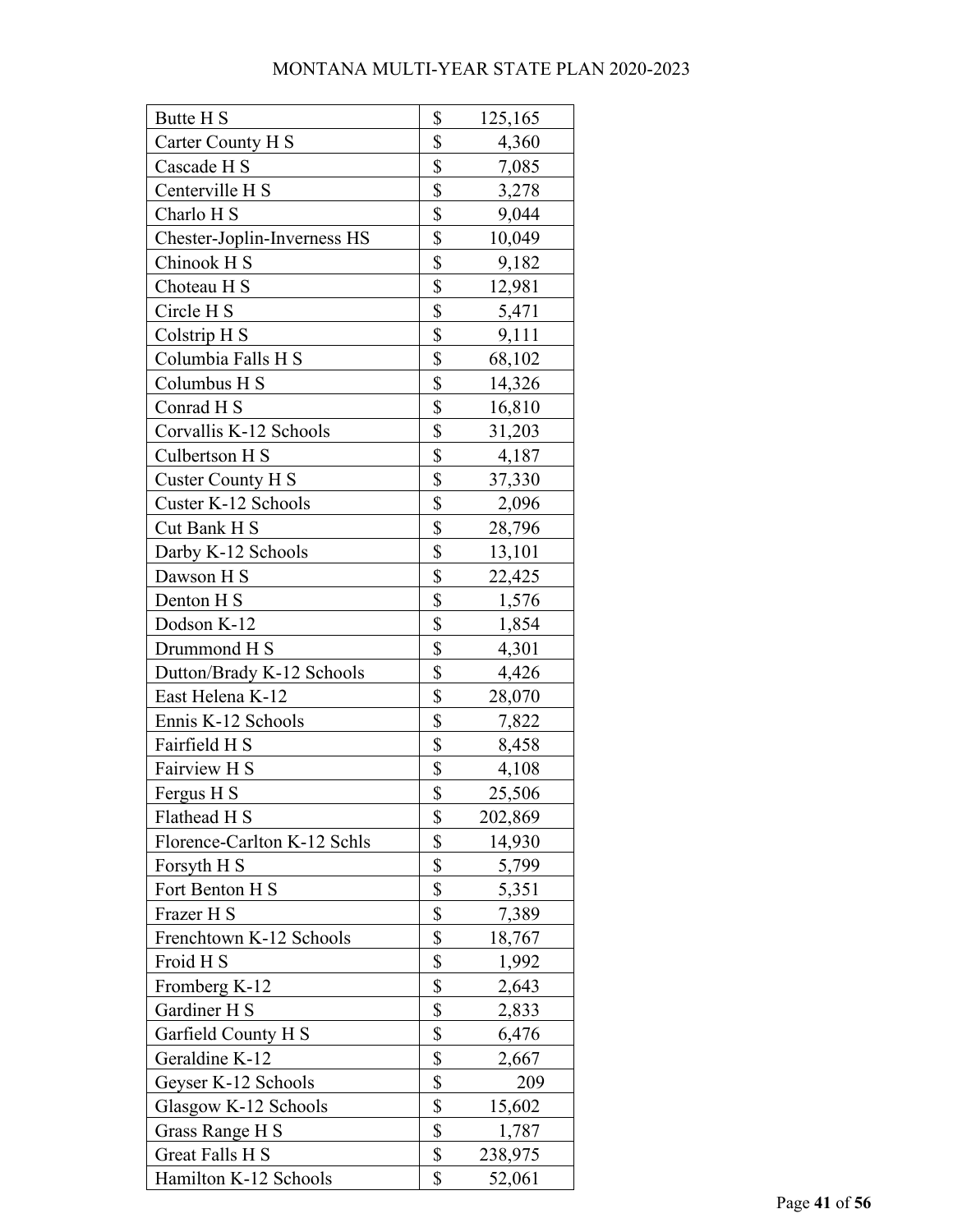| Butte H S | $ | 125,165 |
|---|---|---|
| Carter County H S | $ | 4,360 |
| Cascade H S | $ | 7,085 |
| Centerville H S | $ | 3,278 |
| Charlo H S | $ | 9,044 |
| Chester-Joplin-Inverness HS | $ | 10,049 |
| Chinook H S | $ | 9,182 |
| Choteau H S | $ | 12,981 |
| Circle H S | $ | 5,471 |
| Colstrip H S | $ | 9,111 |
| Columbia Falls H S | $ | 68,102 |
| Columbus H S | $ | 14,326 |
| Conrad H S | $ | 16,810 |
| Corvallis K-12 Schools | $ | 31,203 |
| Culbertson H S | $ | 4,187 |
| Custer County H S | $ | 37,330 |
| Custer K-12 Schools | $ | 2,096 |
| Cut Bank H S | $ | 28,796 |
| Darby K-12 Schools | $ | 13,101 |
| Dawson H S | $ | 22,425 |
| Denton H S | $ | 1,576 |
| Dodson K-12 | $ | 1,854 |
| Drummond H S | $ | 4,301 |
| Dutton/Brady K-12 Schools | $ | 4,426 |
| East Helena K-12 | $ | 28,070 |
| Ennis K-12 Schools | $ | 7,822 |
| Fairfield H S | $ | 8,458 |
| Fairview H S | $ | 4,108 |
| Fergus H S | $ | 25,506 |
| Flathead H S | $ | 202,869 |
| Florence-Carlton K-12 Schls | $ | 14,930 |
| Forsyth H S | $ | 5,799 |
| Fort Benton H S | $ | 5,351 |
| Frazer H S | $ | 7,389 |
| Frenchtown K-12 Schools | $ | 18,767 |
| Froid H S | $ | 1,992 |
| Fromberg K-12 | $ | 2,643 |
| Gardiner H S | $ | 2,833 |
| Garfield County H S | $ | 6,476 |
| Geraldine K-12 | $ | 2,667 |
| Geyser K-12 Schools | $ | 209 |
| Glasgow K-12 Schools | $ | 15,602 |
| Grass Range H S | $ | 1,787 |
| Great Falls H S | $ | 238,975 |
| Hamilton K-12 Schools | $ | 52,061 |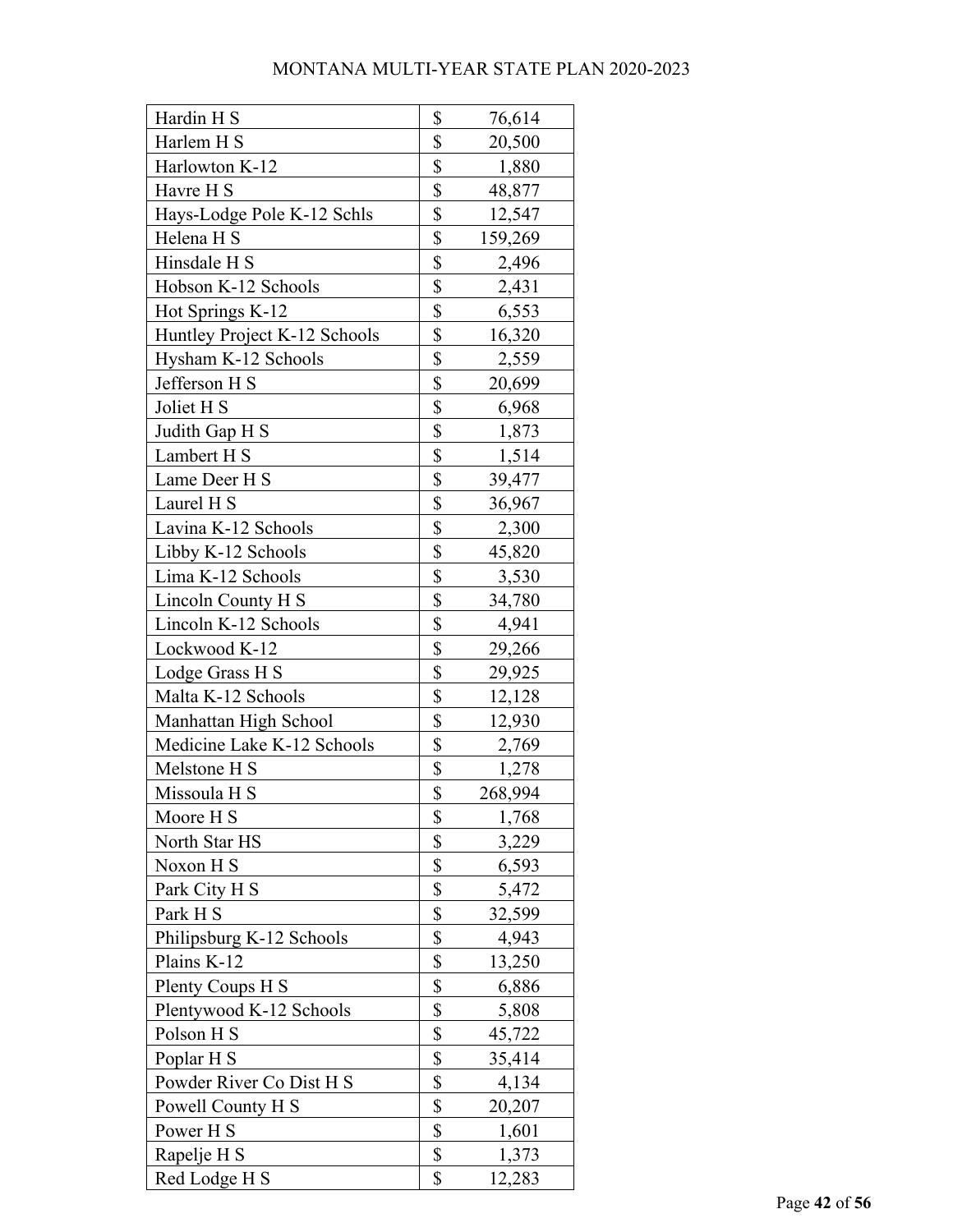| Hardin H S | $ | 76,614 |
|---|---|---|
| Harlem H S | $ | 20,500 |
| Harlowton K-12 | $ | 1,880 |
| Havre H S | $ | 48,877 |
| Hays-Lodge Pole K-12 Schls | $ | 12,547 |
| Helena H S | $ | 159,269 |
| Hinsdale H S | $ | 2,496 |
| Hobson K-12 Schools | $ | 2,431 |
| Hot Springs K-12 | $ | 6,553 |
| Huntley Project K-12 Schools | $ | 16,320 |
| Hysham K-12 Schools | $ | 2,559 |
| Jefferson H S | $ | 20,699 |
| Joliet H S | $ | 6,968 |
| Judith Gap H S | $ | 1,873 |
| Lambert H S | $ | 1,514 |
| Lame Deer H S | $ | 39,477 |
| Laurel H S | $ | 36,967 |
| Lavina K-12 Schools | $ | 2,300 |
| Libby K-12 Schools | $ | 45,820 |
| Lima K-12 Schools | $ | 3,530 |
| Lincoln County H S | $ | 34,780 |
| Lincoln K-12 Schools | $ | 4,941 |
| Lockwood K-12 | $ | 29,266 |
| Lodge Grass H S | $ | 29,925 |
| Malta K-12 Schools | $ | 12,128 |
| Manhattan High School | $ | 12,930 |
| Medicine Lake K-12 Schools | $ | 2,769 |
| Melstone H S | $ | 1,278 |
| Missoula H S | $ | 268,994 |
| Moore H S | $ | 1,768 |
| North Star HS | $ | 3,229 |
| Noxon H S | $ | 6,593 |
| Park City H S | $ | 5,472 |
| Park H S | $ | 32,599 |
| Philipsburg K-12 Schools | $ | 4,943 |
| Plains K-12 | $ | 13,250 |
| Plenty Coups H S | $ | 6,886 |
| Plentywood K-12 Schools | $ | 5,808 |
| Polson H S | $ | 45,722 |
| Poplar H S | $ | 35,414 |
| Powder River Co Dist H S | $ | 4,134 |
| Powell County H S | $ | 20,207 |
| Power H S | $ | 1,601 |
| Rapelje H S | $ | 1,373 |
| Red Lodge H S | $ | 12,283 |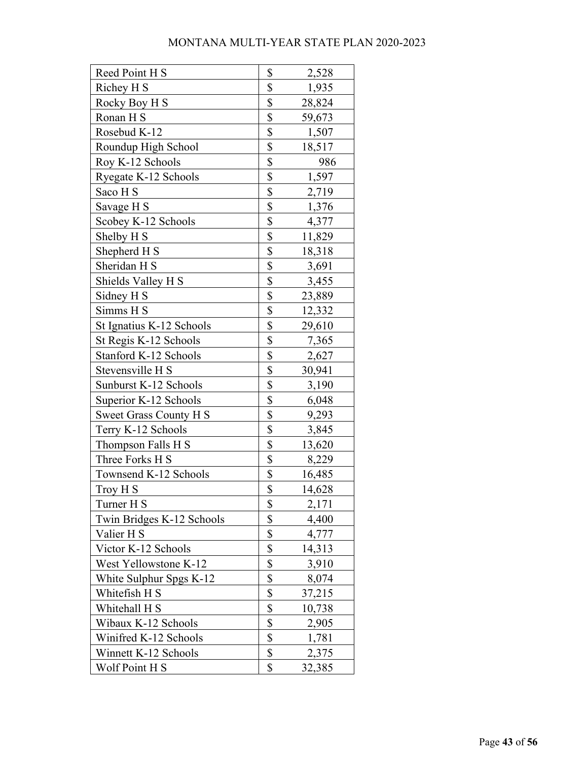| | | |
|---|---|---|
| Reed Point H S | $ | 2,528 |
| Richey H S | $ | 1,935 |
| Rocky Boy H S | $ | 28,824 |
| Ronan H S | $ | 59,673 |
| Rosebud K-12 | $ | 1,507 |
| Roundup High School | $ | 18,517 |
| Roy K-12 Schools | $ | 986 |
| Ryegate K-12 Schools | $ | 1,597 |
| Saco H S | $ | 2,719 |
| Savage H S | $ | 1,376 |
| Scobey K-12 Schools | $ | 4,377 |
| Shelby H S | $ | 11,829 |
| Shepherd H S | $ | 18,318 |
| Sheridan H S | $ | 3,691 |
| Shields Valley H S | $ | 3,455 |
| Sidney H S | $ | 23,889 |
| Simms H S | $ | 12,332 |
| St Ignatius K-12 Schools | $ | 29,610 |
| St Regis K-12 Schools | $ | 7,365 |
| Stanford K-12 Schools | $ | 2,627 |
| Stevensville H S | $ | 30,941 |
| Sunburst K-12 Schools | $ | 3,190 |
| Superior K-12 Schools | $ | 6,048 |
| Sweet Grass County H S | $ | 9,293 |
| Terry K-12 Schools | $ | 3,845 |
| Thompson Falls H S | $ | 13,620 |
| Three Forks H S | $ | 8,229 |
| Townsend K-12 Schools | $ | 16,485 |
| Troy H S | $ | 14,628 |
| Turner H S | $ | 2,171 |
| Twin Bridges K-12 Schools | $ | 4,400 |
| Valier H S | $ | 4,777 |
| Victor K-12 Schools | $ | 14,313 |
| West Yellowstone K-12 | $ | 3,910 |
| White Sulphur Spgs K-12 | $ | 8,074 |
| Whitefish H S | $ | 37,215 |
| Whitehall H S | $ | 10,738 |
| Wibaux K-12 Schools | $ | 2,905 |
| Winifred K-12 Schools | $ | 1,781 |
| Winnett K-12 Schools | $ | 2,375 |
| Wolf Point H S | $ | 32,385 |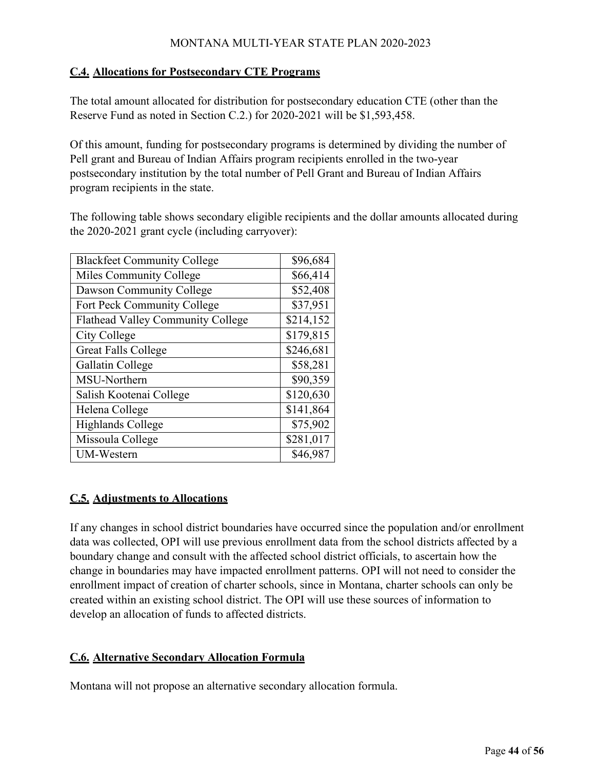## C.4. Allocations for Postsecondary CTE Programs

The total amount allocated for distribution for postsecondary education CTE (other than the Reserve Fund as noted in Section C.2.) for 2020-2021 will be $1,593,458.

Of this amount, funding for postsecondary programs is determined by dividing the number of Pell grant and Bureau of Indian Affairs program recipients enrolled in the two-year postsecondary institution by the total number of Pell Grant and Bureau of Indian Affairs program recipients in the state.

The following table shows secondary eligible recipients and the dollar amounts allocated during the 2020-2021 grant cycle (including carryover):

| | |
|---|---:|
| Blackfeet Community College | $96,684 |
| Miles Community College | $66,414 |
| Dawson Community College | $52,408 |
| Fort Peck Community College | $37,951 |
| Flathead Valley Community College | $214,152 |
| City College | $179,815 |
| Great Falls College | $246,681 |
| Gallatin College | $58,281 |
| MSU-Northern | $90,359 |
| Salish Kootenai College | $120,630 |
| Helena College | $141,864 |
| Highlands College | $75,902 |
| Missoula College | $281,017 |
| UM-Western | $46,987 |

## C.5. Adjustments to Allocations

If any changes in school district boundaries have occurred since the population and/or enrollment data was collected, OPI will use previous enrollment data from the school districts affected by a boundary change and consult with the affected school district officials, to ascertain how the change in boundaries may have impacted enrollment patterns. OPI will not need to consider the enrollment impact of creation of charter schools, since in Montana, charter schools can only be created within an existing school district. The OPI will use these sources of information to develop an allocation of funds to affected districts.

## C.6. Alternative Secondary Allocation Formula

Montana will not propose an alternative secondary allocation formula.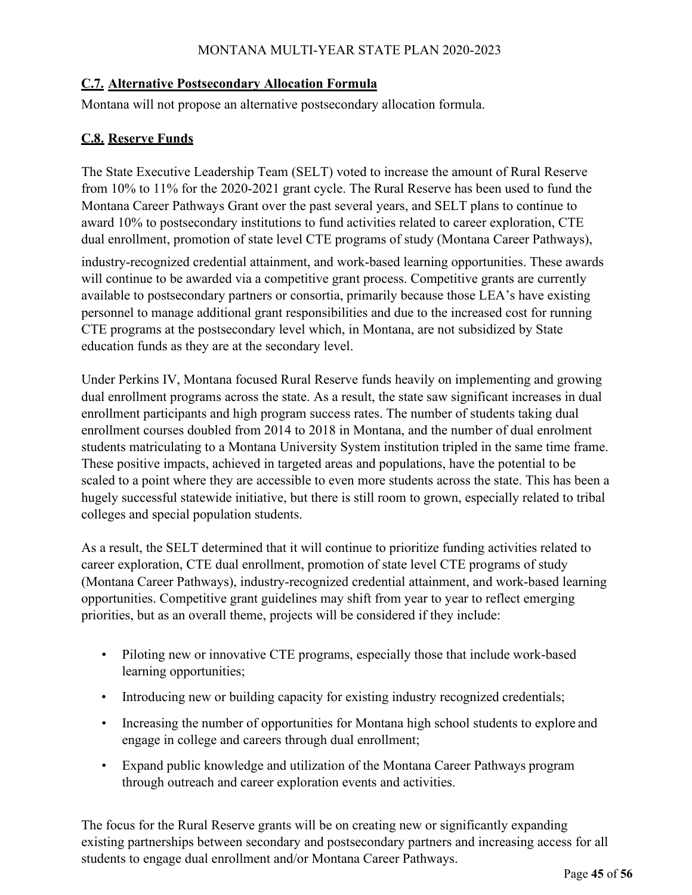## C.7. Alternative Postsecondary Allocation Formula

Montana will not propose an alternative postsecondary allocation formula.

## C.8. Reserve Funds

The State Executive Leadership Team (SELT) voted to increase the amount of Rural Reserve from 10% to 11% for the 2020-2021 grant cycle. The Rural Reserve has been used to fund the Montana Career Pathways Grant over the past several years, and SELT plans to continue to award 10% to postsecondary institutions to fund activities related to career exploration, CTE dual enrollment, promotion of state level CTE programs of study (Montana Career Pathways), industry-recognized credential attainment, and work-based learning opportunities. These awards will continue to be awarded via a competitive grant process. Competitive grants are currently available to postsecondary partners or consortia, primarily because those LEA's have existing personnel to manage additional grant responsibilities and due to the increased cost for running CTE programs at the postsecondary level which, in Montana, are not subsidized by State education funds as they are at the secondary level.

Under Perkins IV, Montana focused Rural Reserve funds heavily on implementing and growing dual enrollment programs across the state. As a result, the state saw significant increases in dual enrollment participants and high program success rates. The number of students taking dual enrollment courses doubled from 2014 to 2018 in Montana, and the number of dual enrolment students matriculating to a Montana University System institution tripled in the same time frame. These positive impacts, achieved in targeted areas and populations, have the potential to be scaled to a point where they are accessible to even more students across the state. This has been a hugely successful statewide initiative, but there is still room to grown, especially related to tribal colleges and special population students.

As a result, the SELT determined that it will continue to prioritize funding activities related to career exploration, CTE dual enrollment, promotion of state level CTE programs of study (Montana Career Pathways), industry-recognized credential attainment, and work-based learning opportunities. Competitive grant guidelines may shift from year to year to reflect emerging priorities, but as an overall theme, projects will be considered if they include:

- Piloting new or innovative CTE programs, especially those that include work-based learning opportunities;
- Introducing new or building capacity for existing industry recognized credentials;
- Increasing the number of opportunities for Montana high school students to explore and engage in college and careers through dual enrollment;
- Expand public knowledge and utilization of the Montana Career Pathways program through outreach and career exploration events and activities.

The focus for the Rural Reserve grants will be on creating new or significantly expanding existing partnerships between secondary and postsecondary partners and increasing access for all students to engage dual enrollment and/or Montana Career Pathways.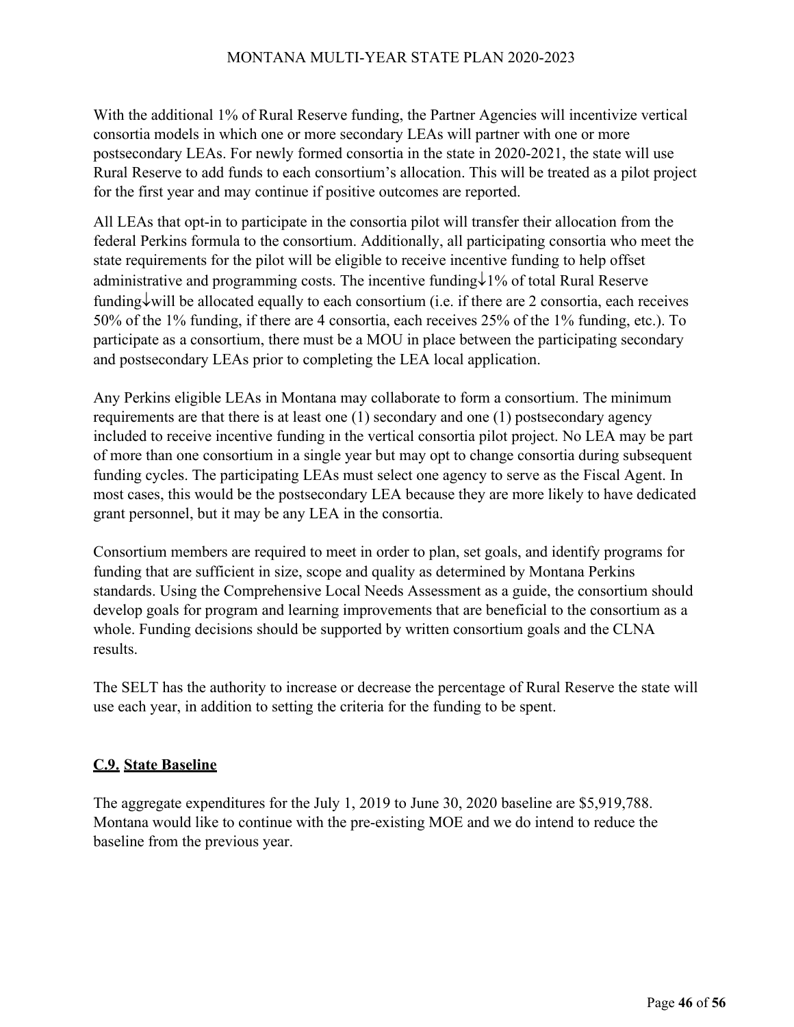With the additional 1% of Rural Reserve funding, the Partner Agencies will incentivize vertical consortia models in which one or more secondary LEAs will partner with one or more postsecondary LEAs. For newly formed consortia in the state in 2020-2021, the state will use Rural Reserve to add funds to each consortium's allocation. This will be treated as a pilot project for the first year and may continue if positive outcomes are reported.

All LEAs that opt-in to participate in the consortia pilot will transfer their allocation from the federal Perkins formula to the consortium. Additionally, all participating consortia who meet the state requirements for the pilot will be eligible to receive incentive funding to help offset administrative and programming costs. The incentive funding↓1% of total Rural Reserve funding↓will be allocated equally to each consortium (i.e. if there are 2 consortia, each receives 50% of the 1% funding, if there are 4 consortia, each receives 25% of the 1% funding, etc.). To participate as a consortium, there must be a MOU in place between the participating secondary and postsecondary LEAs prior to completing the LEA local application.

Any Perkins eligible LEAs in Montana may collaborate to form a consortium. The minimum requirements are that there is at least one (1) secondary and one (1) postsecondary agency included to receive incentive funding in the vertical consortia pilot project. No LEA may be part of more than one consortium in a single year but may opt to change consortia during subsequent funding cycles. The participating LEAs must select one agency to serve as the Fiscal Agent. In most cases, this would be the postsecondary LEA because they are more likely to have dedicated grant personnel, but it may be any LEA in the consortia.

Consortium members are required to meet in order to plan, set goals, and identify programs for funding that are sufficient in size, scope and quality as determined by Montana Perkins standards. Using the Comprehensive Local Needs Assessment as a guide, the consortium should develop goals for program and learning improvements that are beneficial to the consortium as a whole. Funding decisions should be supported by written consortium goals and the CLNA results.

The SELT has the authority to increase or decrease the percentage of Rural Reserve the state will use each year, in addition to setting the criteria for the funding to be spent.

## **C.9. State Baseline**

The aggregate expenditures for the July 1, 2019 to June 30, 2020 baseline are $5,919,788. Montana would like to continue with the pre-existing MOE and we do intend to reduce the baseline from the previous year.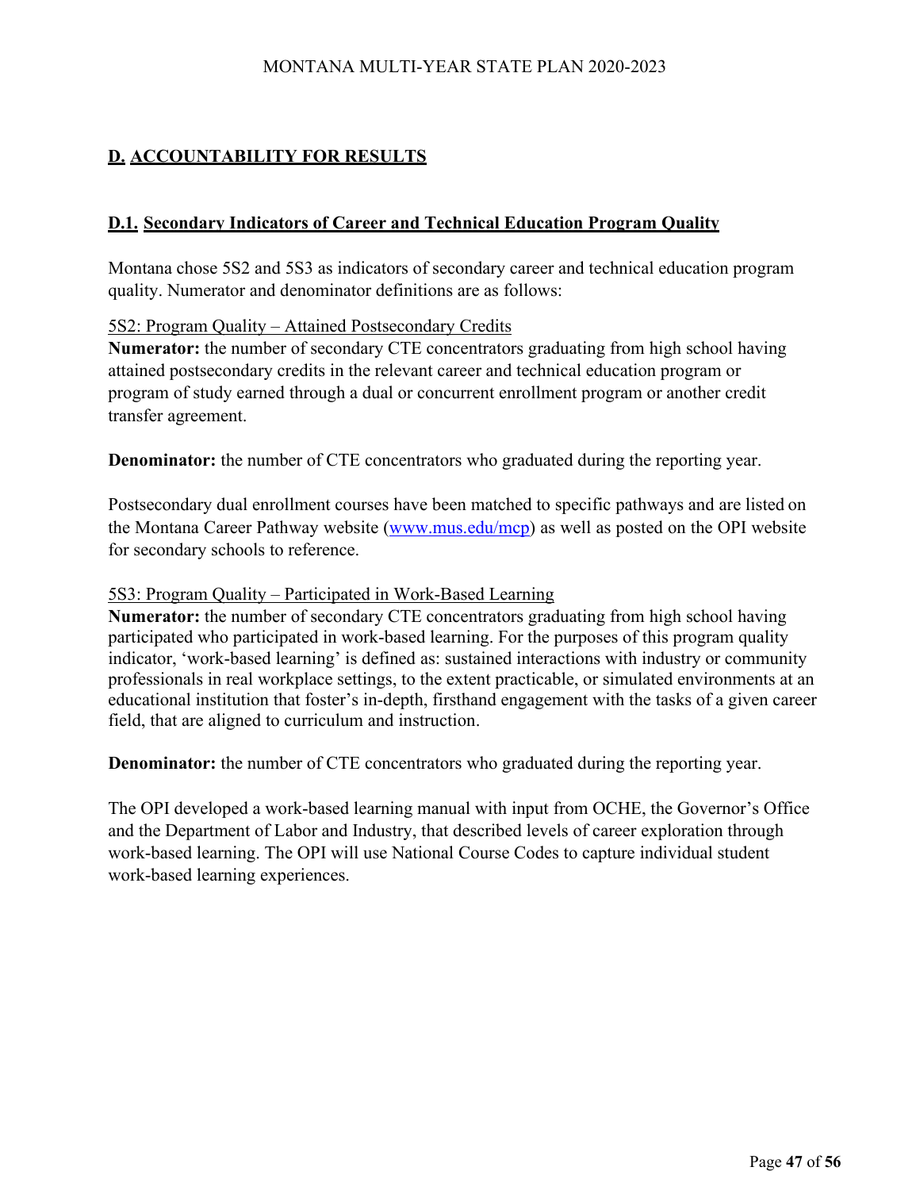## D. ACCOUNTABILITY FOR RESULTS

### D.1. Secondary Indicators of Career and Technical Education Program Quality

Montana chose 5S2 and 5S3 as indicators of secondary career and technical education program quality. Numerator and denominator definitions are as follows:

5S2: Program Quality – Attained Postsecondary Credits

**Numerator:** the number of secondary CTE concentrators graduating from high school having attained postsecondary credits in the relevant career and technical education program or program of study earned through a dual or concurrent enrollment program or another credit transfer agreement.

**Denominator:** the number of CTE concentrators who graduated during the reporting year.

Postsecondary dual enrollment courses have been matched to specific pathways and are listed on the Montana Career Pathway website (www.mus.edu/mcp) as well as posted on the OPI website for secondary schools to reference.

5S3: Program Quality – Participated in Work-Based Learning

**Numerator:** the number of secondary CTE concentrators graduating from high school having participated who participated in work-based learning. For the purposes of this program quality indicator, 'work-based learning' is defined as: sustained interactions with industry or community professionals in real workplace settings, to the extent practicable, or simulated environments at an educational institution that foster's in-depth, firsthand engagement with the tasks of a given career field, that are aligned to curriculum and instruction.

**Denominator:** the number of CTE concentrators who graduated during the reporting year.

The OPI developed a work-based learning manual with input from OCHE, the Governor's Office and the Department of Labor and Industry, that described levels of career exploration through work-based learning. The OPI will use National Course Codes to capture individual student work-based learning experiences.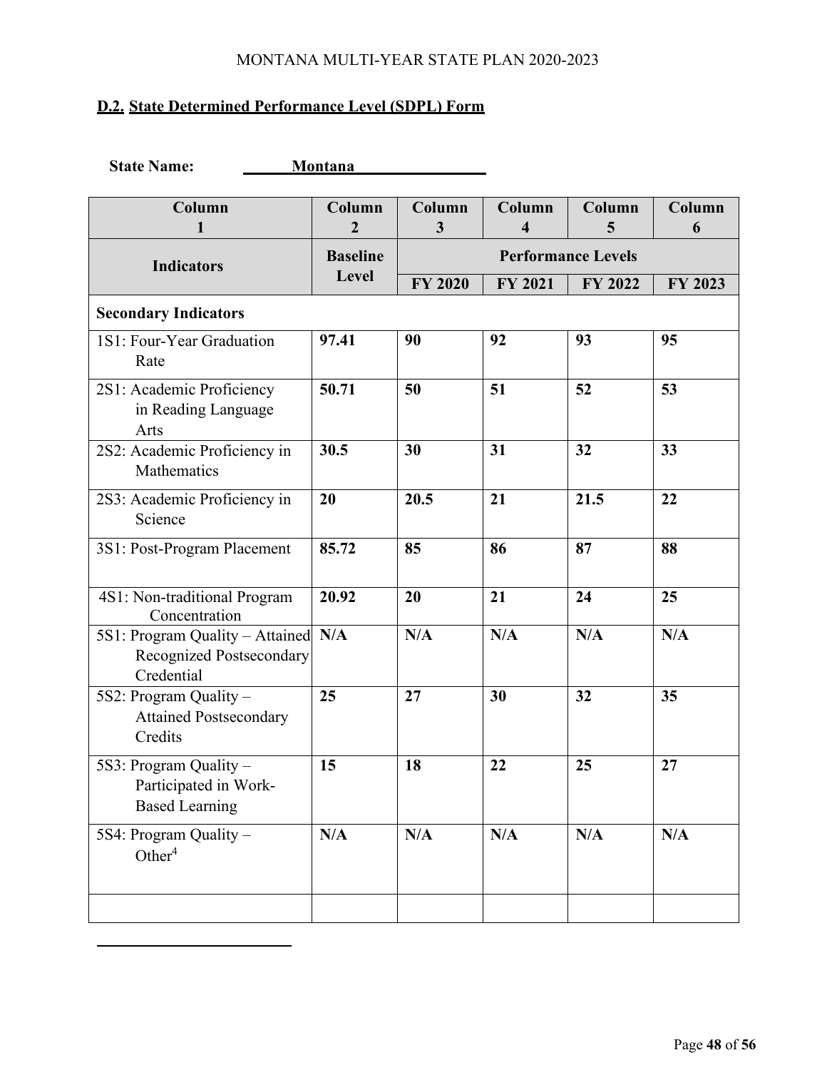## D.2. State Determined Performance Level (SDPL) Form

**State Name:** Montana

| Column 1 | Column 2 | Column 3 | Column 4 | Column 5 | Column 6 |
|---|---|---|---|---|---|
| **Indicators** | **Baseline Level** | **Performance Levels** | | | |
| | | **FY 2020** | **FY 2021** | **FY 2022** | **FY 2023** |
| **Secondary Indicators** | | | | | |
| 1S1: Four-Year Graduation Rate | **97.41** | **90** | **92** | **93** | **95** |
| 2S1: Academic Proficiency in Reading Language Arts | **50.71** | **50** | **51** | **52** | **53** |
| 2S2: Academic Proficiency in Mathematics | **30.5** | **30** | **31** | **32** | **33** |
| 2S3: Academic Proficiency in Science | **20** | **20.5** | **21** | **21.5** | **22** |
| 3S1: Post-Program Placement | **85.72** | **85** | **86** | **87** | **88** |
| 4S1: Non-traditional Program Concentration | **20.92** | **20** | **21** | **24** | **25** |
| 5S1: Program Quality – Attained Recognized Postsecondary Credential | **N/A** | **N/A** | **N/A** | **N/A** | **N/A** |
| 5S2: Program Quality – Attained Postsecondary Credits | **25** | **27** | **30** | **32** | **35** |
| 5S3: Program Quality – Participated in Work-Based Learning | **15** | **18** | **22** | **25** | **27** |
| 5S4: Program Quality – Other[4] | **N/A** | **N/A** | **N/A** | **N/A** | **N/A** |
| | | | | | |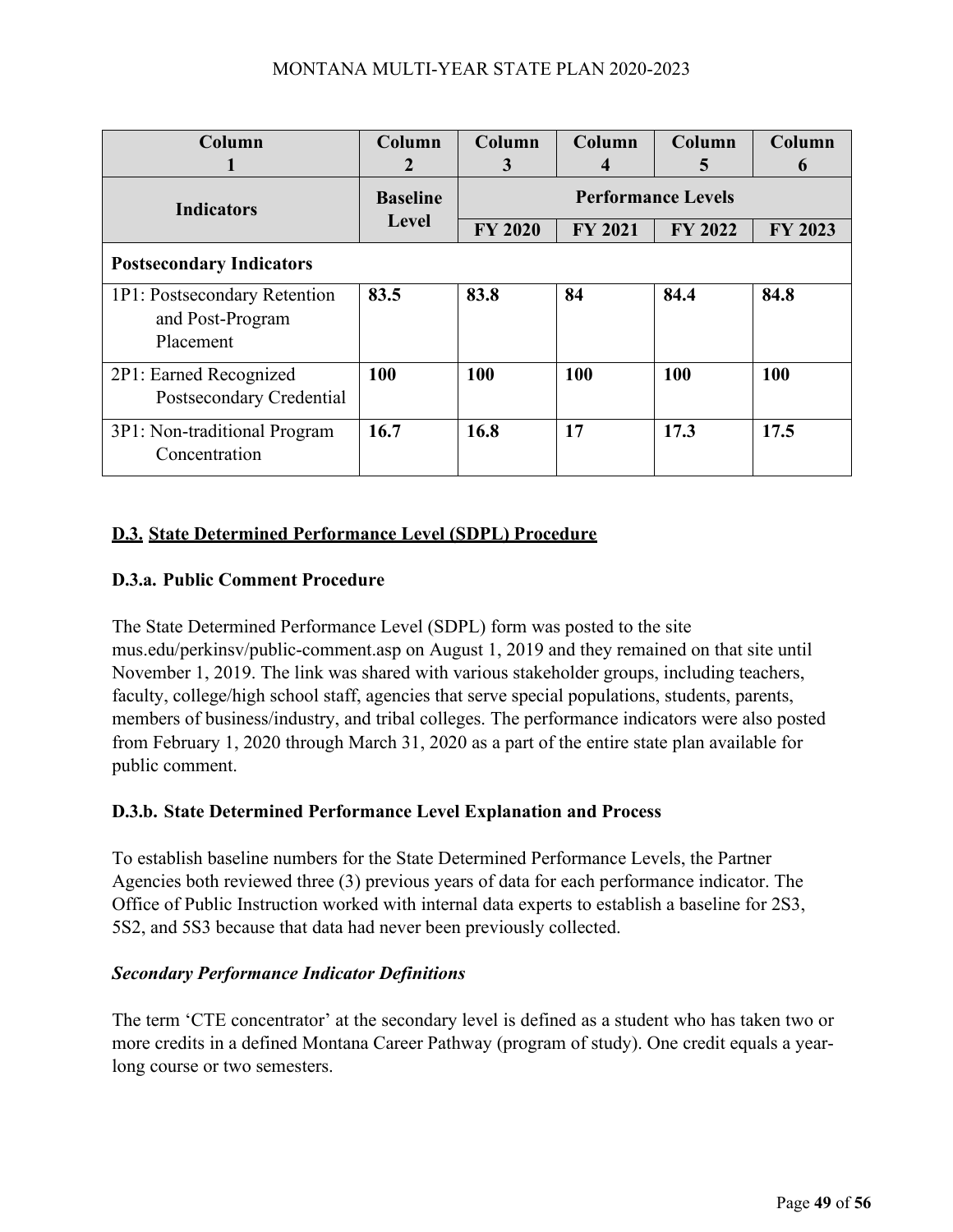| Column 1 | Column 2 | Column 3 | Column 4 | Column 5 | Column 6 |
|---|---|---|---|---|---|
| Indicators | Baseline Level | Performance Levels | | | |
| | | FY 2020 | FY 2021 | FY 2022 | FY 2023 |
| **Postsecondary Indicators** | | | | | |
| 1P1: Postsecondary Retention and Post-Program Placement | **83.5** | **83.8** | **84** | **84.4** | **84.8** |
| 2P1: Earned Recognized Postsecondary Credential | **100** | **100** | **100** | **100** | **100** |
| 3P1: Non-traditional Program Concentration | **16.7** | **16.8** | **17** | **17.3** | **17.5** |

## D.3. State Determined Performance Level (SDPL) Procedure

### D.3.a. Public Comment Procedure

The State Determined Performance Level (SDPL) form was posted to the site mus.edu/perkinsv/public-comment.asp on August 1, 2019 and they remained on that site until November 1, 2019. The link was shared with various stakeholder groups, including teachers, faculty, college/high school staff, agencies that serve special populations, students, parents, members of business/industry, and tribal colleges. The performance indicators were also posted from February 1, 2020 through March 31, 2020 as a part of the entire state plan available for public comment.

### D.3.b. State Determined Performance Level Explanation and Process

To establish baseline numbers for the State Determined Performance Levels, the Partner Agencies both reviewed three (3) previous years of data for each performance indicator. The Office of Public Instruction worked with internal data experts to establish a baseline for 2S3, 5S2, and 5S3 because that data had never been previously collected.

#### *Secondary Performance Indicator Definitions*

The term 'CTE concentrator' at the secondary level is defined as a student who has taken two or more credits in a defined Montana Career Pathway (program of study). One credit equals a year-long course or two semesters.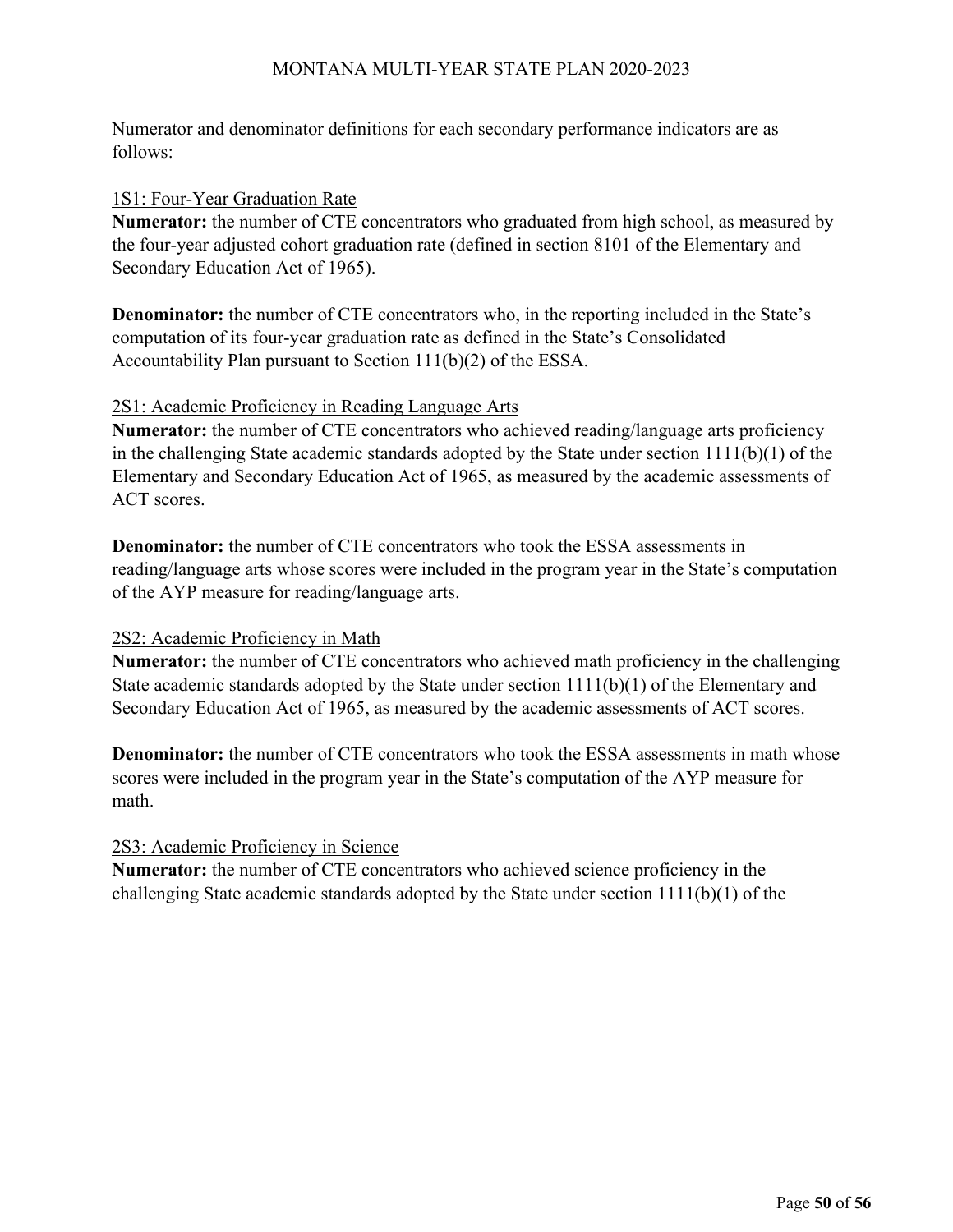Numerator and denominator definitions for each secondary performance indicators are as follows:

1S1: Four-Year Graduation Rate

**Numerator:** the number of CTE concentrators who graduated from high school, as measured by the four-year adjusted cohort graduation rate (defined in section 8101 of the Elementary and Secondary Education Act of 1965).

**Denominator:** the number of CTE concentrators who, in the reporting included in the State's computation of its four-year graduation rate as defined in the State's Consolidated Accountability Plan pursuant to Section 111(b)(2) of the ESSA.

2S1: Academic Proficiency in Reading Language Arts

**Numerator:** the number of CTE concentrators who achieved reading/language arts proficiency in the challenging State academic standards adopted by the State under section 1111(b)(1) of the Elementary and Secondary Education Act of 1965, as measured by the academic assessments of ACT scores.

**Denominator:** the number of CTE concentrators who took the ESSA assessments in reading/language arts whose scores were included in the program year in the State's computation of the AYP measure for reading/language arts.

2S2: Academic Proficiency in Math

**Numerator:** the number of CTE concentrators who achieved math proficiency in the challenging State academic standards adopted by the State under section 1111(b)(1) of the Elementary and Secondary Education Act of 1965, as measured by the academic assessments of ACT scores.

**Denominator:** the number of CTE concentrators who took the ESSA assessments in math whose scores were included in the program year in the State's computation of the AYP measure for math.

2S3: Academic Proficiency in Science

**Numerator:** the number of CTE concentrators who achieved science proficiency in the challenging State academic standards adopted by the State under section 1111(b)(1) of the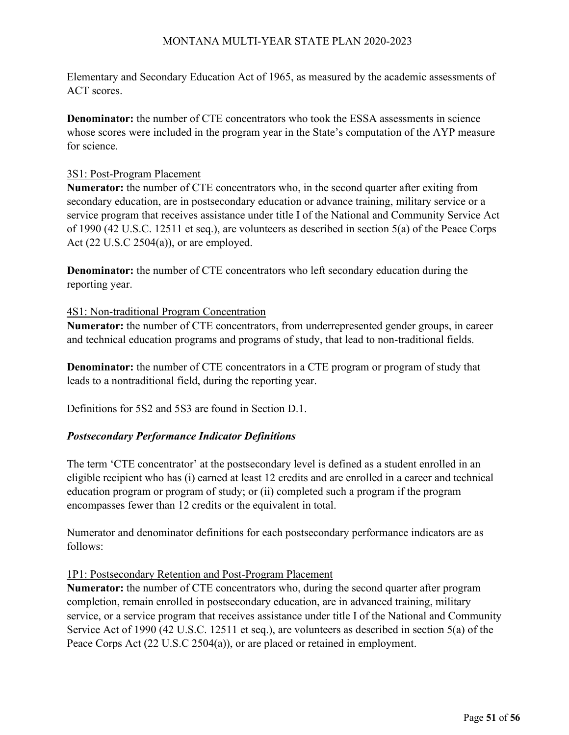Elementary and Secondary Education Act of 1965, as measured by the academic assessments of ACT scores.

**Denominator:** the number of CTE concentrators who took the ESSA assessments in science whose scores were included in the program year in the State's computation of the AYP measure for science.

<u>3S1: Post-Program Placement</u>
**Numerator:** the number of CTE concentrators who, in the second quarter after exiting from secondary education, are in postsecondary education or advance training, military service or a service program that receives assistance under title I of the National and Community Service Act of 1990 (42 U.S.C. 12511 et seq.), are volunteers as described in section 5(a) of the Peace Corps Act (22 U.S.C 2504(a)), or are employed.

**Denominator:** the number of CTE concentrators who left secondary education during the reporting year.

<u>4S1: Non-traditional Program Concentration</u>
**Numerator:** the number of CTE concentrators, from underrepresented gender groups, in career and technical education programs and programs of study, that lead to non-traditional fields.

**Denominator:** the number of CTE concentrators in a CTE program or program of study that leads to a nontraditional field, during the reporting year.

Definitions for 5S2 and 5S3 are found in Section D.1.

***Postsecondary Performance Indicator Definitions***

The term 'CTE concentrator' at the postsecondary level is defined as a student enrolled in an eligible recipient who has (i) earned at least 12 credits and are enrolled in a career and technical education program or program of study; or (ii) completed such a program if the program encompasses fewer than 12 credits or the equivalent in total.

Numerator and denominator definitions for each postsecondary performance indicators are as follows:

<u>1P1: Postsecondary Retention and Post-Program Placement</u>
**Numerator:** the number of CTE concentrators who, during the second quarter after program completion, remain enrolled in postsecondary education, are in advanced training, military service, or a service program that receives assistance under title I of the National and Community Service Act of 1990 (42 U.S.C. 12511 et seq.), are volunteers as described in section 5(a) of the Peace Corps Act (22 U.S.C 2504(a)), or are placed or retained in employment.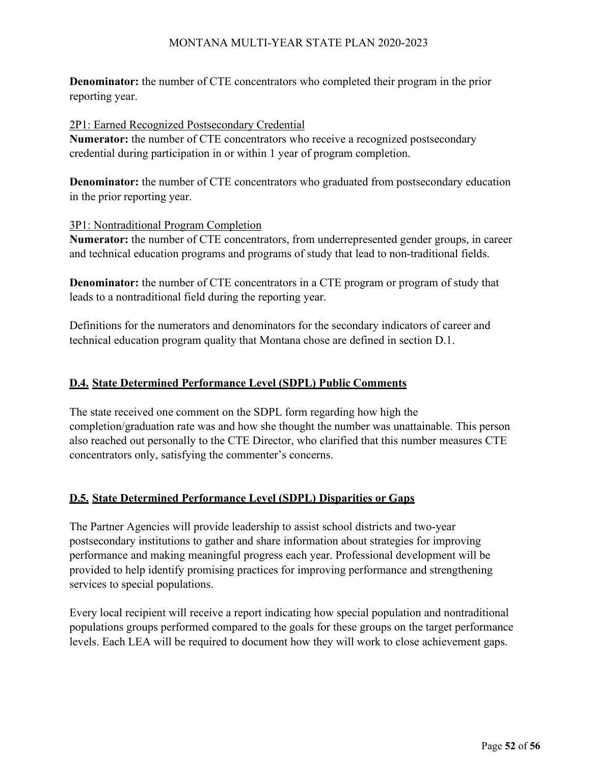**Denominator:** the number of CTE concentrators who completed their program in the prior reporting year.

2P1: Earned Recognized Postsecondary Credential

**Numerator:** the number of CTE concentrators who receive a recognized postsecondary credential during participation in or within 1 year of program completion.

**Denominator:** the number of CTE concentrators who graduated from postsecondary education in the prior reporting year.

3P1: Nontraditional Program Completion

**Numerator:** the number of CTE concentrators, from underrepresented gender groups, in career and technical education programs and programs of study that lead to non-traditional fields.

**Denominator:** the number of CTE concentrators in a CTE program or program of study that leads to a nontraditional field during the reporting year.

Definitions for the numerators and denominators for the secondary indicators of career and technical education program quality that Montana chose are defined in section D.1.

## D.4. State Determined Performance Level (SDPL) Public Comments

The state received one comment on the SDPL form regarding how high the completion/graduation rate was and how she thought the number was unattainable. This person also reached out personally to the CTE Director, who clarified that this number measures CTE concentrators only, satisfying the commenter's concerns.

## D.5. State Determined Performance Level (SDPL) Disparities or Gaps

The Partner Agencies will provide leadership to assist school districts and two-year postsecondary institutions to gather and share information about strategies for improving performance and making meaningful progress each year. Professional development will be provided to help identify promising practices for improving performance and strengthening services to special populations.

Every local recipient will receive a report indicating how special population and nontraditional populations groups performed compared to the goals for these groups on the target performance levels. Each LEA will be required to document how they will work to close achievement gaps.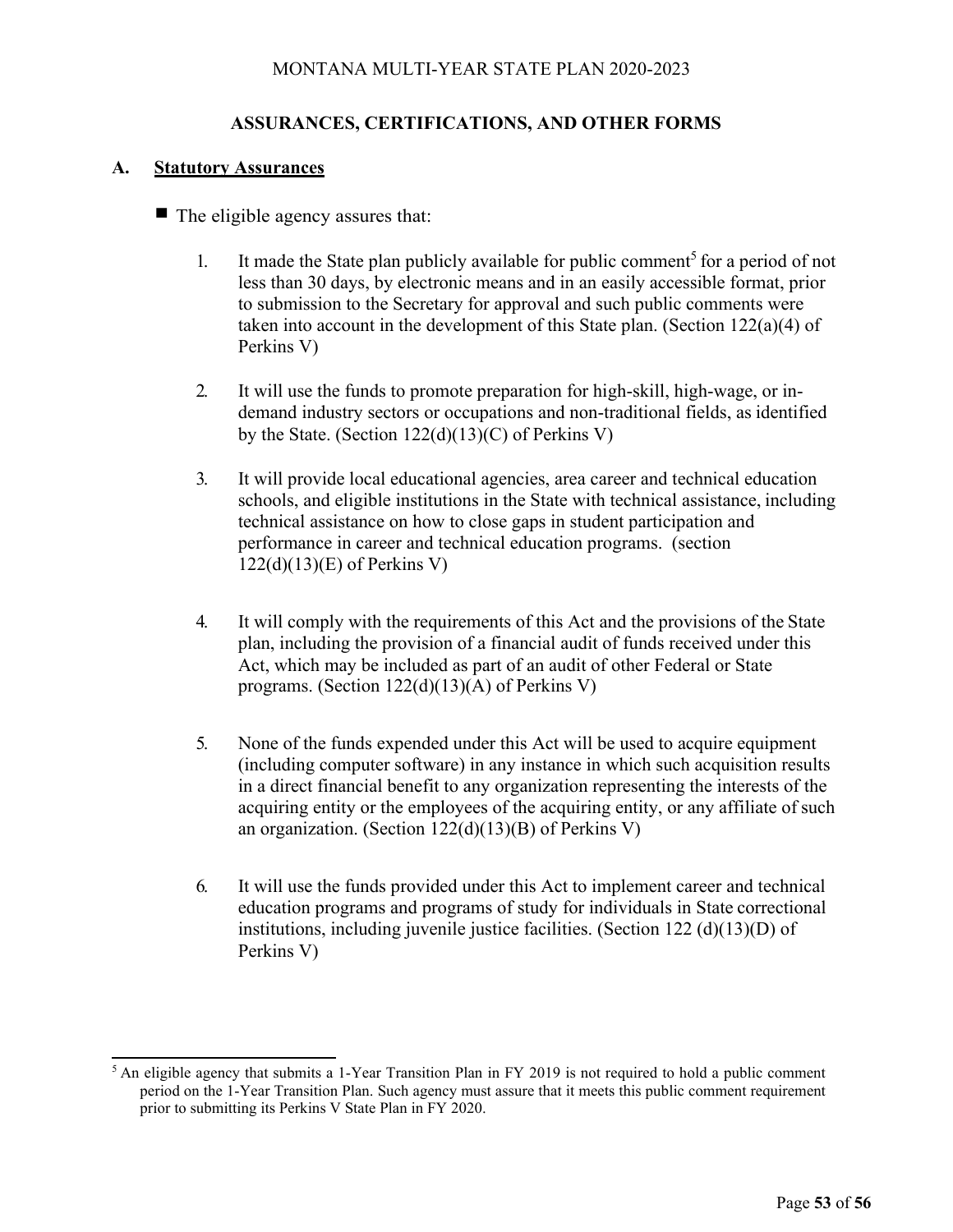## ASSURANCES, CERTIFICATIONS, AND OTHER FORMS

### A. Statutory Assurances

- The eligible agency assures that:

  1. It made the State plan publicly available for public comment[5] for a period of not less than 30 days, by electronic means and in an easily accessible format, prior to submission to the Secretary for approval and such public comments were taken into account in the development of this State plan. (Section 122(a)(4) of Perkins V)

  2. It will use the funds to promote preparation for high-skill, high-wage, or in-demand industry sectors or occupations and non-traditional fields, as identified by the State. (Section 122(d)(13)(C) of Perkins V)

  3. It will provide local educational agencies, area career and technical education schools, and eligible institutions in the State with technical assistance, including technical assistance on how to close gaps in student participation and performance in career and technical education programs. (section 122(d)(13)(E) of Perkins V)

  4. It will comply with the requirements of this Act and the provisions of the State plan, including the provision of a financial audit of funds received under this Act, which may be included as part of an audit of other Federal or State programs. (Section 122(d)(13)(A) of Perkins V)

  5. None of the funds expended under this Act will be used to acquire equipment (including computer software) in any instance in which such acquisition results in a direct financial benefit to any organization representing the interests of the acquiring entity or the employees of the acquiring entity, or any affiliate of such an organization. (Section 122(d)(13)(B) of Perkins V)

  6. It will use the funds provided under this Act to implement career and technical education programs and programs of study for individuals in State correctional institutions, including juvenile justice facilities. (Section 122 (d)(13)(D) of Perkins V)

---

[5] An eligible agency that submits a 1-Year Transition Plan in FY 2019 is not required to hold a public comment period on the 1-Year Transition Plan. Such agency must assure that it meets this public comment requirement prior to submitting its Perkins V State Plan in FY 2020.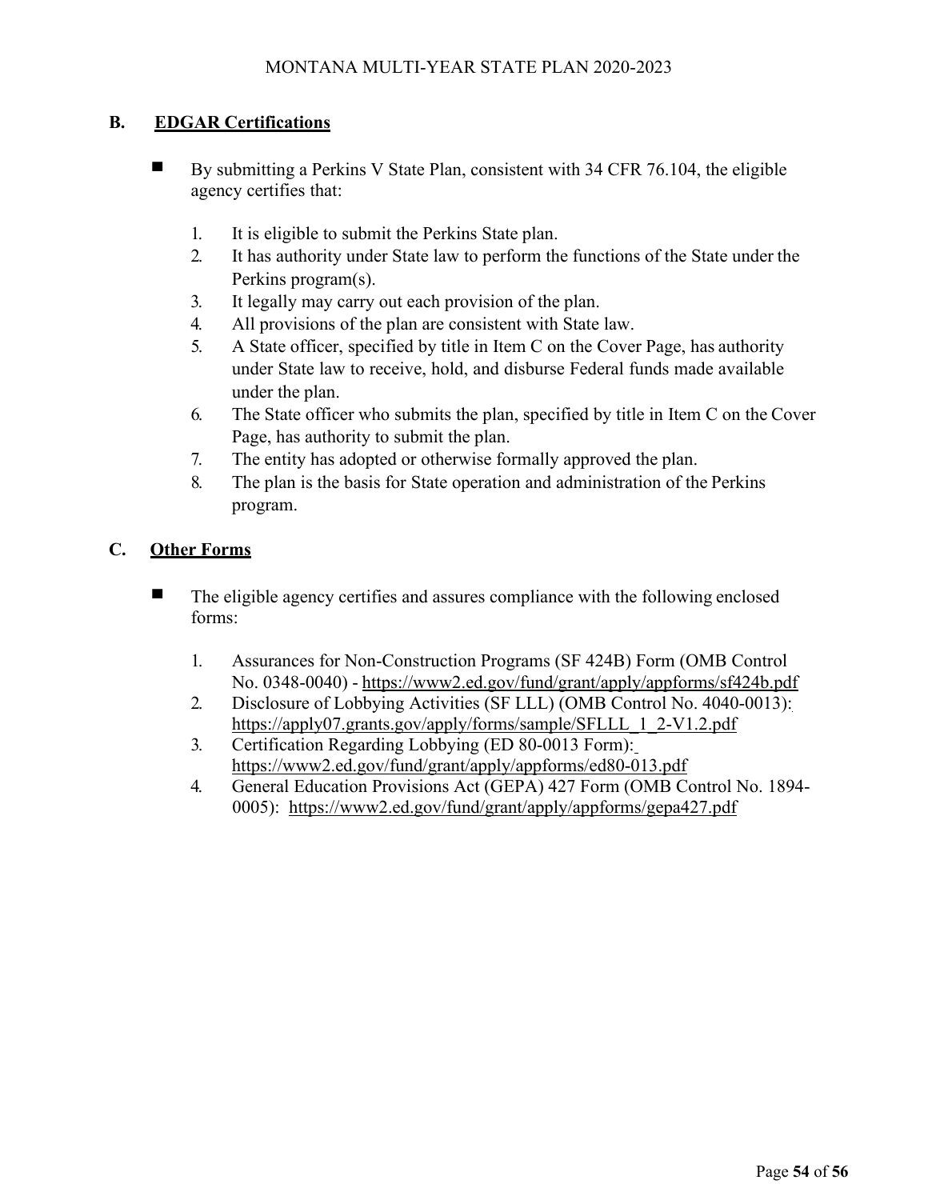## B. EDGAR Certifications

- By submitting a Perkins V State Plan, consistent with 34 CFR 76.104, the eligible agency certifies that:

  1. It is eligible to submit the Perkins State plan.
  2. It has authority under State law to perform the functions of the State under the Perkins program(s).
  3. It legally may carry out each provision of the plan.
  4. All provisions of the plan are consistent with State law.
  5. A State officer, specified by title in Item C on the Cover Page, has authority under State law to receive, hold, and disburse Federal funds made available under the plan.
  6. The State officer who submits the plan, specified by title in Item C on the Cover Page, has authority to submit the plan.
  7. The entity has adopted or otherwise formally approved the plan.
  8. The plan is the basis for State operation and administration of the Perkins program.

## C. Other Forms

- The eligible agency certifies and assures compliance with the following enclosed forms:

  1. Assurances for Non-Construction Programs (SF 424B) Form (OMB Control No. 0348-0040) - https://www2.ed.gov/fund/grant/apply/appforms/sf424b.pdf
  2. Disclosure of Lobbying Activities (SF LLL) (OMB Control No. 4040-0013): https://apply07.grants.gov/apply/forms/sample/SFLLL_1_2-V1.2.pdf
  3. Certification Regarding Lobbying (ED 80-0013 Form): https://www2.ed.gov/fund/grant/apply/appforms/ed80-013.pdf
  4. General Education Provisions Act (GEPA) 427 Form (OMB Control No. 1894-0005): https://www2.ed.gov/fund/grant/apply/appforms/gepa427.pdf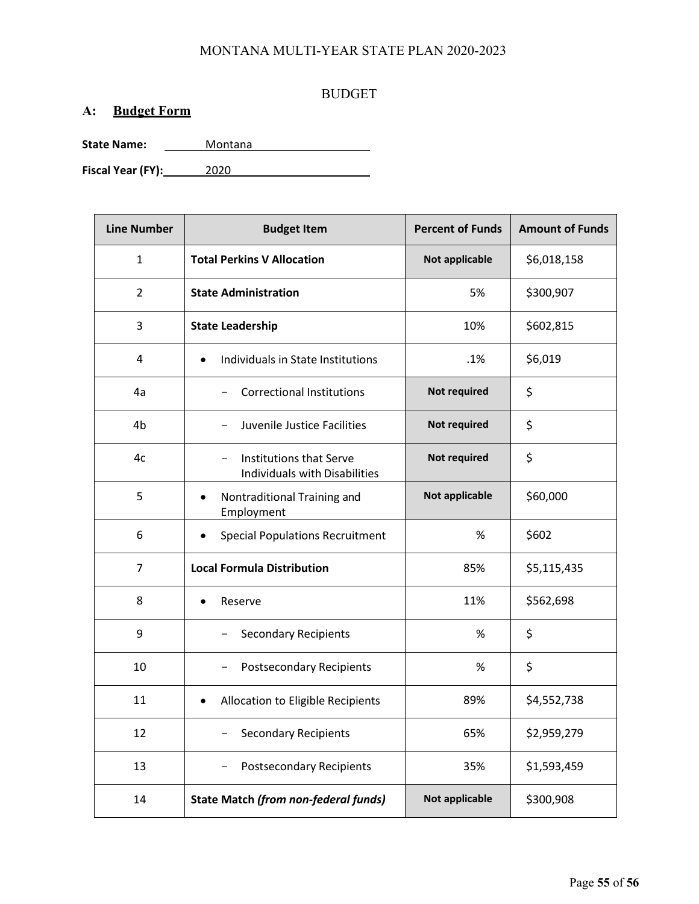BUDGET

## A: Budget Form

**State Name:** Montana

**Fiscal Year (FY):** 2020

| Line Number | Budget Item | Percent of Funds | Amount of Funds |
| --- | --- | --- | --- |
| 1 | **Total Perkins V Allocation** | **Not applicable** | $6,018,158 |
| 2 | **State Administration** | 5% | $300,907 |
| 3 | **State Leadership** | 10% | $602,815 |
| 4 | • Individuals in State Institutions | .1% | $6,019 |
| 4a | − Correctional Institutions | **Not required** | $ |
| 4b | − Juvenile Justice Facilities | **Not required** | $ |
| 4c | − Institutions that Serve Individuals with Disabilities | **Not required** | $ |
| 5 | • Nontraditional Training and Employment | **Not applicable** | $60,000 |
| 6 | • Special Populations Recruitment | % | $602 |
| 7 | **Local Formula Distribution** | 85% | $5,115,435 |
| 8 | • Reserve | 11% | $562,698 |
| 9 | − Secondary Recipients | % | $ |
| 10 | − Postsecondary Recipients | % | $ |
| 11 | • Allocation to Eligible Recipients | 89% | $4,552,738 |
| 12 | − Secondary Recipients | 65% | $2,959,279 |
| 13 | − Postsecondary Recipients | 35% | $1,593,459 |
| 14 | **State Match *(from non-federal funds)*** | **Not applicable** | $300,908 |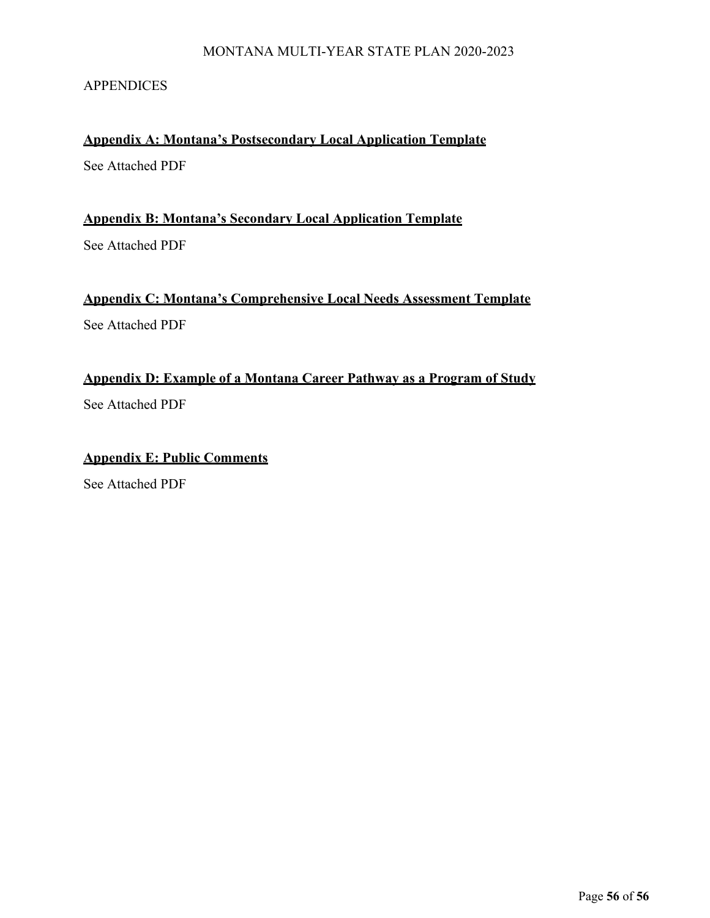# APPENDICES

## Appendix A: Montana's Postsecondary Local Application Template

See Attached PDF

## Appendix B: Montana's Secondary Local Application Template

See Attached PDF

## Appendix C: Montana's Comprehensive Local Needs Assessment Template

See Attached PDF

## Appendix D: Example of a Montana Career Pathway as a Program of Study

See Attached PDF

## Appendix E: Public Comments

See Attached PDF